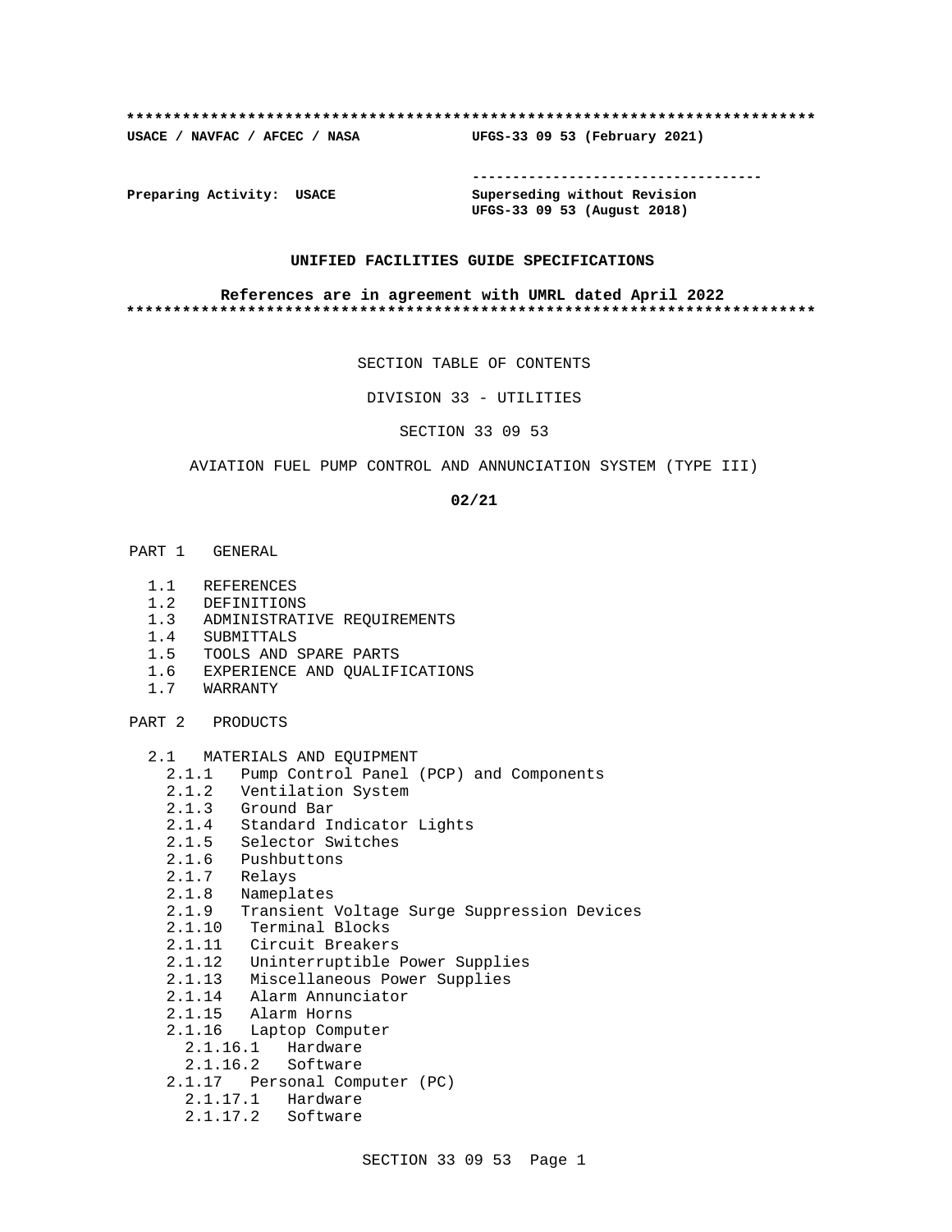**************************************************************************

**USACE / NAVFAC / AFCEC / NASA** **UFGS-33 09 53 (February 2021)**

-----------------------------------

**Preparing Activity: USACE** **Superseding without Revision**
**UFGS-33 09 53 (August 2018)**

**UNIFIED FACILITIES GUIDE SPECIFICATIONS**

**References are in agreement with UMRL dated April 2022**

**************************************************************************

SECTION TABLE OF CONTENTS

DIVISION 33 - UTILITIES

SECTION 33 09 53

AVIATION FUEL PUMP CONTROL AND ANNUNCIATION SYSTEM (TYPE III)

**02/21**

PART 1 GENERAL

- 1.1 REFERENCES
- 1.2 DEFINITIONS
- 1.3 ADMINISTRATIVE REQUIREMENTS
- 1.4 SUBMITTALS
- 1.5 TOOLS AND SPARE PARTS
- 1.6 EXPERIENCE AND QUALIFICATIONS
- 1.7 WARRANTY

PART 2 PRODUCTS

- 2.1 MATERIALS AND EQUIPMENT
  - 2.1.1 Pump Control Panel (PCP) and Components
  - 2.1.2 Ventilation System
  - 2.1.3 Ground Bar
  - 2.1.4 Standard Indicator Lights
  - 2.1.5 Selector Switches
  - 2.1.6 Pushbuttons
  - 2.1.7 Relays
  - 2.1.8 Nameplates
  - 2.1.9 Transient Voltage Surge Suppression Devices
  - 2.1.10 Terminal Blocks
  - 2.1.11 Circuit Breakers
  - 2.1.12 Uninterruptible Power Supplies
  - 2.1.13 Miscellaneous Power Supplies
  - 2.1.14 Alarm Annunciator
  - 2.1.15 Alarm Horns
  - 2.1.16 Laptop Computer
    - 2.1.16.1 Hardware
    - 2.1.16.2 Software
  - 2.1.17 Personal Computer (PC)
    - 2.1.17.1 Hardware
    - 2.1.17.2 Software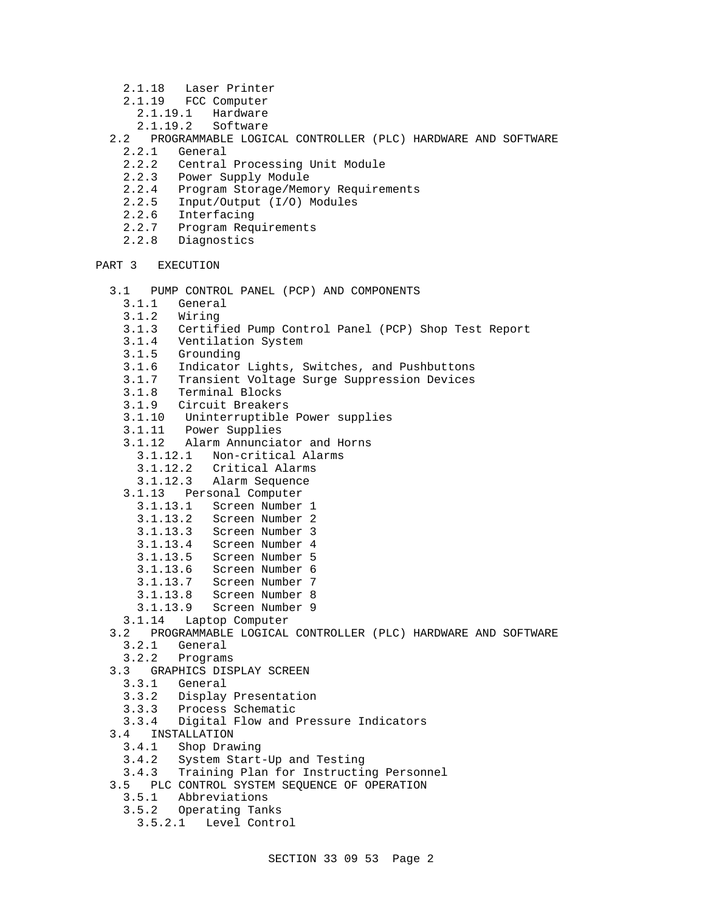2.1.18 Laser Printer
2.1.19 FCC Computer
2.1.19.1 Hardware
2.1.19.2 Software
2.2 PROGRAMMABLE LOGICAL CONTROLLER (PLC) HARDWARE AND SOFTWARE
2.2.1 General
2.2.2 Central Processing Unit Module
2.2.3 Power Supply Module
2.2.4 Program Storage/Memory Requirements
2.2.5 Input/Output (I/O) Modules
2.2.6 Interfacing
2.2.7 Program Requirements
2.2.8 Diagnostics

PART 3 EXECUTION

3.1 PUMP CONTROL PANEL (PCP) AND COMPONENTS
3.1.1 General
3.1.2 Wiring
3.1.3 Certified Pump Control Panel (PCP) Shop Test Report
3.1.4 Ventilation System
3.1.5 Grounding
3.1.6 Indicator Lights, Switches, and Pushbuttons
3.1.7 Transient Voltage Surge Suppression Devices
3.1.8 Terminal Blocks
3.1.9 Circuit Breakers
3.1.10 Uninterruptible Power supplies
3.1.11 Power Supplies
3.1.12 Alarm Annunciator and Horns
3.1.12.1 Non-critical Alarms
3.1.12.2 Critical Alarms
3.1.12.3 Alarm Sequence
3.1.13 Personal Computer
3.1.13.1 Screen Number 1
3.1.13.2 Screen Number 2
3.1.13.3 Screen Number 3
3.1.13.4 Screen Number 4
3.1.13.5 Screen Number 5
3.1.13.6 Screen Number 6
3.1.13.7 Screen Number 7
3.1.13.8 Screen Number 8
3.1.13.9 Screen Number 9
3.1.14 Laptop Computer
3.2 PROGRAMMABLE LOGICAL CONTROLLER (PLC) HARDWARE AND SOFTWARE
3.2.1 General
3.2.2 Programs
3.3 GRAPHICS DISPLAY SCREEN
3.3.1 General
3.3.2 Display Presentation
3.3.3 Process Schematic
3.3.4 Digital Flow and Pressure Indicators
3.4 INSTALLATION
3.4.1 Shop Drawing
3.4.2 System Start-Up and Testing
3.4.3 Training Plan for Instructing Personnel
3.5 PLC CONTROL SYSTEM SEQUENCE OF OPERATION
3.5.1 Abbreviations
3.5.2 Operating Tanks
3.5.2.1 Level Control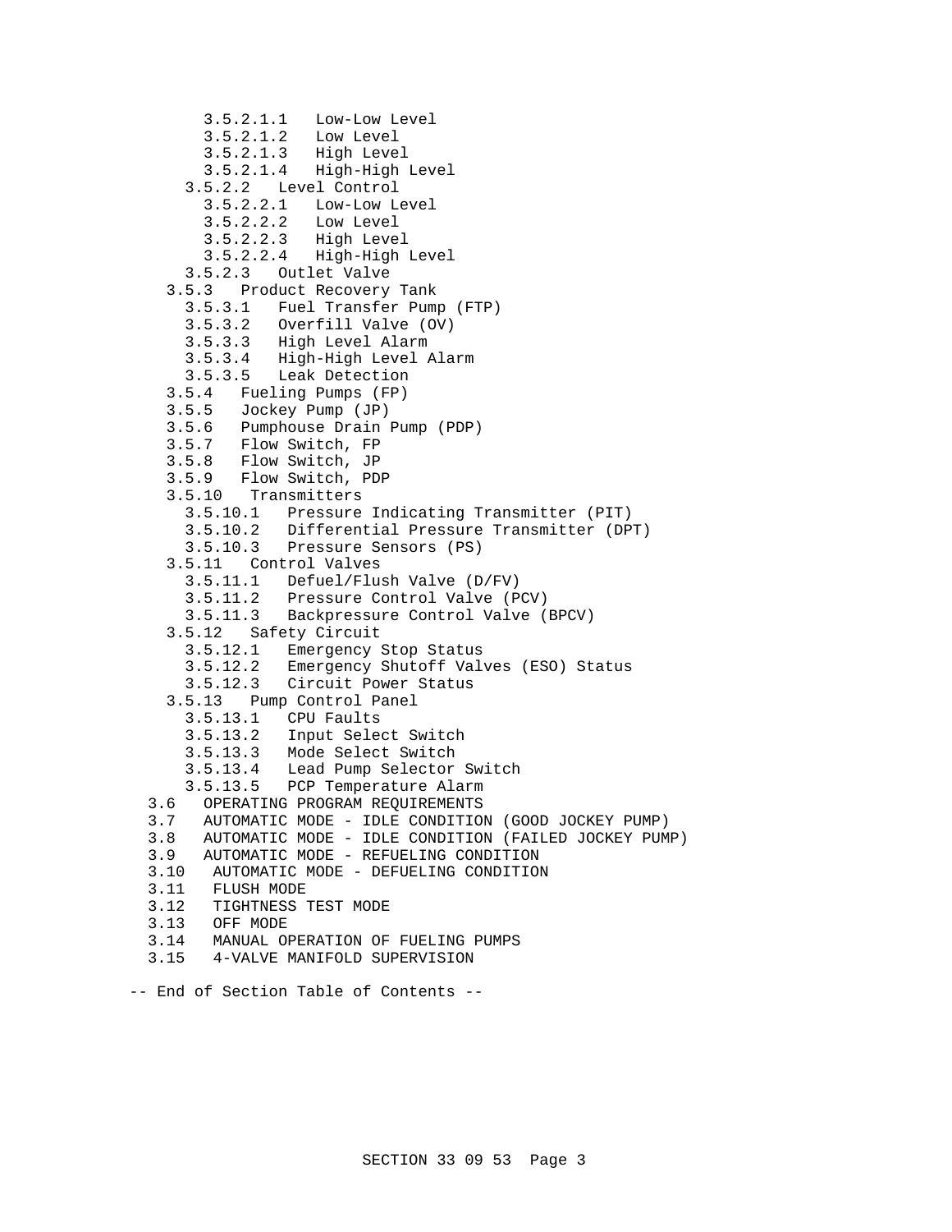- 3.5.2.1.1 Low-Low Level
- 3.5.2.1.2 Low Level
- 3.5.2.1.3 High Level
- 3.5.2.1.4 High-High Level
- 3.5.2.2 Level Control
  - 3.5.2.2.1 Low-Low Level
  - 3.5.2.2.2 Low Level
  - 3.5.2.2.3 High Level
  - 3.5.2.2.4 High-High Level
- 3.5.2.3 Outlet Valve
- 3.5.3 Product Recovery Tank
  - 3.5.3.1 Fuel Transfer Pump (FTP)
  - 3.5.3.2 Overfill Valve (OV)
  - 3.5.3.3 High Level Alarm
  - 3.5.3.4 High-High Level Alarm
  - 3.5.3.5 Leak Detection
- 3.5.4 Fueling Pumps (FP)
- 3.5.5 Jockey Pump (JP)
- 3.5.6 Pumphouse Drain Pump (PDP)
- 3.5.7 Flow Switch, FP
- 3.5.8 Flow Switch, JP
- 3.5.9 Flow Switch, PDP
- 3.5.10 Transmitters
  - 3.5.10.1 Pressure Indicating Transmitter (PIT)
  - 3.5.10.2 Differential Pressure Transmitter (DPT)
  - 3.5.10.3 Pressure Sensors (PS)
- 3.5.11 Control Valves
  - 3.5.11.1 Defuel/Flush Valve (D/FV)
  - 3.5.11.2 Pressure Control Valve (PCV)
  - 3.5.11.3 Backpressure Control Valve (BPCV)
- 3.5.12 Safety Circuit
  - 3.5.12.1 Emergency Stop Status
  - 3.5.12.2 Emergency Shutoff Valves (ESO) Status
  - 3.5.12.3 Circuit Power Status
- 3.5.13 Pump Control Panel
  - 3.5.13.1 CPU Faults
  - 3.5.13.2 Input Select Switch
  - 3.5.13.3 Mode Select Switch
  - 3.5.13.4 Lead Pump Selector Switch
  - 3.5.13.5 PCP Temperature Alarm
- 3.6 OPERATING PROGRAM REQUIREMENTS
- 3.7 AUTOMATIC MODE - IDLE CONDITION (GOOD JOCKEY PUMP)
- 3.8 AUTOMATIC MODE - IDLE CONDITION (FAILED JOCKEY PUMP)
- 3.9 AUTOMATIC MODE - REFUELING CONDITION
- 3.10 AUTOMATIC MODE - DEFUELING CONDITION
- 3.11 FLUSH MODE
- 3.12 TIGHTNESS TEST MODE
- 3.13 OFF MODE
- 3.14 MANUAL OPERATION OF FUELING PUMPS
- 3.15 4-VALVE MANIFOLD SUPERVISION

-- End of Section Table of Contents --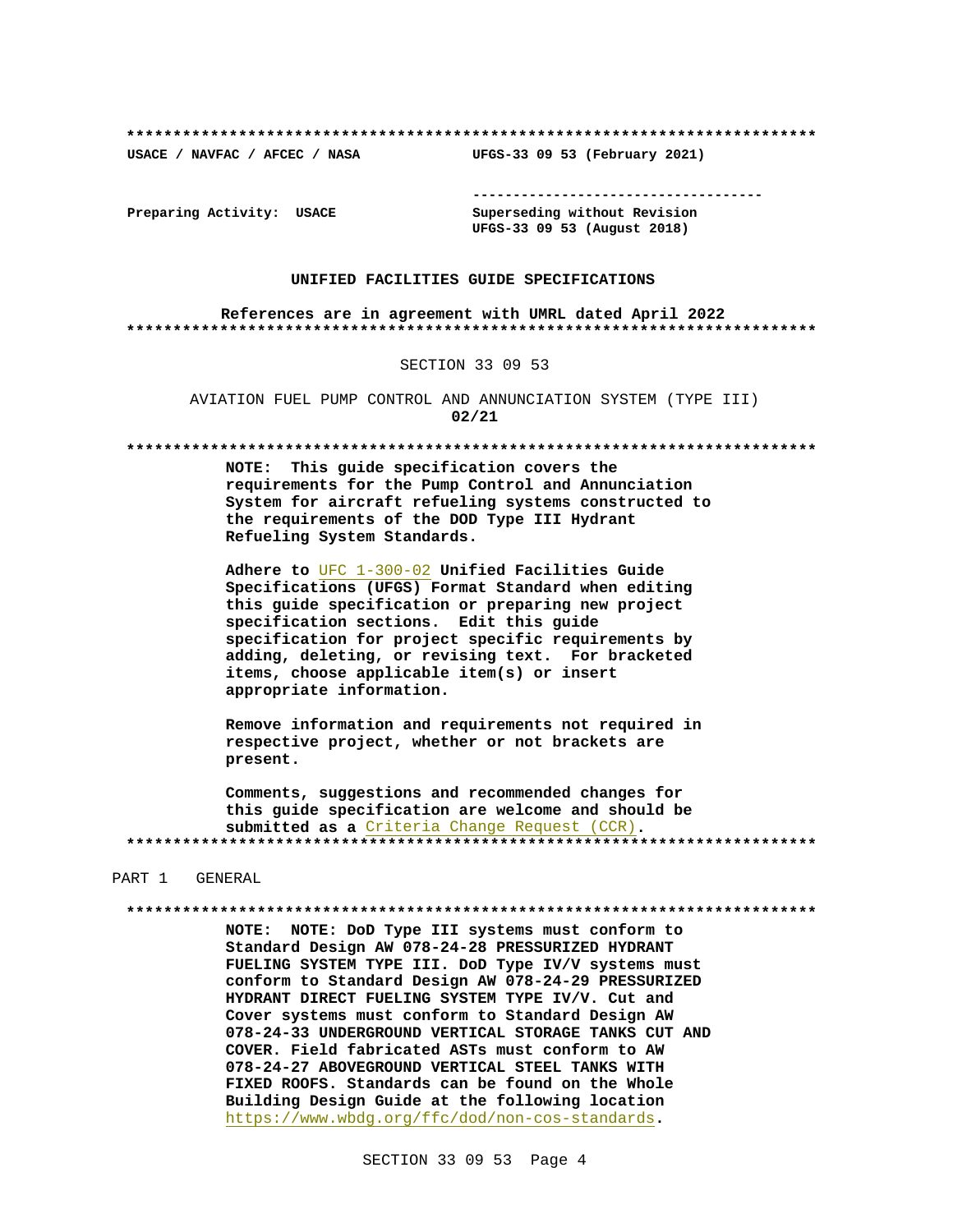**************************************************************************

USACE / NAVFAC / AFCEC / NASA UFGS-33 09 53 (February 2021)

-----------------------------------

Preparing Activity: USACE Superseding without Revision UFGS-33 09 53 (August 2018)

**UNIFIED FACILITIES GUIDE SPECIFICATIONS**

**References are in agreement with UMRL dated April 2022**

**************************************************************************

SECTION 33 09 53

AVIATION FUEL PUMP CONTROL AND ANNUNCIATION SYSTEM (TYPE III)
**02/21**

**************************************************************************

**NOTE: This guide specification covers the requirements for the Pump Control and Annunciation System for aircraft refueling systems constructed to the requirements of the DOD Type III Hydrant Refueling System Standards.**

**Adhere to UFC 1-300-02 Unified Facilities Guide Specifications (UFGS) Format Standard when editing this guide specification or preparing new project specification sections. Edit this guide specification for project specific requirements by adding, deleting, or revising text. For bracketed items, choose applicable item(s) or insert appropriate information.**

**Remove information and requirements not required in respective project, whether or not brackets are present.**

**Comments, suggestions and recommended changes for this guide specification are welcome and should be submitted as a Criteria Change Request (CCR).**

**************************************************************************

PART 1 GENERAL

**************************************************************************

**NOTE: NOTE: DoD Type III systems must conform to Standard Design AW 078-24-28 PRESSURIZED HYDRANT FUELING SYSTEM TYPE III. DoD Type IV/V systems must conform to Standard Design AW 078-24-29 PRESSURIZED HYDRANT DIRECT FUELING SYSTEM TYPE IV/V. Cut and Cover systems must conform to Standard Design AW 078-24-33 UNDERGROUND VERTICAL STORAGE TANKS CUT AND COVER. Field fabricated ASTs must conform to AW 078-24-27 ABOVEGROUND VERTICAL STEEL TANKS WITH FIXED ROOFS. Standards can be found on the Whole Building Design Guide at the following location https://www.wbdg.org/ffc/dod/non-cos-standards.**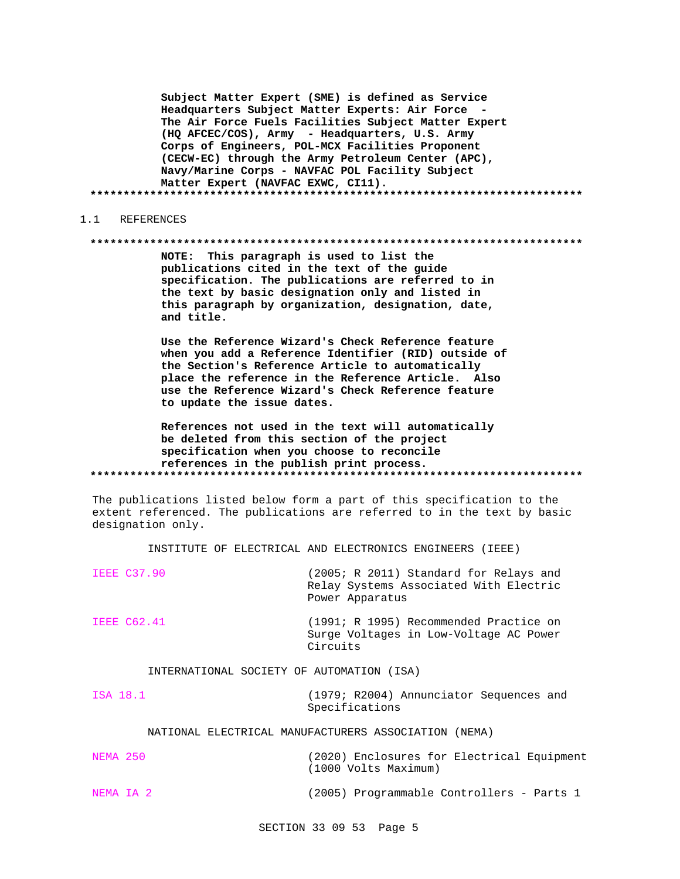**Subject Matter Expert (SME) is defined as Service Headquarters Subject Matter Experts: Air Force - The Air Force Fuels Facilities Subject Matter Expert (HQ AFCEC/COS), Army - Headquarters, U.S. Army Corps of Engineers, POL-MCX Facilities Proponent (CECW-EC) through the Army Petroleum Center (APC), Navy/Marine Corps - NAVFAC POL Facility Subject Matter Expert (NAVFAC EXWC, CI11).**

**************************************************************************

## 1.1 REFERENCES

**************************************************************************

**NOTE: This paragraph is used to list the publications cited in the text of the guide specification. The publications are referred to in the text by basic designation only and listed in this paragraph by organization, designation, date, and title.**

**Use the Reference Wizard's Check Reference feature when you add a Reference Identifier (RID) outside of the Section's Reference Article to automatically place the reference in the Reference Article. Also use the Reference Wizard's Check Reference feature to update the issue dates.**

**References not used in the text will automatically be deleted from this section of the project specification when you choose to reconcile references in the publish print process.**

**************************************************************************

The publications listed below form a part of this specification to the extent referenced. The publications are referred to in the text by basic designation only.

INSTITUTE OF ELECTRICAL AND ELECTRONICS ENGINEERS (IEEE)

| | |
|---|---|
| IEEE C37.90 | (2005; R 2011) Standard for Relays and Relay Systems Associated With Electric Power Apparatus |
| IEEE C62.41 | (1991; R 1995) Recommended Practice on Surge Voltages in Low-Voltage AC Power Circuits |

INTERNATIONAL SOCIETY OF AUTOMATION (ISA)

| | |
|---|---|
| ISA 18.1 | (1979; R2004) Annunciator Sequences and Specifications |

NATIONAL ELECTRICAL MANUFACTURERS ASSOCIATION (NEMA)

| | |
|---|---|
| NEMA 250 | (2020) Enclosures for Electrical Equipment (1000 Volts Maximum) |
| NEMA IA 2 | (2005) Programmable Controllers - Parts 1 |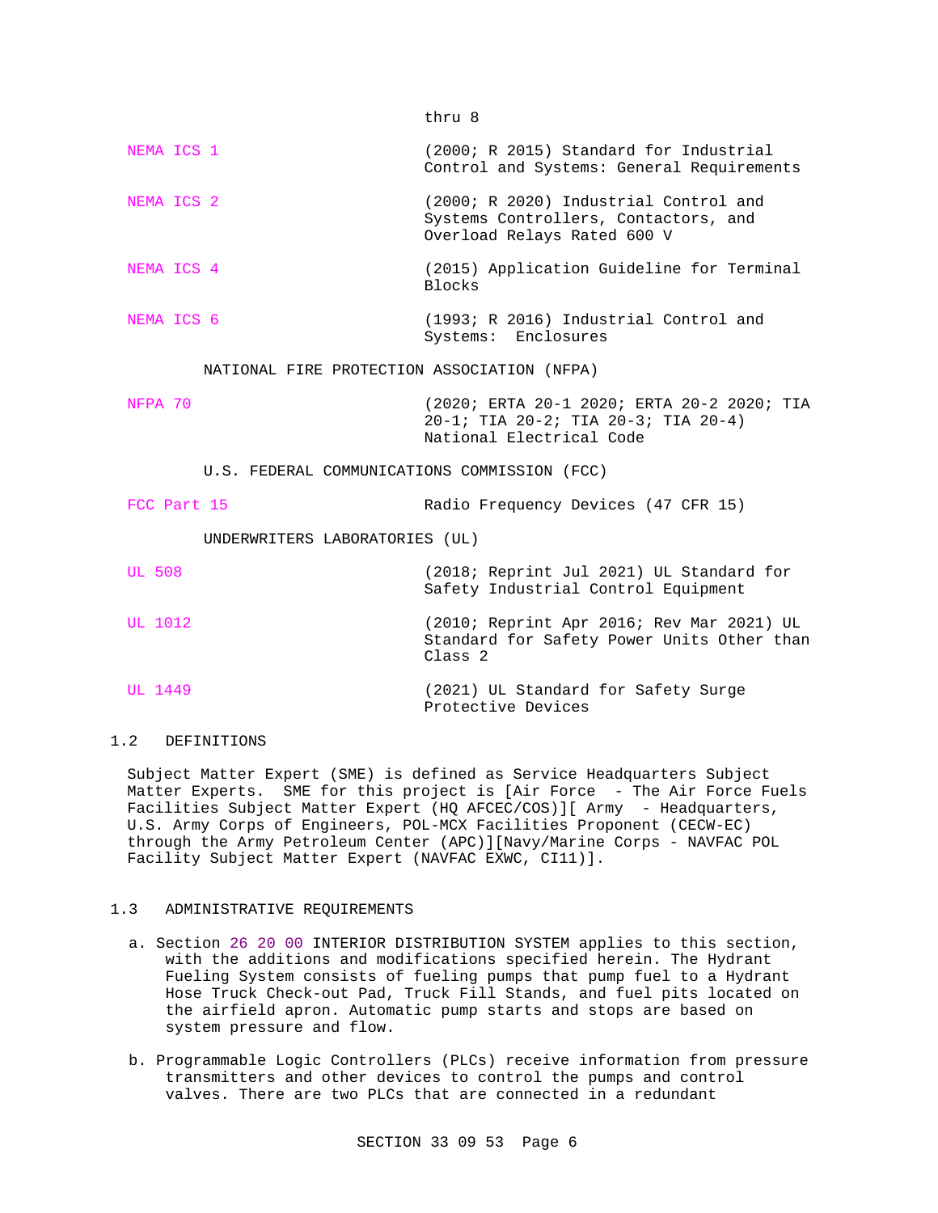thru 8

| | |
|---|---|
| NEMA ICS 1 | (2000; R 2015) Standard for Industrial Control and Systems: General Requirements |
| NEMA ICS 2 | (2000; R 2020) Industrial Control and Systems Controllers, Contactors, and Overload Relays Rated 600 V |
| NEMA ICS 4 | (2015) Application Guideline for Terminal Blocks |
| NEMA ICS 6 | (1993; R 2016) Industrial Control and Systems: Enclosures |

NATIONAL FIRE PROTECTION ASSOCIATION (NFPA)

| | |
|---|---|
| NFPA 70 | (2020; ERTA 20-1 2020; ERTA 20-2 2020; TIA 20-1; TIA 20-2; TIA 20-3; TIA 20-4) National Electrical Code |

U.S. FEDERAL COMMUNICATIONS COMMISSION (FCC)

| | |
|---|---|
| FCC Part 15 | Radio Frequency Devices (47 CFR 15) |

UNDERWRITERS LABORATORIES (UL)

| | |
|---|---|
| UL 508 | (2018; Reprint Jul 2021) UL Standard for Safety Industrial Control Equipment |
| UL 1012 | (2010; Reprint Apr 2016; Rev Mar 2021) UL Standard for Safety Power Units Other than Class 2 |
| UL 1449 | (2021) UL Standard for Safety Surge Protective Devices |

## 1.2 DEFINITIONS

Subject Matter Expert (SME) is defined as Service Headquarters Subject Matter Experts. SME for this project is [Air Force - The Air Force Fuels Facilities Subject Matter Expert (HQ AFCEC/COS)][ Army - Headquarters, U.S. Army Corps of Engineers, POL-MCX Facilities Proponent (CECW-EC) through the Army Petroleum Center (APC)][Navy/Marine Corps - NAVFAC POL Facility Subject Matter Expert (NAVFAC EXWC, CI11)].

## 1.3 ADMINISTRATIVE REQUIREMENTS

a. Section 26 20 00 INTERIOR DISTRIBUTION SYSTEM applies to this section, with the additions and modifications specified herein. The Hydrant Fueling System consists of fueling pumps that pump fuel to a Hydrant Hose Truck Check-out Pad, Truck Fill Stands, and fuel pits located on the airfield apron. Automatic pump starts and stops are based on system pressure and flow.

b. Programmable Logic Controllers (PLCs) receive information from pressure transmitters and other devices to control the pumps and control valves. There are two PLCs that are connected in a redundant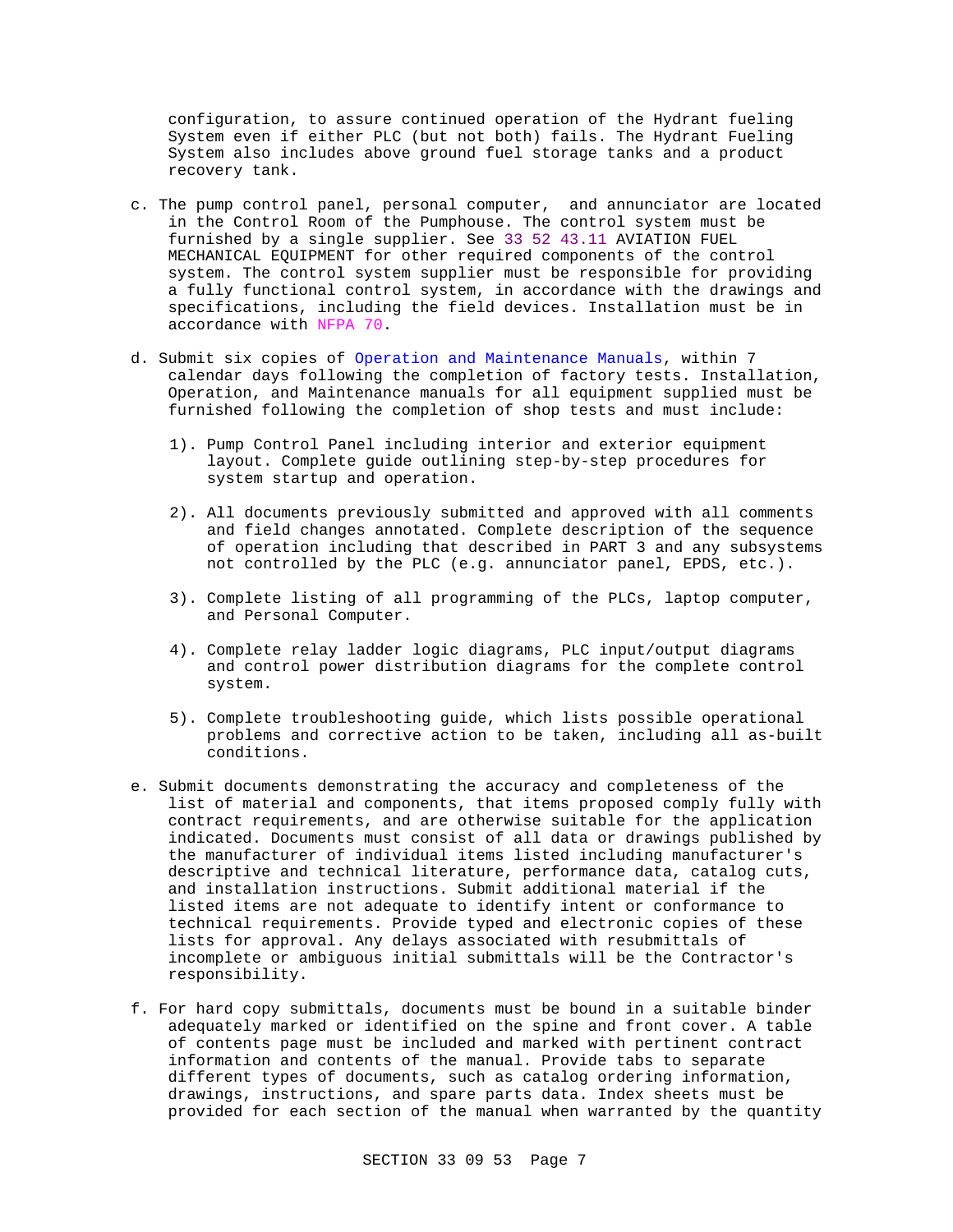configuration, to assure continued operation of the Hydrant fueling System even if either PLC (but not both) fails. The Hydrant Fueling System also includes above ground fuel storage tanks and a product recovery tank.

c. The pump control panel, personal computer, and annunciator are located in the Control Room of the Pumphouse. The control system must be furnished by a single supplier. See 33 52 43.11 AVIATION FUEL MECHANICAL EQUIPMENT for other required components of the control system. The control system supplier must be responsible for providing a fully functional control system, in accordance with the drawings and specifications, including the field devices. Installation must be in accordance with NFPA 70.

d. Submit six copies of Operation and Maintenance Manuals, within 7 calendar days following the completion of factory tests. Installation, Operation, and Maintenance manuals for all equipment supplied must be furnished following the completion of shop tests and must include:

   1). Pump Control Panel including interior and exterior equipment layout. Complete guide outlining step-by-step procedures for system startup and operation.

   2). All documents previously submitted and approved with all comments and field changes annotated. Complete description of the sequence of operation including that described in PART 3 and any subsystems not controlled by the PLC (e.g. annunciator panel, EPDS, etc.).

   3). Complete listing of all programming of the PLCs, laptop computer, and Personal Computer.

   4). Complete relay ladder logic diagrams, PLC input/output diagrams and control power distribution diagrams for the complete control system.

   5). Complete troubleshooting guide, which lists possible operational problems and corrective action to be taken, including all as-built conditions.

e. Submit documents demonstrating the accuracy and completeness of the list of material and components, that items proposed comply fully with contract requirements, and are otherwise suitable for the application indicated. Documents must consist of all data or drawings published by the manufacturer of individual items listed including manufacturer's descriptive and technical literature, performance data, catalog cuts, and installation instructions. Submit additional material if the listed items are not adequate to identify intent or conformance to technical requirements. Provide typed and electronic copies of these lists for approval. Any delays associated with resubmittals of incomplete or ambiguous initial submittals will be the Contractor's responsibility.

f. For hard copy submittals, documents must be bound in a suitable binder adequately marked or identified on the spine and front cover. A table of contents page must be included and marked with pertinent contract information and contents of the manual. Provide tabs to separate different types of documents, such as catalog ordering information, drawings, instructions, and spare parts data. Index sheets must be provided for each section of the manual when warranted by the quantity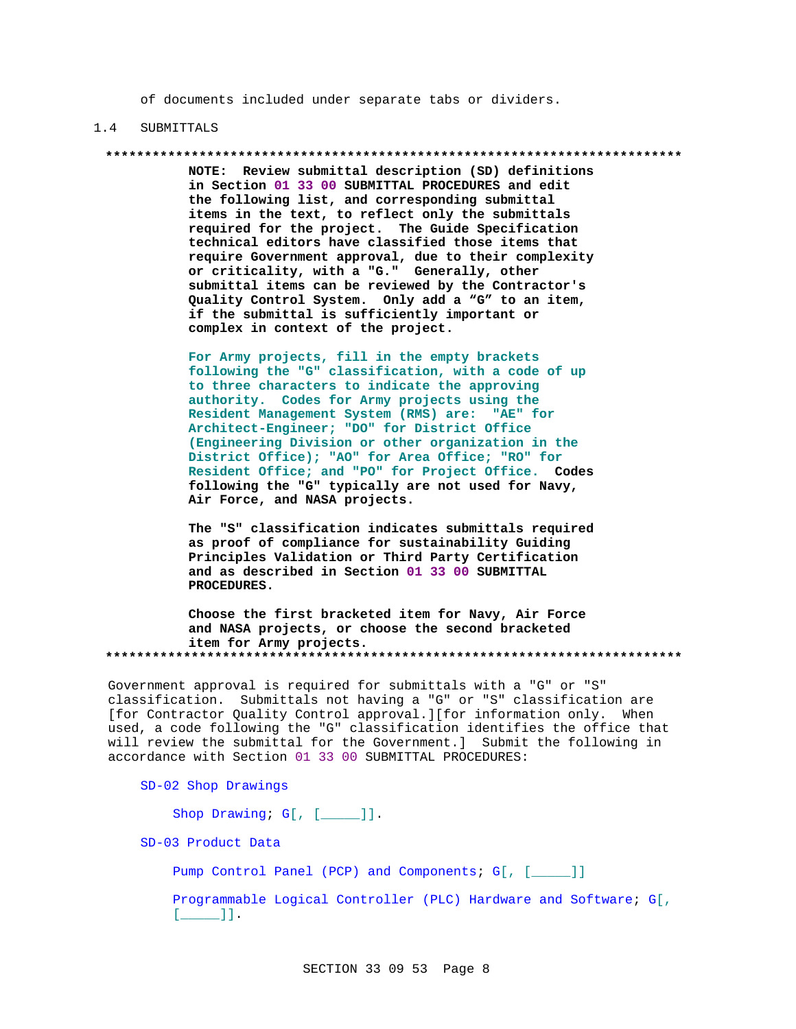of documents included under separate tabs or dividers.

## 1.4 SUBMITTALS

**NOTE: Review submittal description (SD) definitions in Section 01 33 00 SUBMITTAL PROCEDURES and edit the following list, and corresponding submittal items in the text, to reflect only the submittals required for the project. The Guide Specification technical editors have classified those items that require Government approval, due to their complexity or criticality, with a "G." Generally, other submittal items can be reviewed by the Contractor's Quality Control System. Only add a "G" to an item, if the submittal is sufficiently important or complex in context of the project.**

**For Army projects, fill in the empty brackets following the "G" classification, with a code of up to three characters to indicate the approving authority. Codes for Army projects using the Resident Management System (RMS) are: "AE" for Architect-Engineer; "DO" for District Office (Engineering Division or other organization in the District Office); "AO" for Area Office; "RO" for Resident Office; and "PO" for Project Office. Codes following the "G" typically are not used for Navy, Air Force, and NASA projects.**

**The "S" classification indicates submittals required as proof of compliance for sustainability Guiding Principles Validation or Third Party Certification and as described in Section 01 33 00 SUBMITTAL PROCEDURES.**

**Choose the first bracketed item for Navy, Air Force and NASA projects, or choose the second bracketed item for Army projects.**

Government approval is required for submittals with a "G" or "S" classification. Submittals not having a "G" or "S" classification are [for Contractor Quality Control approval.][for information only. When used, a code following the "G" classification identifies the office that will review the submittal for the Government.] Submit the following in accordance with Section 01 33 00 SUBMITTAL PROCEDURES:

SD-02 Shop Drawings

Shop Drawing; G[, [_____]].

SD-03 Product Data

Pump Control Panel (PCP) and Components; G[, [_____]]

Programmable Logical Controller (PLC) Hardware and Software; G[, [_____]].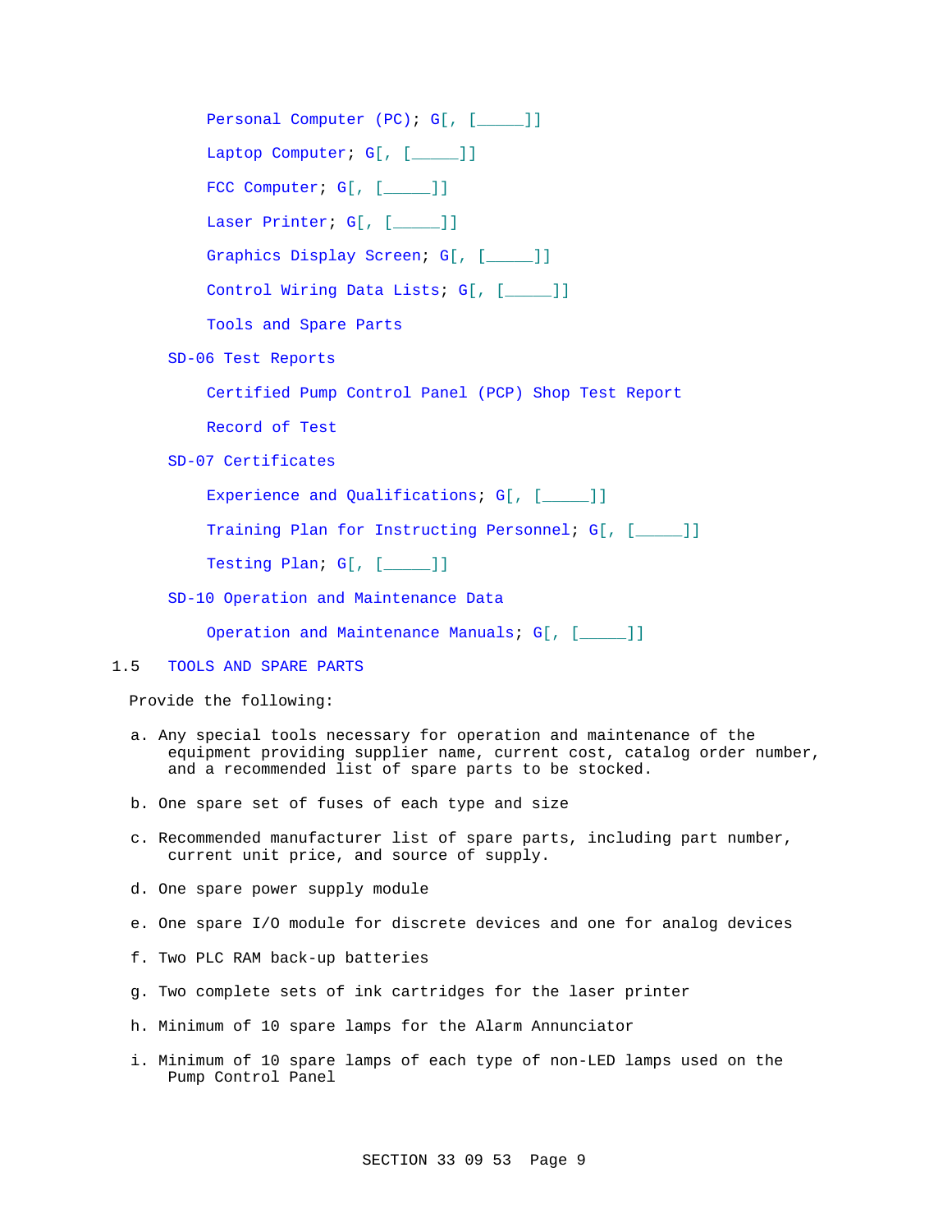Personal Computer (PC); G[, [_____]]

Laptop Computer; G[, [_____]]

FCC Computer; G[, [_____]]

Laser Printer; G[, [_____]]

Graphics Display Screen; G[, [_____]]

Control Wiring Data Lists; G[, [_____]]

Tools and Spare Parts

SD-06 Test Reports

Certified Pump Control Panel (PCP) Shop Test Report

Record of Test

SD-07 Certificates

Experience and Qualifications; G[, [_____]]

Training Plan for Instructing Personnel; G[, [_____]]

Testing Plan; G[, [_____]]

SD-10 Operation and Maintenance Data

Operation and Maintenance Manuals; G[, [_____]]

## 1.5 TOOLS AND SPARE PARTS

Provide the following:

a. Any special tools necessary for operation and maintenance of the equipment providing supplier name, current cost, catalog order number, and a recommended list of spare parts to be stocked.

b. One spare set of fuses of each type and size

c. Recommended manufacturer list of spare parts, including part number, current unit price, and source of supply.

d. One spare power supply module

e. One spare I/O module for discrete devices and one for analog devices

f. Two PLC RAM back-up batteries

g. Two complete sets of ink cartridges for the laser printer

h. Minimum of 10 spare lamps for the Alarm Annunciator

i. Minimum of 10 spare lamps of each type of non-LED lamps used on the Pump Control Panel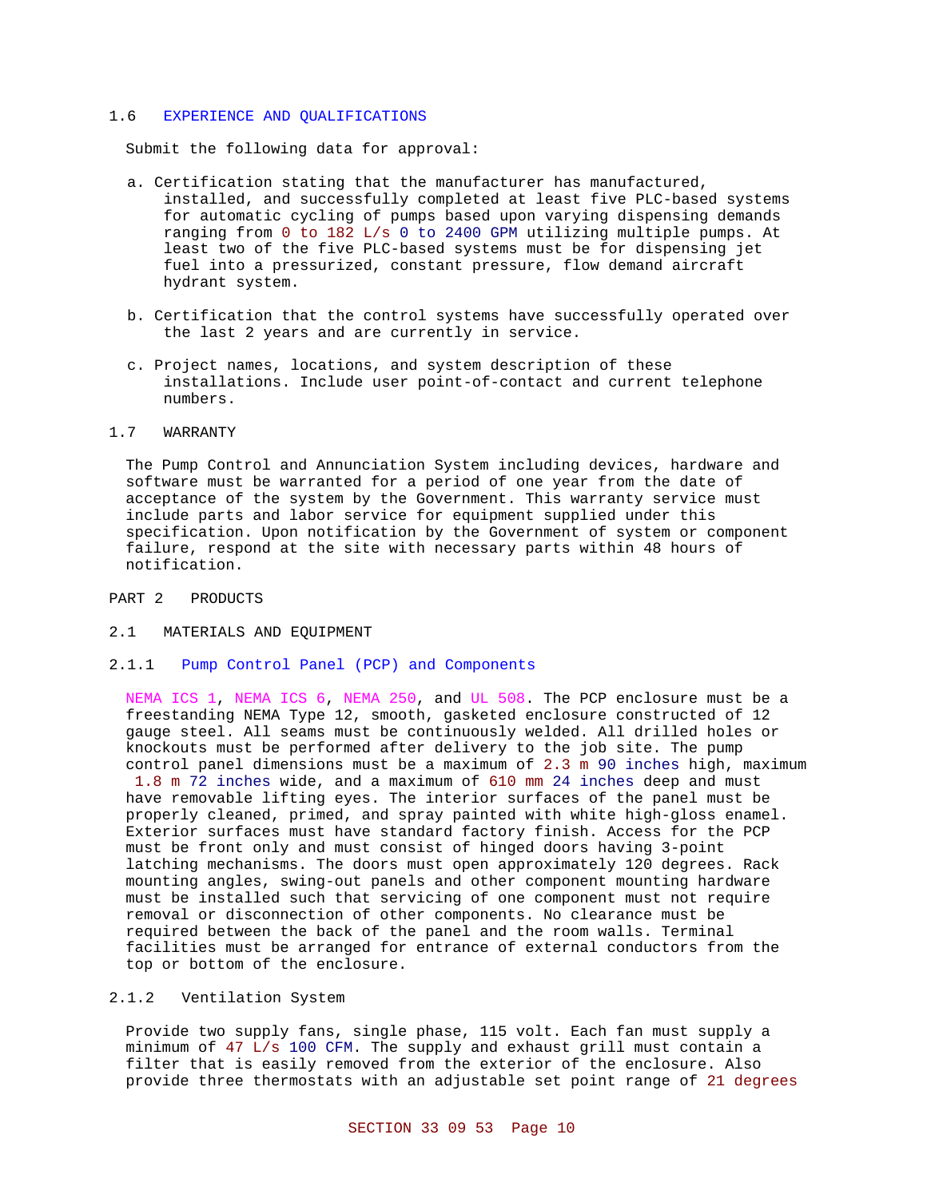## 1.6 EXPERIENCE AND QUALIFICATIONS

Submit the following data for approval:

a. Certification stating that the manufacturer has manufactured, installed, and successfully completed at least five PLC-based systems for automatic cycling of pumps based upon varying dispensing demands ranging from 0 to 182 L/s 0 to 2400 GPM utilizing multiple pumps. At least two of the five PLC-based systems must be for dispensing jet fuel into a pressurized, constant pressure, flow demand aircraft hydrant system.

b. Certification that the control systems have successfully operated over the last 2 years and are currently in service.

c. Project names, locations, and system description of these installations. Include user point-of-contact and current telephone numbers.

## 1.7 WARRANTY

The Pump Control and Annunciation System including devices, hardware and software must be warranted for a period of one year from the date of acceptance of the system by the Government. This warranty service must include parts and labor service for equipment supplied under this specification. Upon notification by the Government of system or component failure, respond at the site with necessary parts within 48 hours of notification.

# PART 2 PRODUCTS

## 2.1 MATERIALS AND EQUIPMENT

### 2.1.1 Pump Control Panel (PCP) and Components

NEMA ICS 1, NEMA ICS 6, NEMA 250, and UL 508. The PCP enclosure must be a freestanding NEMA Type 12, smooth, gasketed enclosure constructed of 12 gauge steel. All seams must be continuously welded. All drilled holes or knockouts must be performed after delivery to the job site. The pump control panel dimensions must be a maximum of 2.3 m 90 inches high, maximum 1.8 m 72 inches wide, and a maximum of 610 mm 24 inches deep and must have removable lifting eyes. The interior surfaces of the panel must be properly cleaned, primed, and spray painted with white high-gloss enamel. Exterior surfaces must have standard factory finish. Access for the PCP must be front only and must consist of hinged doors having 3-point latching mechanisms. The doors must open approximately 120 degrees. Rack mounting angles, swing-out panels and other component mounting hardware must be installed such that servicing of one component must not require removal or disconnection of other components. No clearance must be required between the back of the panel and the room walls. Terminal facilities must be arranged for entrance of external conductors from the top or bottom of the enclosure.

### 2.1.2 Ventilation System

Provide two supply fans, single phase, 115 volt. Each fan must supply a minimum of 47 L/s 100 CFM. The supply and exhaust grill must contain a filter that is easily removed from the exterior of the enclosure. Also provide three thermostats with an adjustable set point range of 21 degrees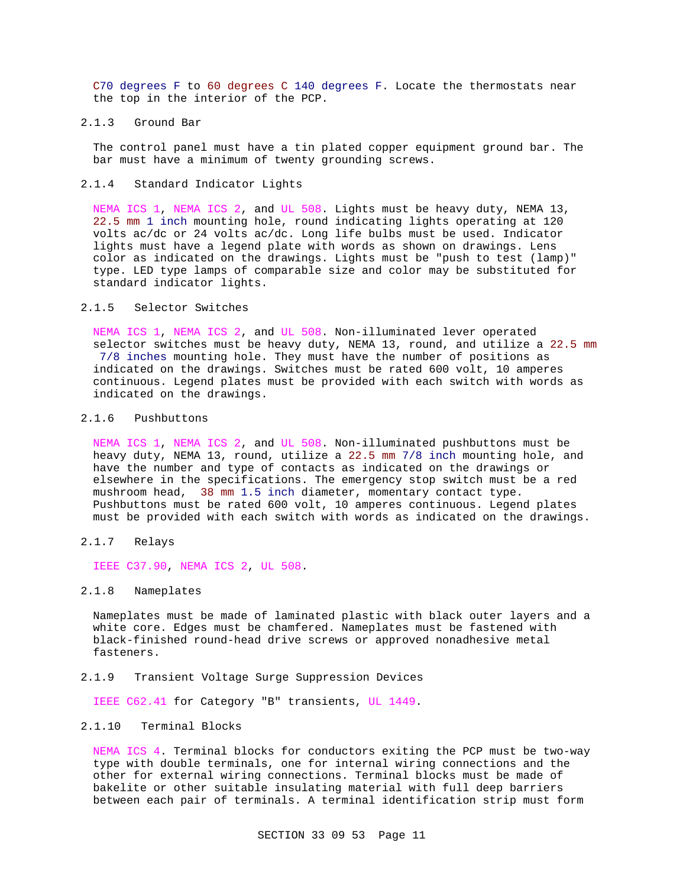C70 degrees F to 60 degrees C 140 degrees F. Locate the thermostats near the top in the interior of the PCP.

### 2.1.3 Ground Bar

The control panel must have a tin plated copper equipment ground bar. The bar must have a minimum of twenty grounding screws.

### 2.1.4 Standard Indicator Lights

NEMA ICS 1, NEMA ICS 2, and UL 508. Lights must be heavy duty, NEMA 13, 22.5 mm 1 inch mounting hole, round indicating lights operating at 120 volts ac/dc or 24 volts ac/dc. Long life bulbs must be used. Indicator lights must have a legend plate with words as shown on drawings. Lens color as indicated on the drawings. Lights must be "push to test (lamp)" type. LED type lamps of comparable size and color may be substituted for standard indicator lights.

### 2.1.5 Selector Switches

NEMA ICS 1, NEMA ICS 2, and UL 508. Non-illuminated lever operated selector switches must be heavy duty, NEMA 13, round, and utilize a 22.5 mm 7/8 inches mounting hole. They must have the number of positions as indicated on the drawings. Switches must be rated 600 volt, 10 amperes continuous. Legend plates must be provided with each switch with words as indicated on the drawings.

### 2.1.6 Pushbuttons

NEMA ICS 1, NEMA ICS 2, and UL 508. Non-illuminated pushbuttons must be heavy duty, NEMA 13, round, utilize a 22.5 mm 7/8 inch mounting hole, and have the number and type of contacts as indicated on the drawings or elsewhere in the specifications. The emergency stop switch must be a red mushroom head, 38 mm 1.5 inch diameter, momentary contact type. Pushbuttons must be rated 600 volt, 10 amperes continuous. Legend plates must be provided with each switch with words as indicated on the drawings.

### 2.1.7 Relays

IEEE C37.90, NEMA ICS 2, UL 508.

### 2.1.8 Nameplates

Nameplates must be made of laminated plastic with black outer layers and a white core. Edges must be chamfered. Nameplates must be fastened with black-finished round-head drive screws or approved nonadhesive metal fasteners.

### 2.1.9 Transient Voltage Surge Suppression Devices

IEEE C62.41 for Category "B" transients, UL 1449.

### 2.1.10 Terminal Blocks

NEMA ICS 4. Terminal blocks for conductors exiting the PCP must be two-way type with double terminals, one for internal wiring connections and the other for external wiring connections. Terminal blocks must be made of bakelite or other suitable insulating material with full deep barriers between each pair of terminals. A terminal identification strip must form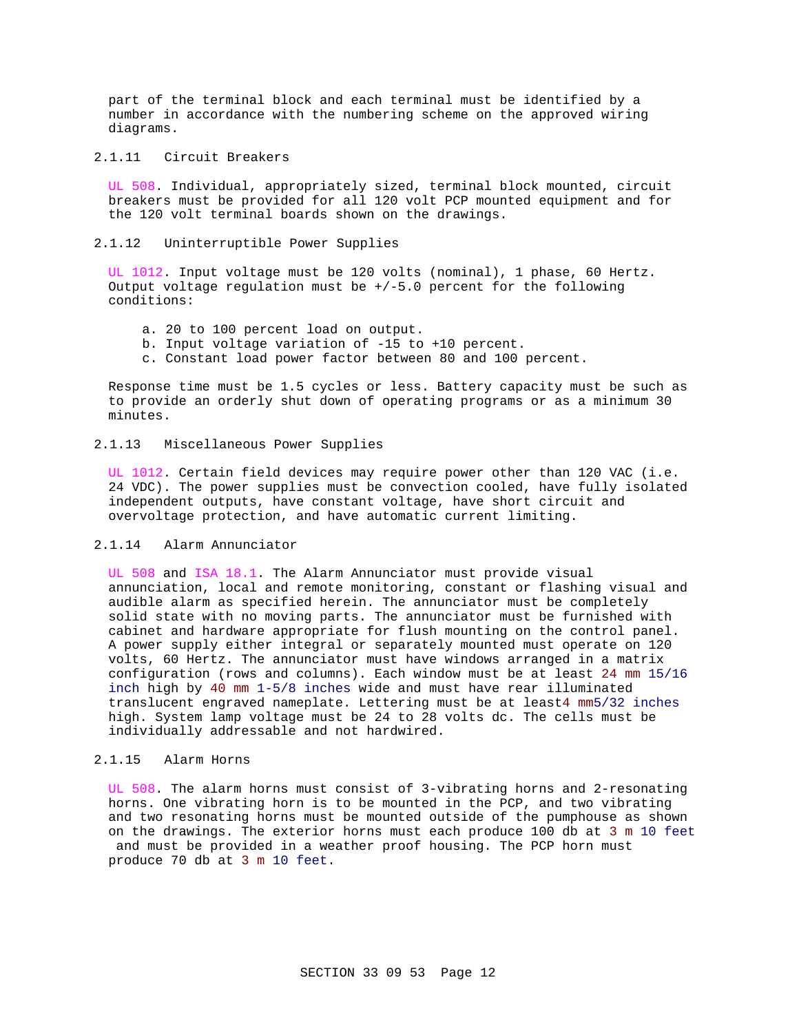part of the terminal block and each terminal must be identified by a number in accordance with the numbering scheme on the approved wiring diagrams.

### 2.1.11 Circuit Breakers

UL 508. Individual, appropriately sized, terminal block mounted, circuit breakers must be provided for all 120 volt PCP mounted equipment and for the 120 volt terminal boards shown on the drawings.

### 2.1.12 Uninterruptible Power Supplies

UL 1012. Input voltage must be 120 volts (nominal), 1 phase, 60 Hertz. Output voltage regulation must be +/-5.0 percent for the following conditions:

a. 20 to 100 percent load on output.
b. Input voltage variation of -15 to +10 percent.
c. Constant load power factor between 80 and 100 percent.

Response time must be 1.5 cycles or less. Battery capacity must be such as to provide an orderly shut down of operating programs or as a minimum 30 minutes.

### 2.1.13 Miscellaneous Power Supplies

UL 1012. Certain field devices may require power other than 120 VAC (i.e. 24 VDC). The power supplies must be convection cooled, have fully isolated independent outputs, have constant voltage, have short circuit and overvoltage protection, and have automatic current limiting.

### 2.1.14 Alarm Annunciator

UL 508 and ISA 18.1. The Alarm Annunciator must provide visual annunciation, local and remote monitoring, constant or flashing visual and audible alarm as specified herein. The annunciator must be completely solid state with no moving parts. The annunciator must be furnished with cabinet and hardware appropriate for flush mounting on the control panel. A power supply either integral or separately mounted must operate on 120 volts, 60 Hertz. The annunciator must have windows arranged in a matrix configuration (rows and columns). Each window must be at least 24 mm 15/16 inch high by 40 mm 1-5/8 inches wide and must have rear illuminated translucent engraved nameplate. Lettering must be at least4 mm5/32 inches high. System lamp voltage must be 24 to 28 volts dc. The cells must be individually addressable and not hardwired.

### 2.1.15 Alarm Horns

UL 508. The alarm horns must consist of 3-vibrating horns and 2-resonating horns. One vibrating horn is to be mounted in the PCP, and two vibrating and two resonating horns must be mounted outside of the pumphouse as shown on the drawings. The exterior horns must each produce 100 db at 3 m 10 feet and must be provided in a weather proof housing. The PCP horn must produce 70 db at 3 m 10 feet.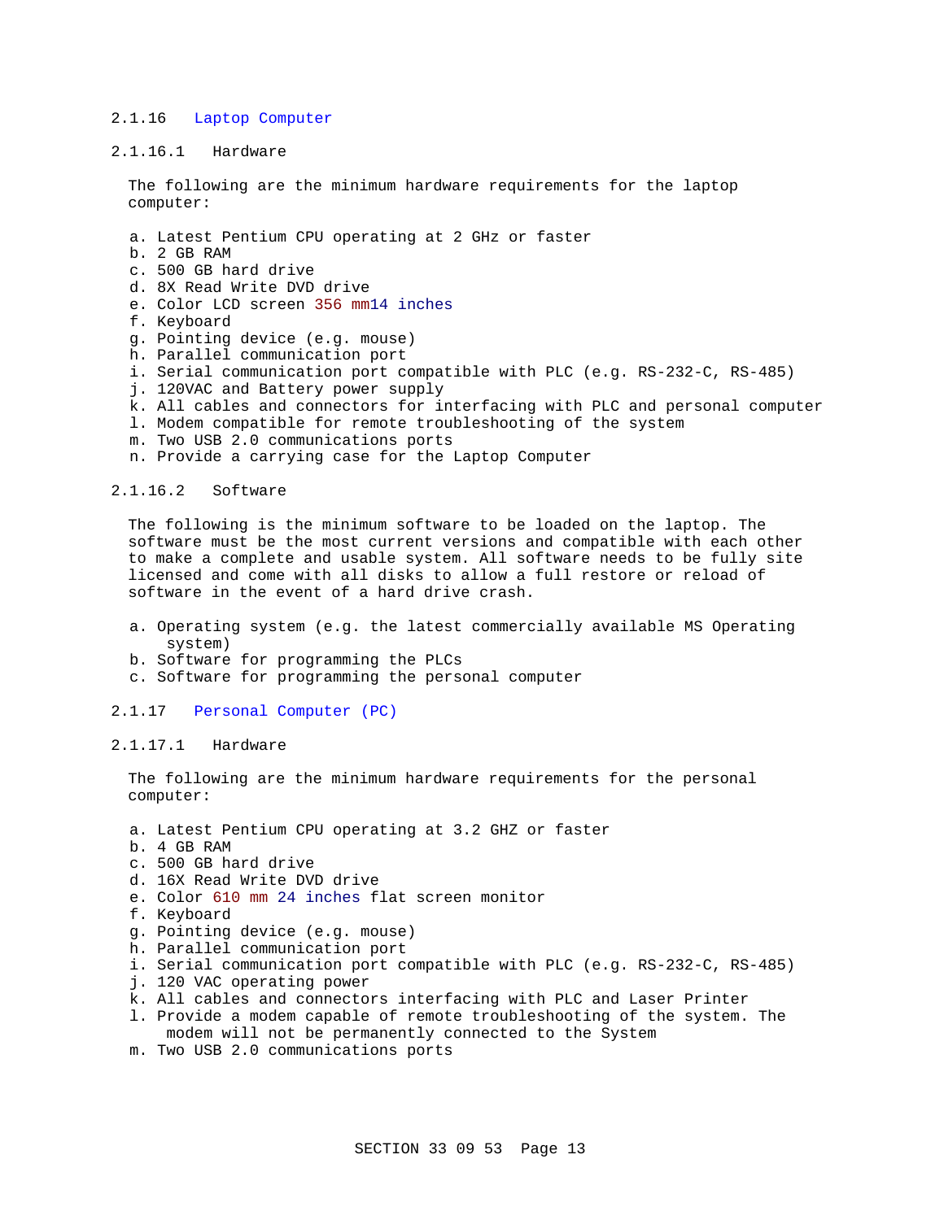### 2.1.16 Laptop Computer

#### 2.1.16.1 Hardware

The following are the minimum hardware requirements for the laptop computer:

a. Latest Pentium CPU operating at 2 GHz or faster
b. 2 GB RAM
c. 500 GB hard drive
d. 8X Read Write DVD drive
e. Color LCD screen 356 mm14 inches
f. Keyboard
g. Pointing device (e.g. mouse)
h. Parallel communication port
i. Serial communication port compatible with PLC (e.g. RS-232-C, RS-485)
j. 120VAC and Battery power supply
k. All cables and connectors for interfacing with PLC and personal computer
l. Modem compatible for remote troubleshooting of the system
m. Two USB 2.0 communications ports
n. Provide a carrying case for the Laptop Computer

#### 2.1.16.2 Software

The following is the minimum software to be loaded on the laptop. The software must be the most current versions and compatible with each other to make a complete and usable system. All software needs to be fully site licensed and come with all disks to allow a full restore or reload of software in the event of a hard drive crash.

a. Operating system (e.g. the latest commercially available MS Operating system)
b. Software for programming the PLCs
c. Software for programming the personal computer

### 2.1.17 Personal Computer (PC)

#### 2.1.17.1 Hardware

The following are the minimum hardware requirements for the personal computer:

a. Latest Pentium CPU operating at 3.2 GHZ or faster
b. 4 GB RAM
c. 500 GB hard drive
d. 16X Read Write DVD drive
e. Color 610 mm 24 inches flat screen monitor
f. Keyboard
g. Pointing device (e.g. mouse)
h. Parallel communication port
i. Serial communication port compatible with PLC (e.g. RS-232-C, RS-485)
j. 120 VAC operating power
k. All cables and connectors interfacing with PLC and Laser Printer
l. Provide a modem capable of remote troubleshooting of the system. The modem will not be permanently connected to the System
m. Two USB 2.0 communications ports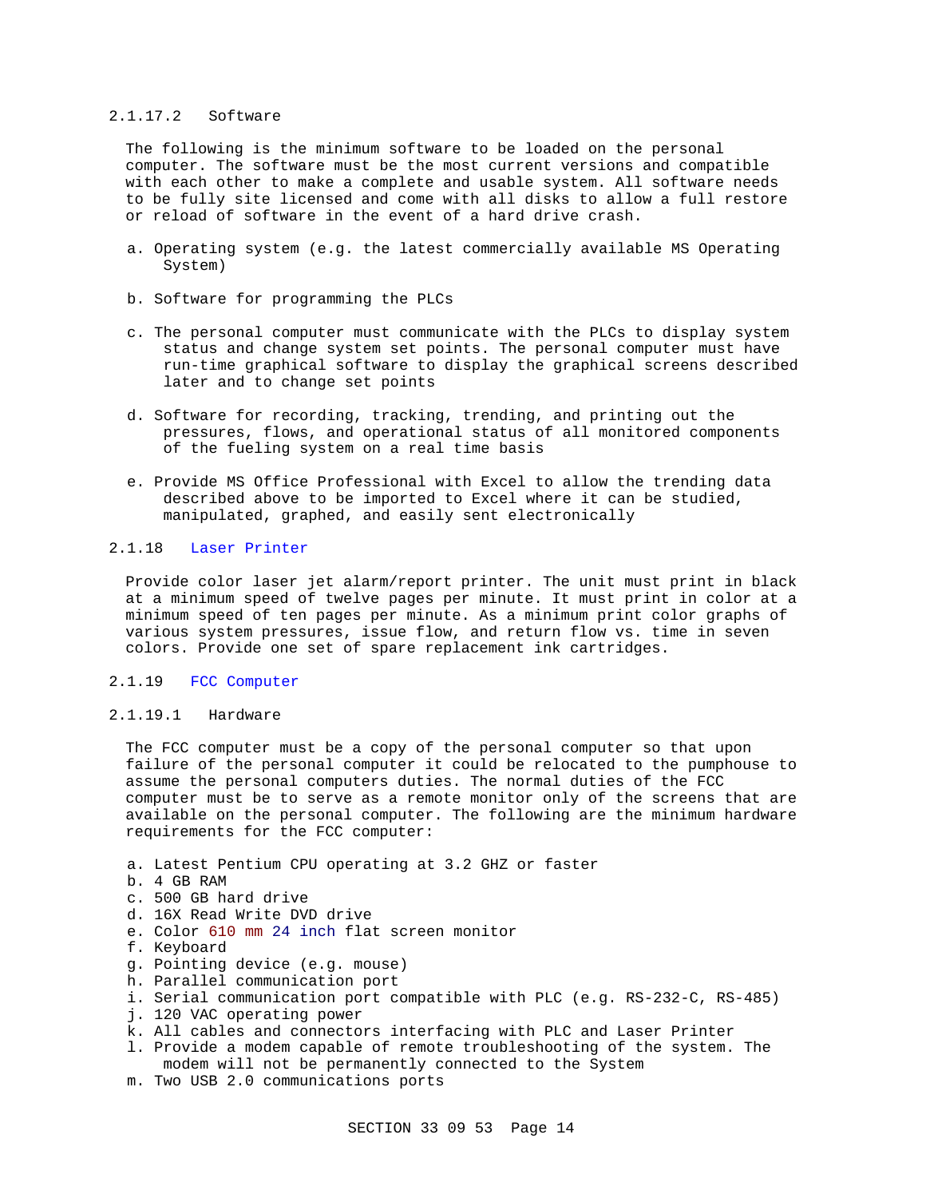#### 2.1.17.2 Software

The following is the minimum software to be loaded on the personal computer. The software must be the most current versions and compatible with each other to make a complete and usable system. All software needs to be fully site licensed and come with all disks to allow a full restore or reload of software in the event of a hard drive crash.

a. Operating system (e.g. the latest commercially available MS Operating System)

b. Software for programming the PLCs

c. The personal computer must communicate with the PLCs to display system status and change system set points. The personal computer must have run-time graphical software to display the graphical screens described later and to change set points

d. Software for recording, tracking, trending, and printing out the pressures, flows, and operational status of all monitored components of the fueling system on a real time basis

e. Provide MS Office Professional with Excel to allow the trending data described above to be imported to Excel where it can be studied, manipulated, graphed, and easily sent electronically

### 2.1.18 Laser Printer

Provide color laser jet alarm/report printer. The unit must print in black at a minimum speed of twelve pages per minute. It must print in color at a minimum speed of ten pages per minute. As a minimum print color graphs of various system pressures, issue flow, and return flow vs. time in seven colors. Provide one set of spare replacement ink cartridges.

### 2.1.19 FCC Computer

#### 2.1.19.1 Hardware

The FCC computer must be a copy of the personal computer so that upon failure of the personal computer it could be relocated to the pumphouse to assume the personal computers duties. The normal duties of the FCC computer must be to serve as a remote monitor only of the screens that are available on the personal computer. The following are the minimum hardware requirements for the FCC computer:

a. Latest Pentium CPU operating at 3.2 GHZ or faster
b. 4 GB RAM
c. 500 GB hard drive
d. 16X Read Write DVD drive
e. Color 610 mm 24 inch flat screen monitor
f. Keyboard
g. Pointing device (e.g. mouse)
h. Parallel communication port
i. Serial communication port compatible with PLC (e.g. RS-232-C, RS-485)
j. 120 VAC operating power
k. All cables and connectors interfacing with PLC and Laser Printer
l. Provide a modem capable of remote troubleshooting of the system. The modem will not be permanently connected to the System
m. Two USB 2.0 communications ports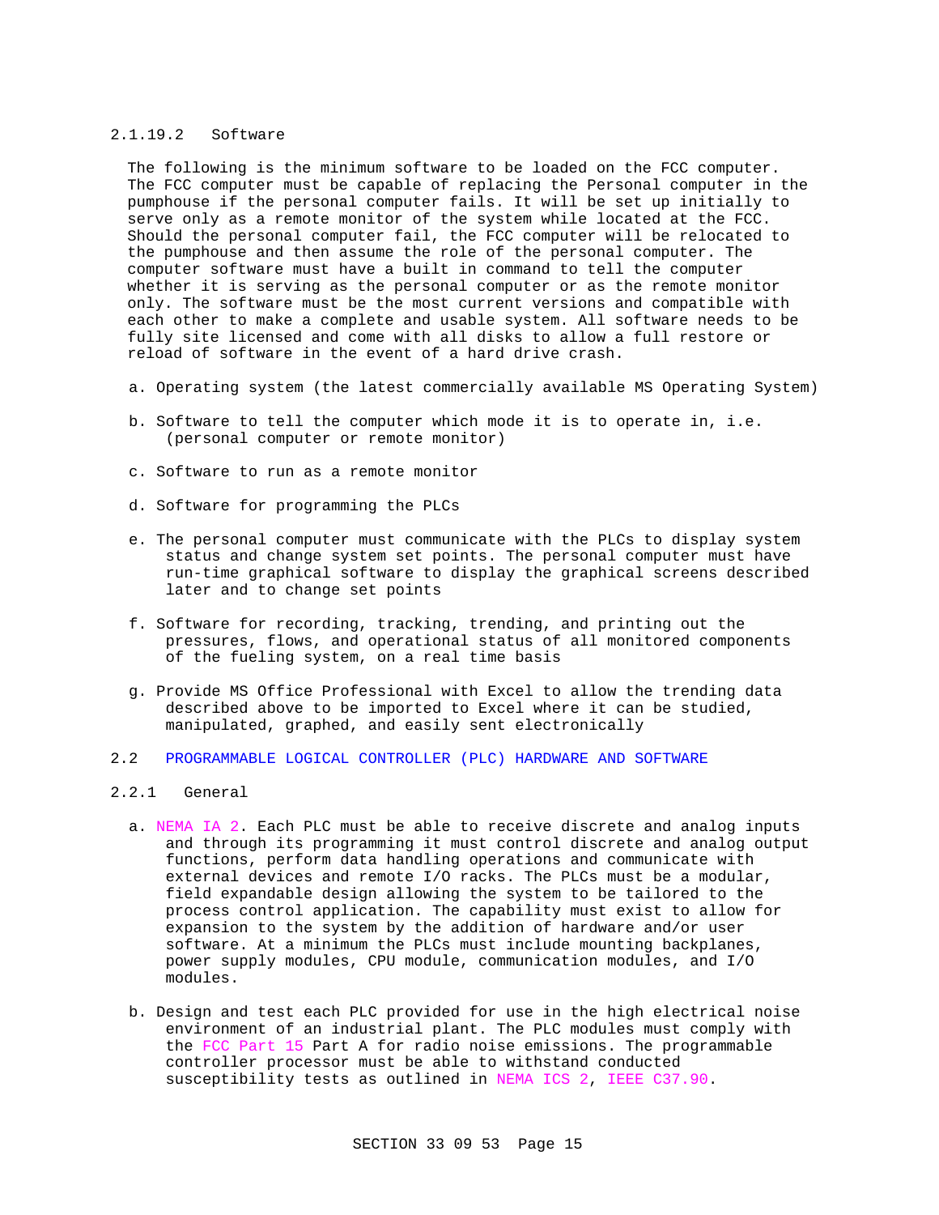#### 2.1.19.2 Software

The following is the minimum software to be loaded on the FCC computer. The FCC computer must be capable of replacing the Personal computer in the pumphouse if the personal computer fails. It will be set up initially to serve only as a remote monitor of the system while located at the FCC. Should the personal computer fail, the FCC computer will be relocated to the pumphouse and then assume the role of the personal computer. The computer software must have a built in command to tell the computer whether it is serving as the personal computer or as the remote monitor only. The software must be the most current versions and compatible with each other to make a complete and usable system. All software needs to be fully site licensed and come with all disks to allow a full restore or reload of software in the event of a hard drive crash.

a. Operating system (the latest commercially available MS Operating System)

b. Software to tell the computer which mode it is to operate in, i.e. (personal computer or remote monitor)

c. Software to run as a remote monitor

d. Software for programming the PLCs

e. The personal computer must communicate with the PLCs to display system status and change system set points. The personal computer must have run-time graphical software to display the graphical screens described later and to change set points

f. Software for recording, tracking, trending, and printing out the pressures, flows, and operational status of all monitored components of the fueling system, on a real time basis

g. Provide MS Office Professional with Excel to allow the trending data described above to be imported to Excel where it can be studied, manipulated, graphed, and easily sent electronically

## 2.2 PROGRAMMABLE LOGICAL CONTROLLER (PLC) HARDWARE AND SOFTWARE

### 2.2.1 General

a. NEMA IA 2. Each PLC must be able to receive discrete and analog inputs and through its programming it must control discrete and analog output functions, perform data handling operations and communicate with external devices and remote I/O racks. The PLCs must be a modular, field expandable design allowing the system to be tailored to the process control application. The capability must exist to allow for expansion to the system by the addition of hardware and/or user software. At a minimum the PLCs must include mounting backplanes, power supply modules, CPU module, communication modules, and I/O modules.

b. Design and test each PLC provided for use in the high electrical noise environment of an industrial plant. The PLC modules must comply with the FCC Part 15 Part A for radio noise emissions. The programmable controller processor must be able to withstand conducted susceptibility tests as outlined in NEMA ICS 2, IEEE C37.90.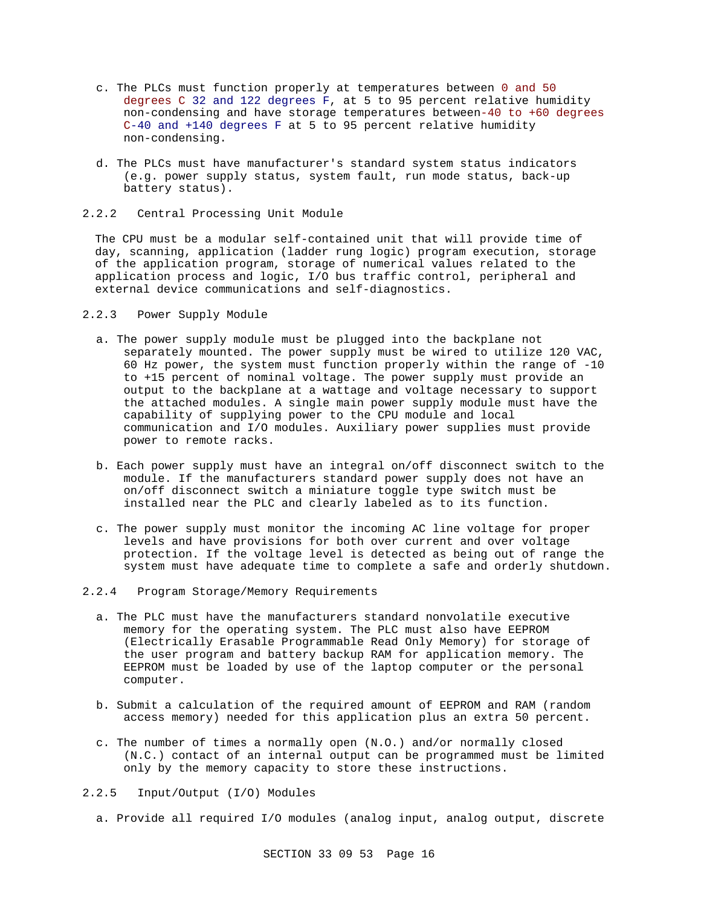c. The PLCs must function properly at temperatures between 0 and 50 degrees C 32 and 122 degrees F, at 5 to 95 percent relative humidity non-condensing and have storage temperatures between-40 to +60 degrees C-40 and +140 degrees F at 5 to 95 percent relative humidity non-condensing.

d. The PLCs must have manufacturer's standard system status indicators (e.g. power supply status, system fault, run mode status, back-up battery status).

### 2.2.2 Central Processing Unit Module

The CPU must be a modular self-contained unit that will provide time of day, scanning, application (ladder rung logic) program execution, storage of the application program, storage of numerical values related to the application process and logic, I/O bus traffic control, peripheral and external device communications and self-diagnostics.

### 2.2.3 Power Supply Module

a. The power supply module must be plugged into the backplane not separately mounted. The power supply must be wired to utilize 120 VAC, 60 Hz power, the system must function properly within the range of -10 to +15 percent of nominal voltage. The power supply must provide an output to the backplane at a wattage and voltage necessary to support the attached modules. A single main power supply module must have the capability of supplying power to the CPU module and local communication and I/O modules. Auxiliary power supplies must provide power to remote racks.

b. Each power supply must have an integral on/off disconnect switch to the module. If the manufacturers standard power supply does not have an on/off disconnect switch a miniature toggle type switch must be installed near the PLC and clearly labeled as to its function.

c. The power supply must monitor the incoming AC line voltage for proper levels and have provisions for both over current and over voltage protection. If the voltage level is detected as being out of range the system must have adequate time to complete a safe and orderly shutdown.

### 2.2.4 Program Storage/Memory Requirements

a. The PLC must have the manufacturers standard nonvolatile executive memory for the operating system. The PLC must also have EEPROM (Electrically Erasable Programmable Read Only Memory) for storage of the user program and battery backup RAM for application memory. The EEPROM must be loaded by use of the laptop computer or the personal computer.

b. Submit a calculation of the required amount of EEPROM and RAM (random access memory) needed for this application plus an extra 50 percent.

c. The number of times a normally open (N.O.) and/or normally closed (N.C.) contact of an internal output can be programmed must be limited only by the memory capacity to store these instructions.

### 2.2.5 Input/Output (I/O) Modules

a. Provide all required I/O modules (analog input, analog output, discrete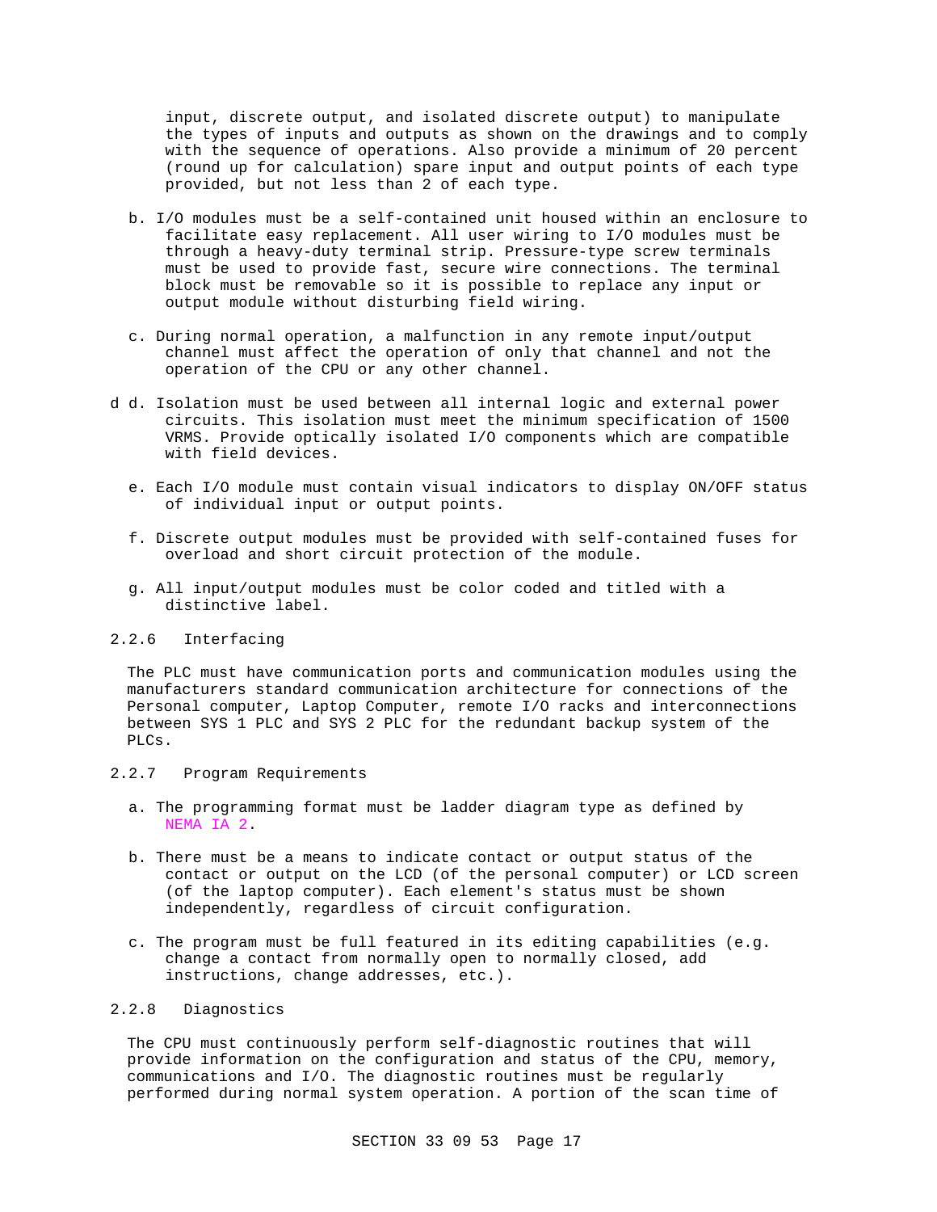input, discrete output, and isolated discrete output) to manipulate the types of inputs and outputs as shown on the drawings and to comply with the sequence of operations. Also provide a minimum of 20 percent (round up for calculation) spare input and output points of each type provided, but not less than 2 of each type.

b. I/O modules must be a self-contained unit housed within an enclosure to facilitate easy replacement. All user wiring to I/O modules must be through a heavy-duty terminal strip. Pressure-type screw terminals must be used to provide fast, secure wire connections. The terminal block must be removable so it is possible to replace any input or output module without disturbing field wiring.

c. During normal operation, a malfunction in any remote input/output channel must affect the operation of only that channel and not the operation of the CPU or any other channel.

d d. Isolation must be used between all internal logic and external power circuits. This isolation must meet the minimum specification of 1500 VRMS. Provide optically isolated I/O components which are compatible with field devices.

e. Each I/O module must contain visual indicators to display ON/OFF status of individual input or output points.

f. Discrete output modules must be provided with self-contained fuses for overload and short circuit protection of the module.

g. All input/output modules must be color coded and titled with a distinctive label.

### 2.2.6 Interfacing

The PLC must have communication ports and communication modules using the manufacturers standard communication architecture for connections of the Personal computer, Laptop Computer, remote I/O racks and interconnections between SYS 1 PLC and SYS 2 PLC for the redundant backup system of the PLCs.

### 2.2.7 Program Requirements

a. The programming format must be ladder diagram type as defined by NEMA IA 2.

b. There must be a means to indicate contact or output status of the contact or output on the LCD (of the personal computer) or LCD screen (of the laptop computer). Each element's status must be shown independently, regardless of circuit configuration.

c. The program must be full featured in its editing capabilities (e.g. change a contact from normally open to normally closed, add instructions, change addresses, etc.).

### 2.2.8 Diagnostics

The CPU must continuously perform self-diagnostic routines that will provide information on the configuration and status of the CPU, memory, communications and I/O. The diagnostic routines must be regularly performed during normal system operation. A portion of the scan time of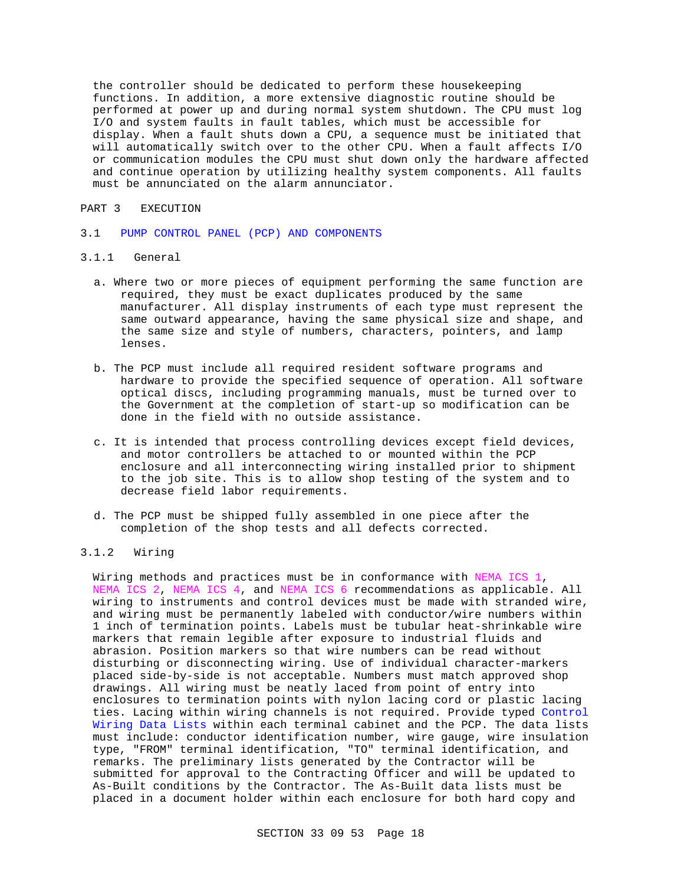the controller should be dedicated to perform these housekeeping functions. In addition, a more extensive diagnostic routine should be performed at power up and during normal system shutdown. The CPU must log I/O and system faults in fault tables, which must be accessible for display. When a fault shuts down a CPU, a sequence must be initiated that will automatically switch over to the other CPU. When a fault affects I/O or communication modules the CPU must shut down only the hardware affected and continue operation by utilizing healthy system components. All faults must be annunciated on the alarm annunciator.

# PART 3 EXECUTION

## 3.1 PUMP CONTROL PANEL (PCP) AND COMPONENTS

### 3.1.1 General

a. Where two or more pieces of equipment performing the same function are required, they must be exact duplicates produced by the same manufacturer. All display instruments of each type must represent the same outward appearance, having the same physical size and shape, and the same size and style of numbers, characters, pointers, and lamp lenses.

b. The PCP must include all required resident software programs and hardware to provide the specified sequence of operation. All software optical discs, including programming manuals, must be turned over to the Government at the completion of start-up so modification can be done in the field with no outside assistance.

c. It is intended that process controlling devices except field devices, and motor controllers be attached to or mounted within the PCP enclosure and all interconnecting wiring installed prior to shipment to the job site. This is to allow shop testing of the system and to decrease field labor requirements.

d. The PCP must be shipped fully assembled in one piece after the completion of the shop tests and all defects corrected.

### 3.1.2 Wiring

Wiring methods and practices must be in conformance with NEMA ICS 1, NEMA ICS 2, NEMA ICS 4, and NEMA ICS 6 recommendations as applicable. All wiring to instruments and control devices must be made with stranded wire, and wiring must be permanently labeled with conductor/wire numbers within 1 inch of termination points. Labels must be tubular heat-shrinkable wire markers that remain legible after exposure to industrial fluids and abrasion. Position markers so that wire numbers can be read without disturbing or disconnecting wiring. Use of individual character-markers placed side-by-side is not acceptable. Numbers must match approved shop drawings. All wiring must be neatly laced from point of entry into enclosures to termination points with nylon lacing cord or plastic lacing ties. Lacing within wiring channels is not required. Provide typed Control Wiring Data Lists within each terminal cabinet and the PCP. The data lists must include: conductor identification number, wire gauge, wire insulation type, "FROM" terminal identification, "TO" terminal identification, and remarks. The preliminary lists generated by the Contractor will be submitted for approval to the Contracting Officer and will be updated to As-Built conditions by the Contractor. The As-Built data lists must be placed in a document holder within each enclosure for both hard copy and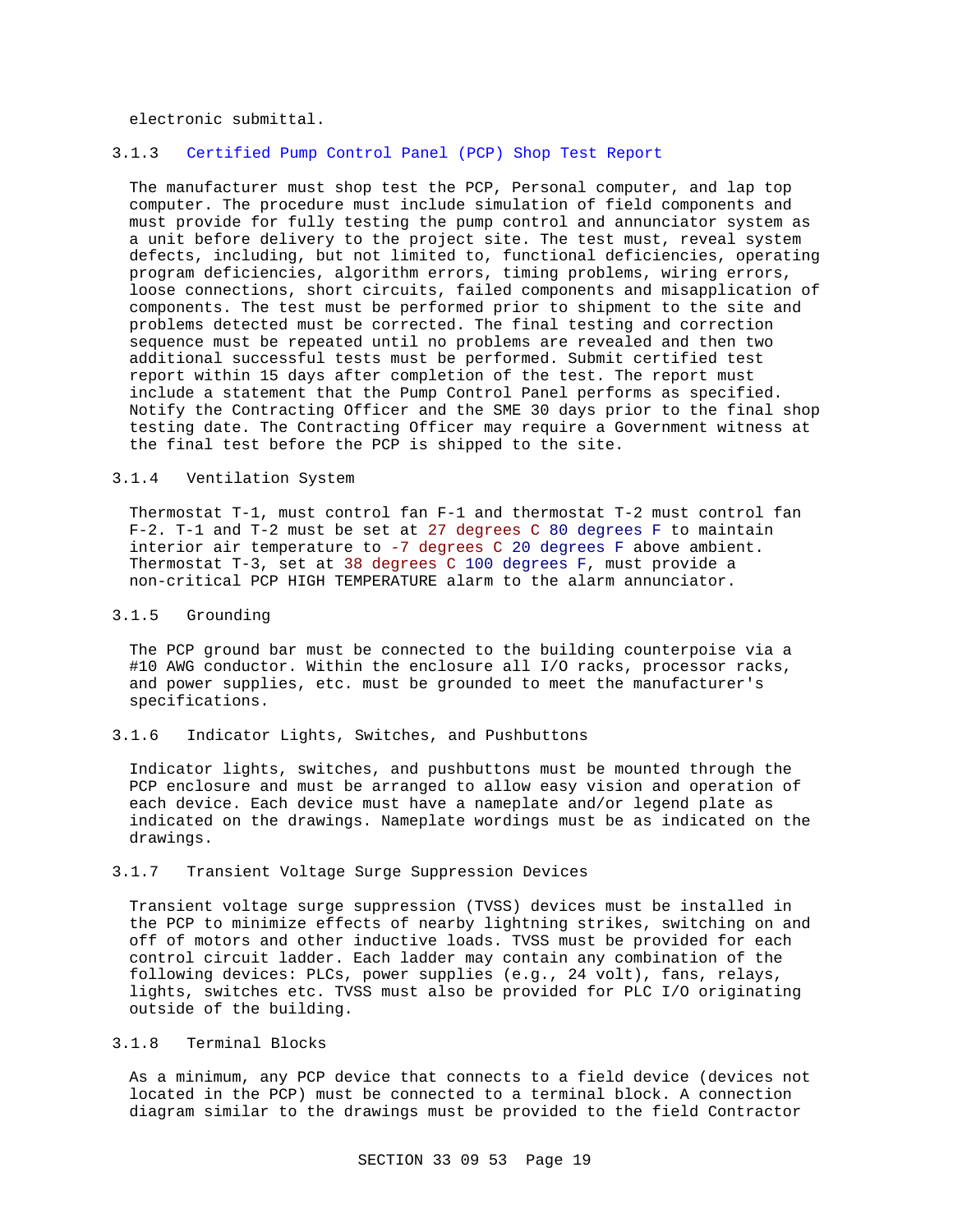electronic submittal.

### 3.1.3 Certified Pump Control Panel (PCP) Shop Test Report

The manufacturer must shop test the PCP, Personal computer, and lap top computer. The procedure must include simulation of field components and must provide for fully testing the pump control and annunciator system as a unit before delivery to the project site. The test must, reveal system defects, including, but not limited to, functional deficiencies, operating program deficiencies, algorithm errors, timing problems, wiring errors, loose connections, short circuits, failed components and misapplication of components. The test must be performed prior to shipment to the site and problems detected must be corrected. The final testing and correction sequence must be repeated until no problems are revealed and then two additional successful tests must be performed. Submit certified test report within 15 days after completion of the test. The report must include a statement that the Pump Control Panel performs as specified. Notify the Contracting Officer and the SME 30 days prior to the final shop testing date. The Contracting Officer may require a Government witness at the final test before the PCP is shipped to the site.

### 3.1.4 Ventilation System

Thermostat T-1, must control fan F-1 and thermostat T-2 must control fan F-2. T-1 and T-2 must be set at 27 degrees C 80 degrees F to maintain interior air temperature to -7 degrees C 20 degrees F above ambient. Thermostat T-3, set at 38 degrees C 100 degrees F, must provide a non-critical PCP HIGH TEMPERATURE alarm to the alarm annunciator.

### 3.1.5 Grounding

The PCP ground bar must be connected to the building counterpoise via a #10 AWG conductor. Within the enclosure all I/O racks, processor racks, and power supplies, etc. must be grounded to meet the manufacturer's specifications.

### 3.1.6 Indicator Lights, Switches, and Pushbuttons

Indicator lights, switches, and pushbuttons must be mounted through the PCP enclosure and must be arranged to allow easy vision and operation of each device. Each device must have a nameplate and/or legend plate as indicated on the drawings. Nameplate wordings must be as indicated on the drawings.

### 3.1.7 Transient Voltage Surge Suppression Devices

Transient voltage surge suppression (TVSS) devices must be installed in the PCP to minimize effects of nearby lightning strikes, switching on and off of motors and other inductive loads. TVSS must be provided for each control circuit ladder. Each ladder may contain any combination of the following devices: PLCs, power supplies (e.g., 24 volt), fans, relays, lights, switches etc. TVSS must also be provided for PLC I/O originating outside of the building.

### 3.1.8 Terminal Blocks

As a minimum, any PCP device that connects to a field device (devices not located in the PCP) must be connected to a terminal block. A connection diagram similar to the drawings must be provided to the field Contractor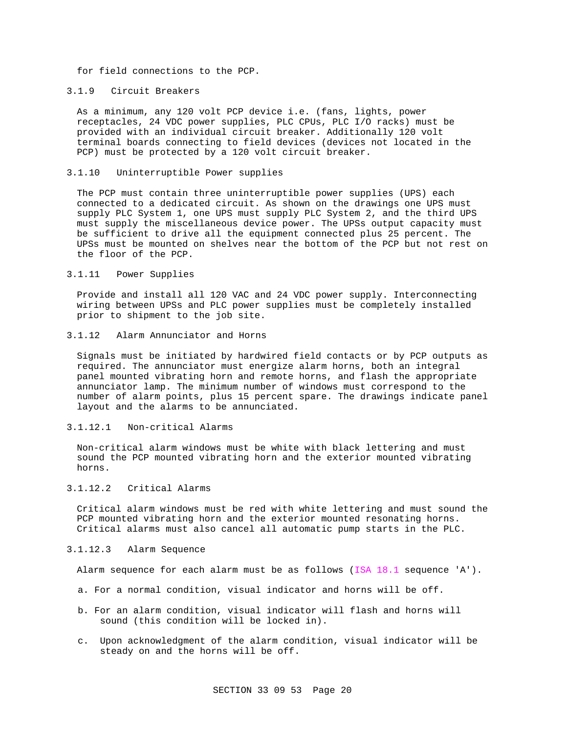for field connections to the PCP.

### 3.1.9 Circuit Breakers

As a minimum, any 120 volt PCP device i.e. (fans, lights, power receptacles, 24 VDC power supplies, PLC CPUs, PLC I/O racks) must be provided with an individual circuit breaker. Additionally 120 volt terminal boards connecting to field devices (devices not located in the PCP) must be protected by a 120 volt circuit breaker.

### 3.1.10 Uninterruptible Power supplies

The PCP must contain three uninterruptible power supplies (UPS) each connected to a dedicated circuit. As shown on the drawings one UPS must supply PLC System 1, one UPS must supply PLC System 2, and the third UPS must supply the miscellaneous device power. The UPSs output capacity must be sufficient to drive all the equipment connected plus 25 percent. The UPSs must be mounted on shelves near the bottom of the PCP but not rest on the floor of the PCP.

### 3.1.11 Power Supplies

Provide and install all 120 VAC and 24 VDC power supply. Interconnecting wiring between UPSs and PLC power supplies must be completely installed prior to shipment to the job site.

### 3.1.12 Alarm Annunciator and Horns

Signals must be initiated by hardwired field contacts or by PCP outputs as required. The annunciator must energize alarm horns, both an integral panel mounted vibrating horn and remote horns, and flash the appropriate annunciator lamp. The minimum number of windows must correspond to the number of alarm points, plus 15 percent spare. The drawings indicate panel layout and the alarms to be annunciated.

#### 3.1.12.1 Non-critical Alarms

Non-critical alarm windows must be white with black lettering and must sound the PCP mounted vibrating horn and the exterior mounted vibrating horns.

#### 3.1.12.2 Critical Alarms

Critical alarm windows must be red with white lettering and must sound the PCP mounted vibrating horn and the exterior mounted resonating horns. Critical alarms must also cancel all automatic pump starts in the PLC.

#### 3.1.12.3 Alarm Sequence

Alarm sequence for each alarm must be as follows (ISA 18.1 sequence 'A').

a. For a normal condition, visual indicator and horns will be off.

b. For an alarm condition, visual indicator will flash and horns will sound (this condition will be locked in).

c. Upon acknowledgment of the alarm condition, visual indicator will be steady on and the horns will be off.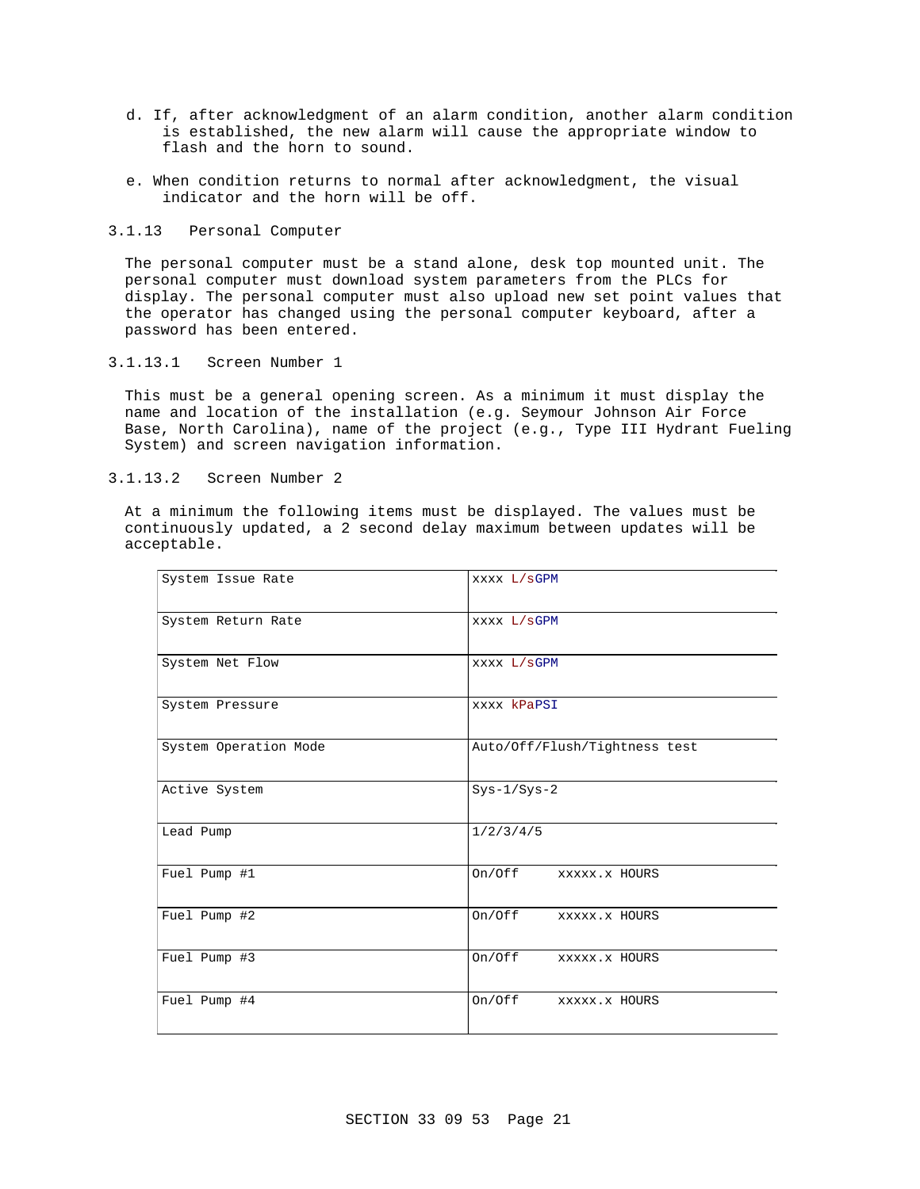d. If, after acknowledgment of an alarm condition, another alarm condition is established, the new alarm will cause the appropriate window to flash and the horn to sound.

e. When condition returns to normal after acknowledgment, the visual indicator and the horn will be off.

### 3.1.13 Personal Computer

The personal computer must be a stand alone, desk top mounted unit. The personal computer must download system parameters from the PLCs for display. The personal computer must also upload new set point values that the operator has changed using the personal computer keyboard, after a password has been entered.

#### 3.1.13.1 Screen Number 1

This must be a general opening screen. As a minimum it must display the name and location of the installation (e.g. Seymour Johnson Air Force Base, North Carolina), name of the project (e.g., Type III Hydrant Fueling System) and screen navigation information.

#### 3.1.13.2 Screen Number 2

At a minimum the following items must be displayed. The values must be continuously updated, a 2 second delay maximum between updates will be acceptable.

| | |
|---|---|
| System Issue Rate | xxxx L/sGPM |
| System Return Rate | xxxx L/sGPM |
| System Net Flow | xxxx L/sGPM |
| System Pressure | xxxx kPaPSI |
| System Operation Mode | Auto/Off/Flush/Tightness test |
| Active System | Sys-1/Sys-2 |
| Lead Pump | 1/2/3/4/5 |
| Fuel Pump #1 | On/Off xxxxx.x HOURS |
| Fuel Pump #2 | On/Off xxxxx.x HOURS |
| Fuel Pump #3 | On/Off xxxxx.x HOURS |
| Fuel Pump #4 | On/Off xxxxx.x HOURS |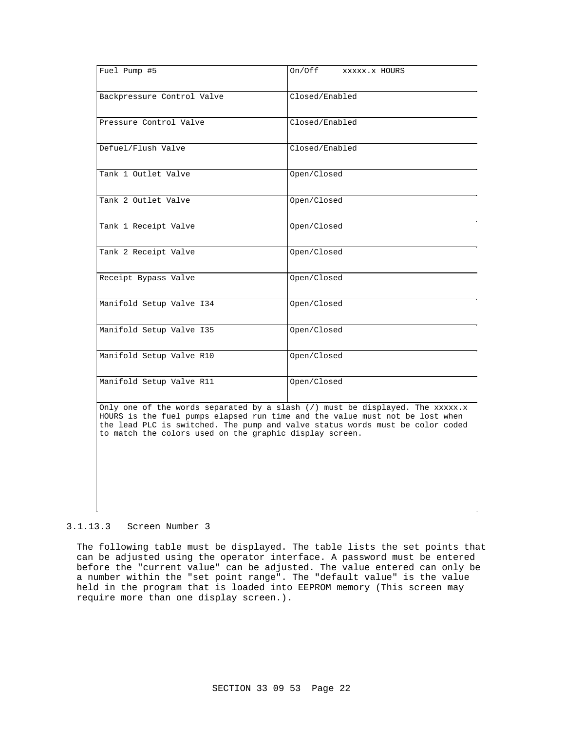| | |
|---|---|
| Fuel Pump #5 | On/Off     xxxxx.x HOURS |
| Backpressure Control Valve | Closed/Enabled |
| Pressure Control Valve | Closed/Enabled |
| Defuel/Flush Valve | Closed/Enabled |
| Tank 1 Outlet Valve | Open/Closed |
| Tank 2 Outlet Valve | Open/Closed |
| Tank 1 Receipt Valve | Open/Closed |
| Tank 2 Receipt Valve | Open/Closed |
| Receipt Bypass Valve | Open/Closed |
| Manifold Setup Valve I34 | Open/Closed |
| Manifold Setup Valve I35 | Open/Closed |
| Manifold Setup Valve R10 | Open/Closed |
| Manifold Setup Valve R11 | Open/Closed |

Only one of the words separated by a slash (/) must be displayed. The xxxxx.x HOURS is the fuel pumps elapsed run time and the value must not be lost when the lead PLC is switched. The pump and valve status words must be color coded to match the colors used on the graphic display screen.

#### 3.1.13.3 Screen Number 3

The following table must be displayed. The table lists the set points that can be adjusted using the operator interface. A password must be entered before the "current value" can be adjusted. The value entered can only be a number within the "set point range". The "default value" is the value held in the program that is loaded into EEPROM memory (This screen may require more than one display screen.).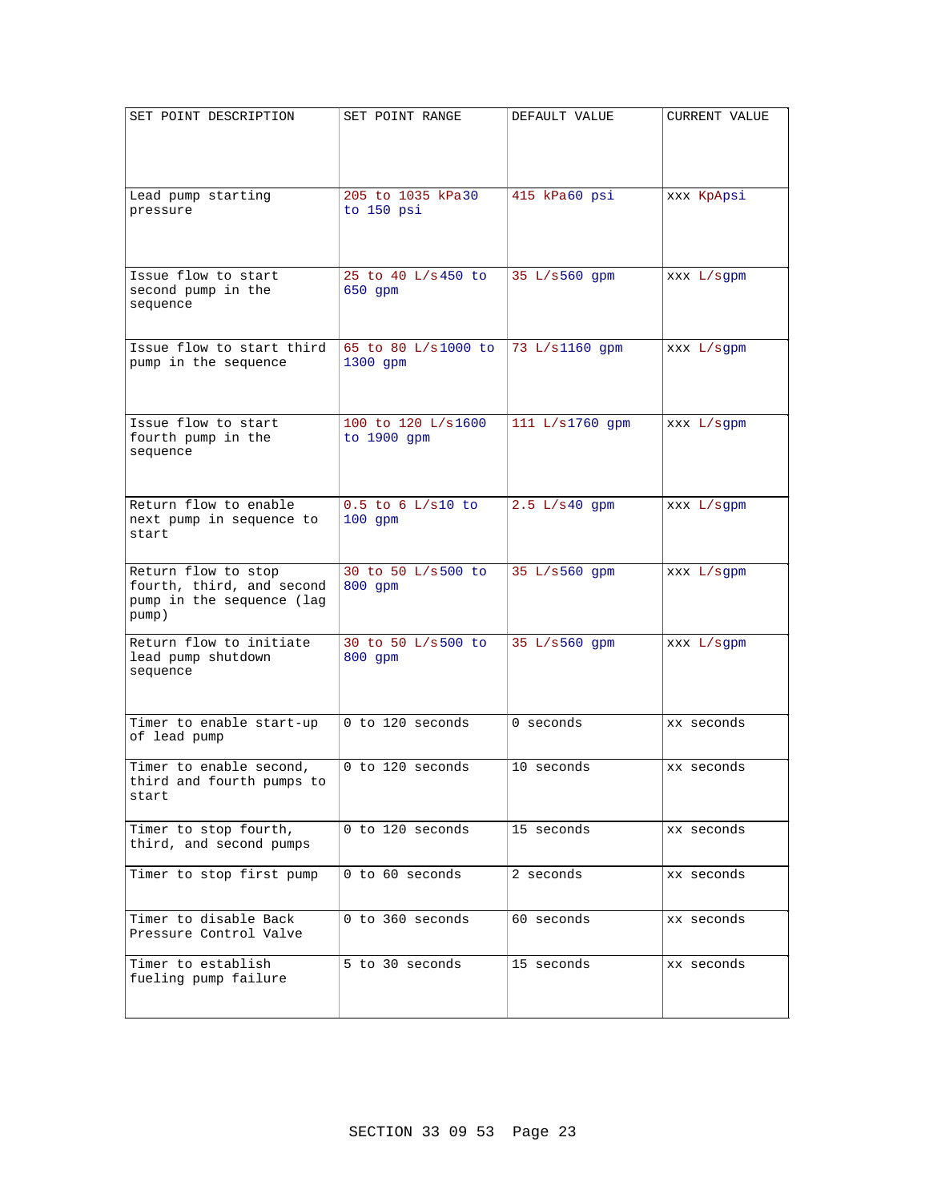| SET POINT DESCRIPTION | SET POINT RANGE | DEFAULT VALUE | CURRENT VALUE |
|---|---|---|---|
| Lead pump starting pressure | 205 to 1035 kPa30 to 150 psi | 415 kPa60 psi | xxx KpApsi |
| Issue flow to start second pump in the sequence | 25 to 40 L/s450 to 650 gpm | 35 L/s560 gpm | xxx L/sgpm |
| Issue flow to start third pump in the sequence | 65 to 80 L/s1000 to 1300 gpm | 73 L/s1160 gpm | xxx L/sgpm |
| Issue flow to start fourth pump in the sequence | 100 to 120 L/s1600 to 1900 gpm | 111 L/s1760 gpm | xxx L/sgpm |
| Return flow to enable next pump in sequence to start | 0.5 to 6 L/s10 to 100 gpm | 2.5 L/s40 gpm | xxx L/sgpm |
| Return flow to stop fourth, third, and second pump in the sequence (lag pump) | 30 to 50 L/s500 to 800 gpm | 35 L/s560 gpm | xxx L/sgpm |
| Return flow to initiate lead pump shutdown sequence | 30 to 50 L/s500 to 800 gpm | 35 L/s560 gpm | xxx L/sgpm |
| Timer to enable start-up of lead pump | 0 to 120 seconds | 0 seconds | xx seconds |
| Timer to enable second, third and fourth pumps to start | 0 to 120 seconds | 10 seconds | xx seconds |
| Timer to stop fourth, third, and second pumps | 0 to 120 seconds | 15 seconds | xx seconds |
| Timer to stop first pump | 0 to 60 seconds | 2 seconds | xx seconds |
| Timer to disable Back Pressure Control Valve | 0 to 360 seconds | 60 seconds | xx seconds |
| Timer to establish fueling pump failure | 5 to 30 seconds | 15 seconds | xx seconds |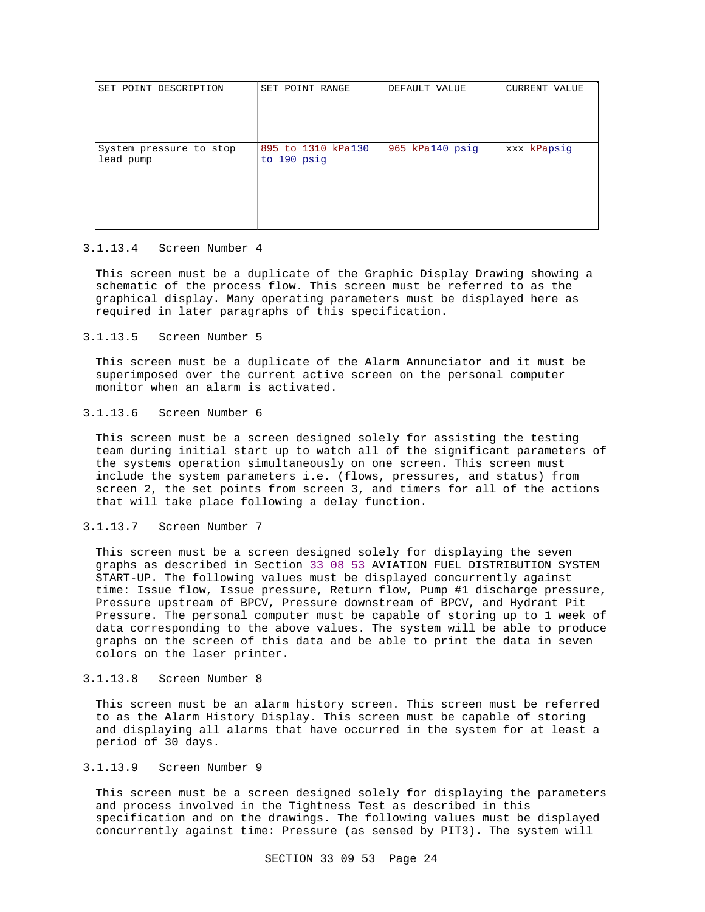| SET POINT DESCRIPTION | SET POINT RANGE | DEFAULT VALUE | CURRENT VALUE |
|---|---|---|---|
| System pressure to stop lead pump | 895 to 1310 kPa130 to 190 psig | 965 kPa140 psig | xxx kPapsig |

### 3.1.13.4 Screen Number 4

This screen must be a duplicate of the Graphic Display Drawing showing a schematic of the process flow. This screen must be referred to as the graphical display. Many operating parameters must be displayed here as required in later paragraphs of this specification.

### 3.1.13.5 Screen Number 5

This screen must be a duplicate of the Alarm Annunciator and it must be superimposed over the current active screen on the personal computer monitor when an alarm is activated.

### 3.1.13.6 Screen Number 6

This screen must be a screen designed solely for assisting the testing team during initial start up to watch all of the significant parameters of the systems operation simultaneously on one screen. This screen must include the system parameters i.e. (flows, pressures, and status) from screen 2, the set points from screen 3, and timers for all of the actions that will take place following a delay function.

### 3.1.13.7 Screen Number 7

This screen must be a screen designed solely for displaying the seven graphs as described in Section 33 08 53 AVIATION FUEL DISTRIBUTION SYSTEM START-UP. The following values must be displayed concurrently against time: Issue flow, Issue pressure, Return flow, Pump #1 discharge pressure, Pressure upstream of BPCV, Pressure downstream of BPCV, and Hydrant Pit Pressure. The personal computer must be capable of storing up to 1 week of data corresponding to the above values. The system will be able to produce graphs on the screen of this data and be able to print the data in seven colors on the laser printer.

### 3.1.13.8 Screen Number 8

This screen must be an alarm history screen. This screen must be referred to as the Alarm History Display. This screen must be capable of storing and displaying all alarms that have occurred in the system for at least a period of 30 days.

### 3.1.13.9 Screen Number 9

This screen must be a screen designed solely for displaying the parameters and process involved in the Tightness Test as described in this specification and on the drawings. The following values must be displayed concurrently against time: Pressure (as sensed by PIT3). The system will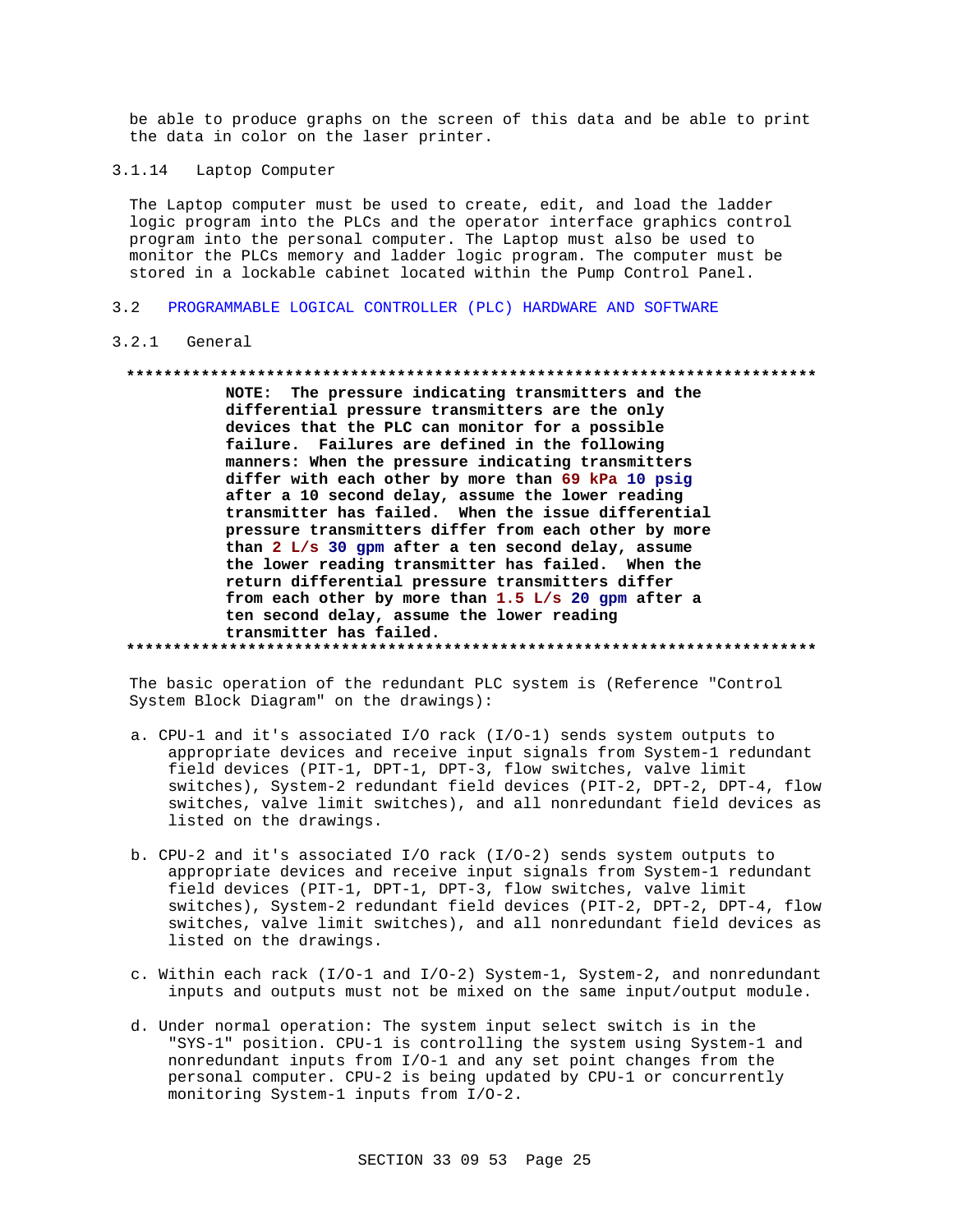be able to produce graphs on the screen of this data and be able to print the data in color on the laser printer.

### 3.1.14 Laptop Computer

The Laptop computer must be used to create, edit, and load the ladder logic program into the PLCs and the operator interface graphics control program into the personal computer. The Laptop must also be used to monitor the PLCs memory and ladder logic program. The computer must be stored in a lockable cabinet located within the Pump Control Panel.

## 3.2 PROGRAMMABLE LOGICAL CONTROLLER (PLC) HARDWARE AND SOFTWARE

### 3.2.1 General

**************************************************************************

**NOTE: The pressure indicating transmitters and the differential pressure transmitters are the only devices that the PLC can monitor for a possible failure. Failures are defined in the following manners: When the pressure indicating transmitters differ with each other by more than 69 kPa 10 psig after a 10 second delay, assume the lower reading transmitter has failed. When the issue differential pressure transmitters differ from each other by more than 2 L/s 30 gpm after a ten second delay, assume the lower reading transmitter has failed. When the return differential pressure transmitters differ from each other by more than 1.5 L/s 20 gpm after a ten second delay, assume the lower reading transmitter has failed.**

**************************************************************************

The basic operation of the redundant PLC system is (Reference "Control System Block Diagram" on the drawings):

a. CPU-1 and it's associated I/O rack (I/O-1) sends system outputs to appropriate devices and receive input signals from System-1 redundant field devices (PIT-1, DPT-1, DPT-3, flow switches, valve limit switches), System-2 redundant field devices (PIT-2, DPT-2, DPT-4, flow switches, valve limit switches), and all nonredundant field devices as listed on the drawings.

b. CPU-2 and it's associated I/O rack (I/O-2) sends system outputs to appropriate devices and receive input signals from System-1 redundant field devices (PIT-1, DPT-1, DPT-3, flow switches, valve limit switches), System-2 redundant field devices (PIT-2, DPT-2, DPT-4, flow switches, valve limit switches), and all nonredundant field devices as listed on the drawings.

c. Within each rack (I/O-1 and I/O-2) System-1, System-2, and nonredundant inputs and outputs must not be mixed on the same input/output module.

d. Under normal operation: The system input select switch is in the "SYS-1" position. CPU-1 is controlling the system using System-1 and nonredundant inputs from I/O-1 and any set point changes from the personal computer. CPU-2 is being updated by CPU-1 or concurrently monitoring System-1 inputs from I/O-2.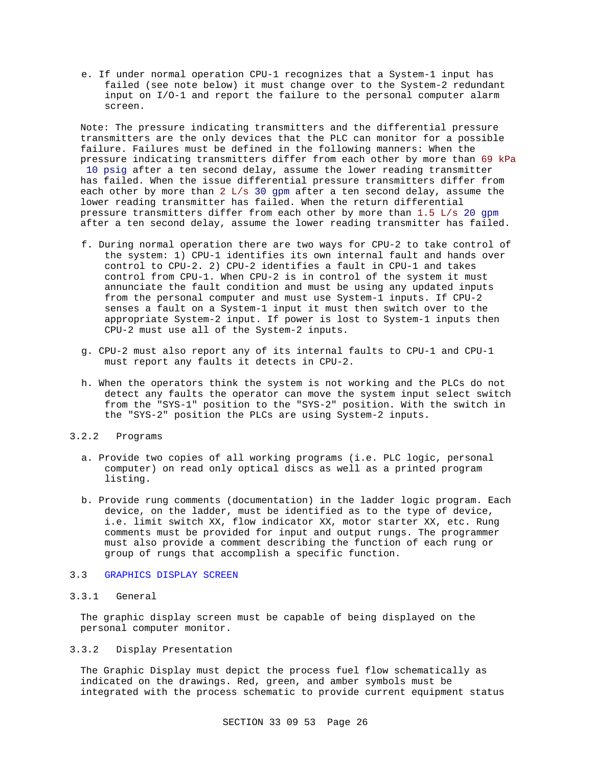e. If under normal operation CPU-1 recognizes that a System-1 input has failed (see note below) it must change over to the System-2 redundant input on I/O-1 and report the failure to the personal computer alarm screen.

Note: The pressure indicating transmitters and the differential pressure transmitters are the only devices that the PLC can monitor for a possible failure. Failures must be defined in the following manners: When the pressure indicating transmitters differ from each other by more than 69 kPa 10 psig after a ten second delay, assume the lower reading transmitter has failed. When the issue differential pressure transmitters differ from each other by more than 2 L/s 30 gpm after a ten second delay, assume the lower reading transmitter has failed. When the return differential pressure transmitters differ from each other by more than 1.5 L/s 20 gpm after a ten second delay, assume the lower reading transmitter has failed.

f. During normal operation there are two ways for CPU-2 to take control of the system: 1) CPU-1 identifies its own internal fault and hands over control to CPU-2. 2) CPU-2 identifies a fault in CPU-1 and takes control from CPU-1. When CPU-2 is in control of the system it must annunciate the fault condition and must be using any updated inputs from the personal computer and must use System-1 inputs. If CPU-2 senses a fault on a System-1 input it must then switch over to the appropriate System-2 input. If power is lost to System-1 inputs then CPU-2 must use all of the System-2 inputs.

g. CPU-2 must also report any of its internal faults to CPU-1 and CPU-1 must report any faults it detects in CPU-2.

h. When the operators think the system is not working and the PLCs do not detect any faults the operator can move the system input select switch from the "SYS-1" position to the "SYS-2" position. With the switch in the "SYS-2" position the PLCs are using System-2 inputs.

### 3.2.2 Programs

a. Provide two copies of all working programs (i.e. PLC logic, personal computer) on read only optical discs as well as a printed program listing.

b. Provide rung comments (documentation) in the ladder logic program. Each device, on the ladder, must be identified as to the type of device, i.e. limit switch XX, flow indicator XX, motor starter XX, etc. Rung comments must be provided for input and output rungs. The programmer must also provide a comment describing the function of each rung or group of rungs that accomplish a specific function.

## 3.3 GRAPHICS DISPLAY SCREEN

### 3.3.1 General

The graphic display screen must be capable of being displayed on the personal computer monitor.

### 3.3.2 Display Presentation

The Graphic Display must depict the process fuel flow schematically as indicated on the drawings. Red, green, and amber symbols must be integrated with the process schematic to provide current equipment status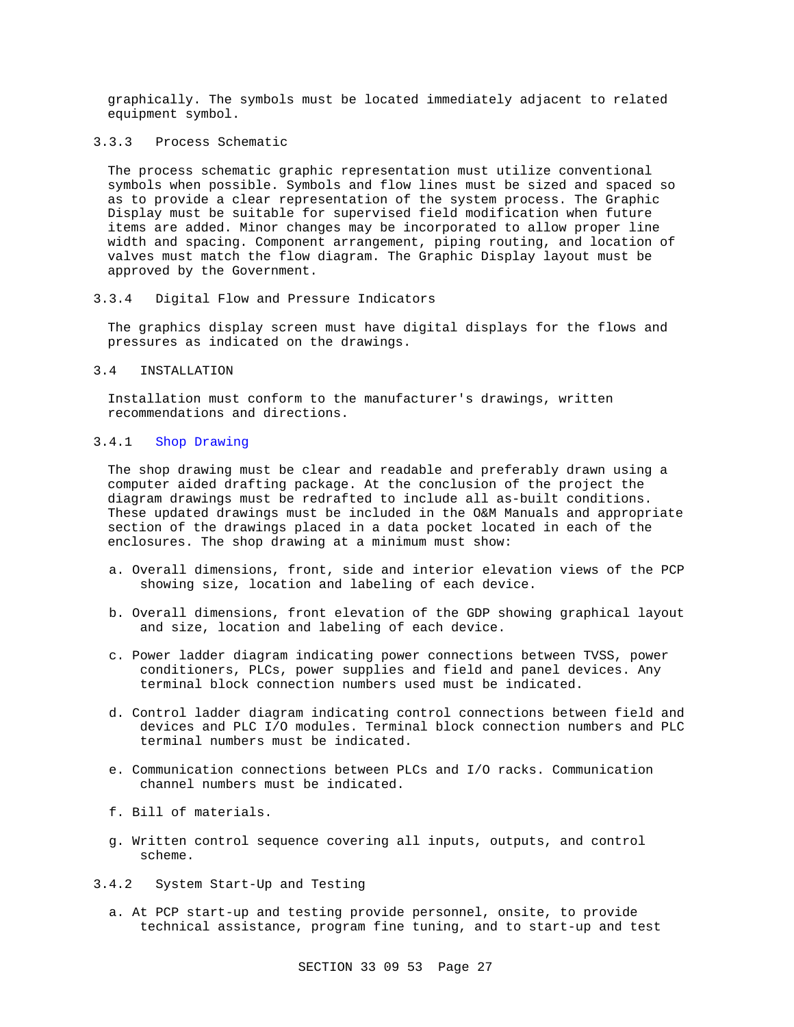graphically. The symbols must be located immediately adjacent to related equipment symbol.

### 3.3.3 Process Schematic

The process schematic graphic representation must utilize conventional symbols when possible. Symbols and flow lines must be sized and spaced so as to provide a clear representation of the system process. The Graphic Display must be suitable for supervised field modification when future items are added. Minor changes may be incorporated to allow proper line width and spacing. Component arrangement, piping routing, and location of valves must match the flow diagram. The Graphic Display layout must be approved by the Government.

### 3.3.4 Digital Flow and Pressure Indicators

The graphics display screen must have digital displays for the flows and pressures as indicated on the drawings.

## 3.4 INSTALLATION

Installation must conform to the manufacturer's drawings, written recommendations and directions.

### 3.4.1 Shop Drawing

The shop drawing must be clear and readable and preferably drawn using a computer aided drafting package. At the conclusion of the project the diagram drawings must be redrafted to include all as-built conditions. These updated drawings must be included in the O&M Manuals and appropriate section of the drawings placed in a data pocket located in each of the enclosures. The shop drawing at a minimum must show:

a. Overall dimensions, front, side and interior elevation views of the PCP showing size, location and labeling of each device.

b. Overall dimensions, front elevation of the GDP showing graphical layout and size, location and labeling of each device.

c. Power ladder diagram indicating power connections between TVSS, power conditioners, PLCs, power supplies and field and panel devices. Any terminal block connection numbers used must be indicated.

d. Control ladder diagram indicating control connections between field and devices and PLC I/O modules. Terminal block connection numbers and PLC terminal numbers must be indicated.

e. Communication connections between PLCs and I/O racks. Communication channel numbers must be indicated.

f. Bill of materials.

g. Written control sequence covering all inputs, outputs, and control scheme.

### 3.4.2 System Start-Up and Testing

a. At PCP start-up and testing provide personnel, onsite, to provide technical assistance, program fine tuning, and to start-up and test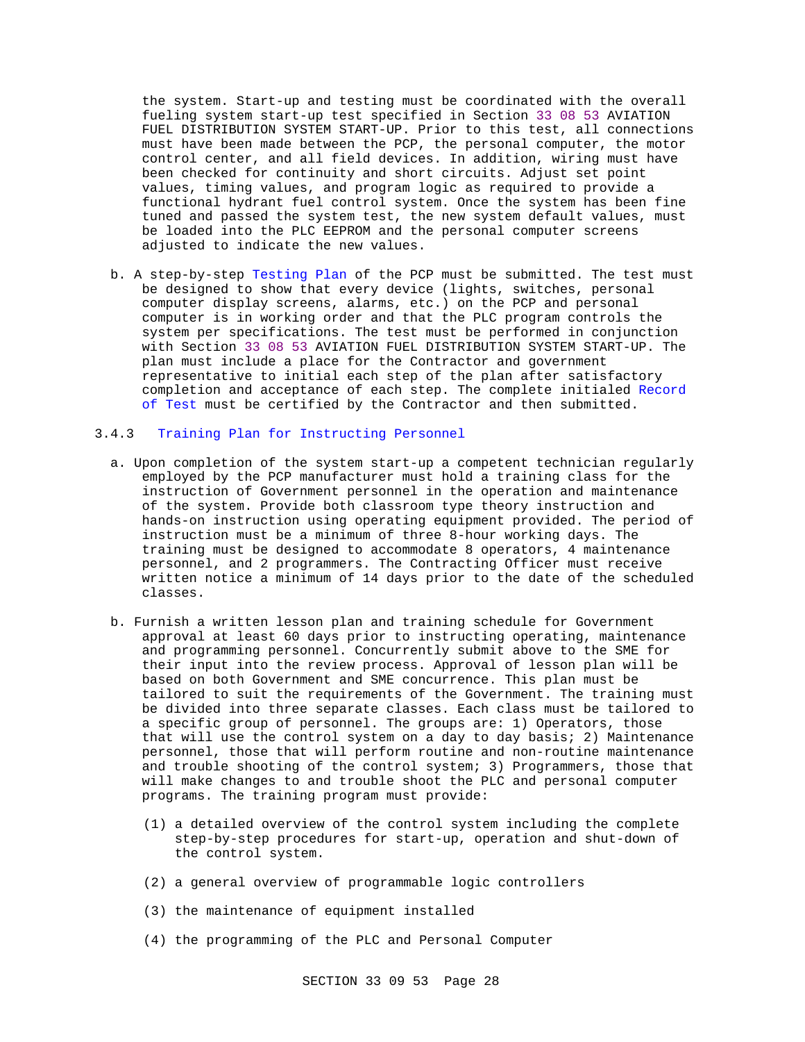the system. Start-up and testing must be coordinated with the overall fueling system start-up test specified in Section 33 08 53 AVIATION FUEL DISTRIBUTION SYSTEM START-UP. Prior to this test, all connections must have been made between the PCP, the personal computer, the motor control center, and all field devices. In addition, wiring must have been checked for continuity and short circuits. Adjust set point values, timing values, and program logic as required to provide a functional hydrant fuel control system. Once the system has been fine tuned and passed the system test, the new system default values, must be loaded into the PLC EEPROM and the personal computer screens adjusted to indicate the new values.

b. A step-by-step Testing Plan of the PCP must be submitted. The test must be designed to show that every device (lights, switches, personal computer display screens, alarms, etc.) on the PCP and personal computer is in working order and that the PLC program controls the system per specifications. The test must be performed in conjunction with Section 33 08 53 AVIATION FUEL DISTRIBUTION SYSTEM START-UP. The plan must include a place for the Contractor and government representative to initial each step of the plan after satisfactory completion and acceptance of each step. The complete initialed Record of Test must be certified by the Contractor and then submitted.

### 3.4.3 Training Plan for Instructing Personnel

a. Upon completion of the system start-up a competent technician regularly employed by the PCP manufacturer must hold a training class for the instruction of Government personnel in the operation and maintenance of the system. Provide both classroom type theory instruction and hands-on instruction using operating equipment provided. The period of instruction must be a minimum of three 8-hour working days. The training must be designed to accommodate 8 operators, 4 maintenance personnel, and 2 programmers. The Contracting Officer must receive written notice a minimum of 14 days prior to the date of the scheduled classes.

b. Furnish a written lesson plan and training schedule for Government approval at least 60 days prior to instructing operating, maintenance and programming personnel. Concurrently submit above to the SME for their input into the review process. Approval of lesson plan will be based on both Government and SME concurrence. This plan must be tailored to suit the requirements of the Government. The training must be divided into three separate classes. Each class must be tailored to a specific group of personnel. The groups are: 1) Operators, those that will use the control system on a day to day basis; 2) Maintenance personnel, those that will perform routine and non-routine maintenance and trouble shooting of the control system; 3) Programmers, those that will make changes to and trouble shoot the PLC and personal computer programs. The training program must provide:

   (1) a detailed overview of the control system including the complete step-by-step procedures for start-up, operation and shut-down of the control system.

   (2) a general overview of programmable logic controllers

   (3) the maintenance of equipment installed

   (4) the programming of the PLC and Personal Computer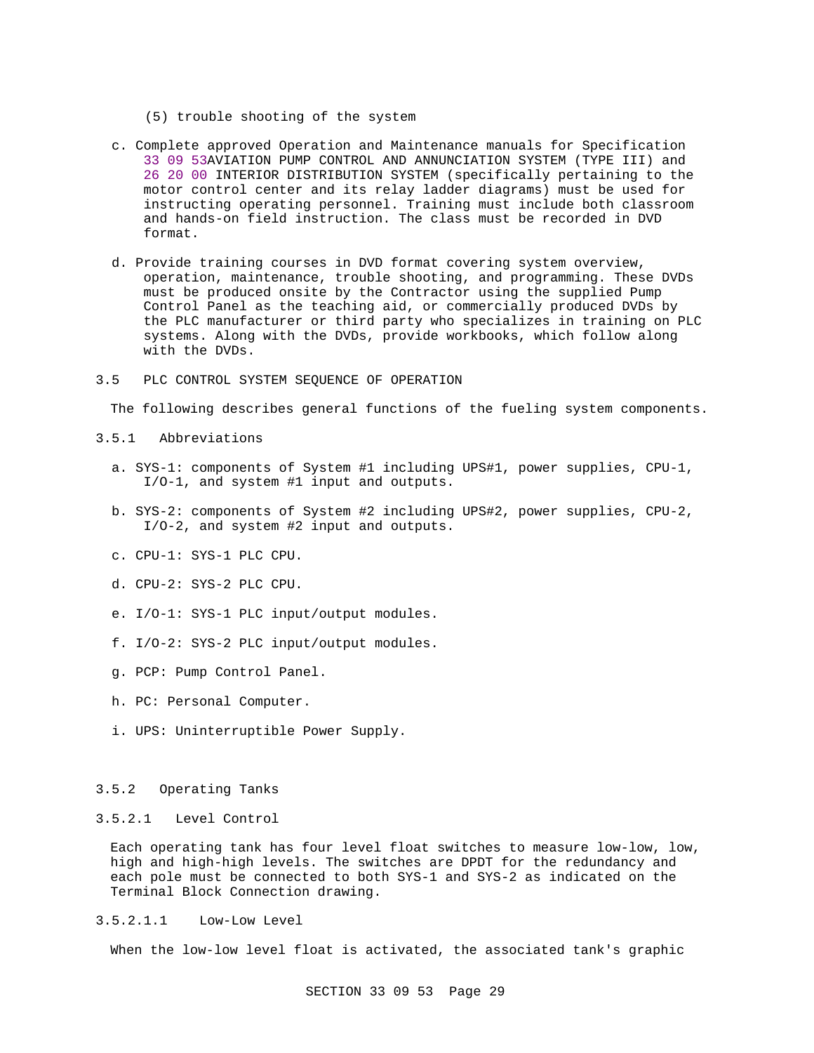(5) trouble shooting of the system

c. Complete approved Operation and Maintenance manuals for Specification 33 09 53AVIATION PUMP CONTROL AND ANNUNCIATION SYSTEM (TYPE III) and 26 20 00 INTERIOR DISTRIBUTION SYSTEM (specifically pertaining to the motor control center and its relay ladder diagrams) must be used for instructing operating personnel. Training must include both classroom and hands-on field instruction. The class must be recorded in DVD format.

d. Provide training courses in DVD format covering system overview, operation, maintenance, trouble shooting, and programming. These DVDs must be produced onsite by the Contractor using the supplied Pump Control Panel as the teaching aid, or commercially produced DVDs by the PLC manufacturer or third party who specializes in training on PLC systems. Along with the DVDs, provide workbooks, which follow along with the DVDs.

## 3.5 PLC CONTROL SYSTEM SEQUENCE OF OPERATION

The following describes general functions of the fueling system components.

### 3.5.1 Abbreviations

a. SYS-1: components of System #1 including UPS#1, power supplies, CPU-1, I/O-1, and system #1 input and outputs.

b. SYS-2: components of System #2 including UPS#2, power supplies, CPU-2, I/O-2, and system #2 input and outputs.

c. CPU-1: SYS-1 PLC CPU.

d. CPU-2: SYS-2 PLC CPU.

e. I/O-1: SYS-1 PLC input/output modules.

f. I/O-2: SYS-2 PLC input/output modules.

g. PCP: Pump Control Panel.

h. PC: Personal Computer.

i. UPS: Uninterruptible Power Supply.

### 3.5.2 Operating Tanks

#### 3.5.2.1 Level Control

Each operating tank has four level float switches to measure low-low, low, high and high-high levels. The switches are DPDT for the redundancy and each pole must be connected to both SYS-1 and SYS-2 as indicated on the Terminal Block Connection drawing.

##### 3.5.2.1.1 Low-Low Level

When the low-low level float is activated, the associated tank's graphic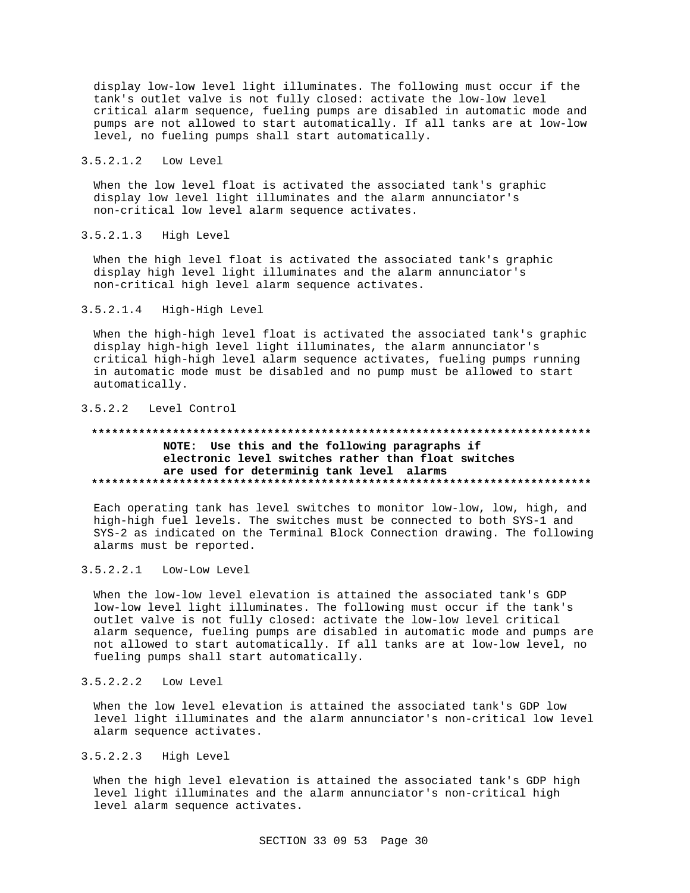display low-low level light illuminates. The following must occur if the tank's outlet valve is not fully closed: activate the low-low level critical alarm sequence, fueling pumps are disabled in automatic mode and pumps are not allowed to start automatically. If all tanks are at low-low level, no fueling pumps shall start automatically.

3.5.2.1.2 Low Level

When the low level float is activated the associated tank's graphic display low level light illuminates and the alarm annunciator's non-critical low level alarm sequence activates.

3.5.2.1.3 High Level

When the high level float is activated the associated tank's graphic display high level light illuminates and the alarm annunciator's non-critical high level alarm sequence activates.

3.5.2.1.4 High-High Level

When the high-high level float is activated the associated tank's graphic display high-high level light illuminates, the alarm annunciator's critical high-high level alarm sequence activates, fueling pumps running in automatic mode must be disabled and no pump must be allowed to start automatically.

3.5.2.2 Level Control

**************************************************************************

**NOTE: Use this and the following paragraphs if electronic level switches rather than float switches are used for determinig tank level alarms**

**************************************************************************

Each operating tank has level switches to monitor low-low, low, high, and high-high fuel levels. The switches must be connected to both SYS-1 and SYS-2 as indicated on the Terminal Block Connection drawing. The following alarms must be reported.

3.5.2.2.1 Low-Low Level

When the low-low level elevation is attained the associated tank's GDP low-low level light illuminates. The following must occur if the tank's outlet valve is not fully closed: activate the low-low level critical alarm sequence, fueling pumps are disabled in automatic mode and pumps are not allowed to start automatically. If all tanks are at low-low level, no fueling pumps shall start automatically.

3.5.2.2.2 Low Level

When the low level elevation is attained the associated tank's GDP low level light illuminates and the alarm annunciator's non-critical low level alarm sequence activates.

3.5.2.2.3 High Level

When the high level elevation is attained the associated tank's GDP high level light illuminates and the alarm annunciator's non-critical high level alarm sequence activates.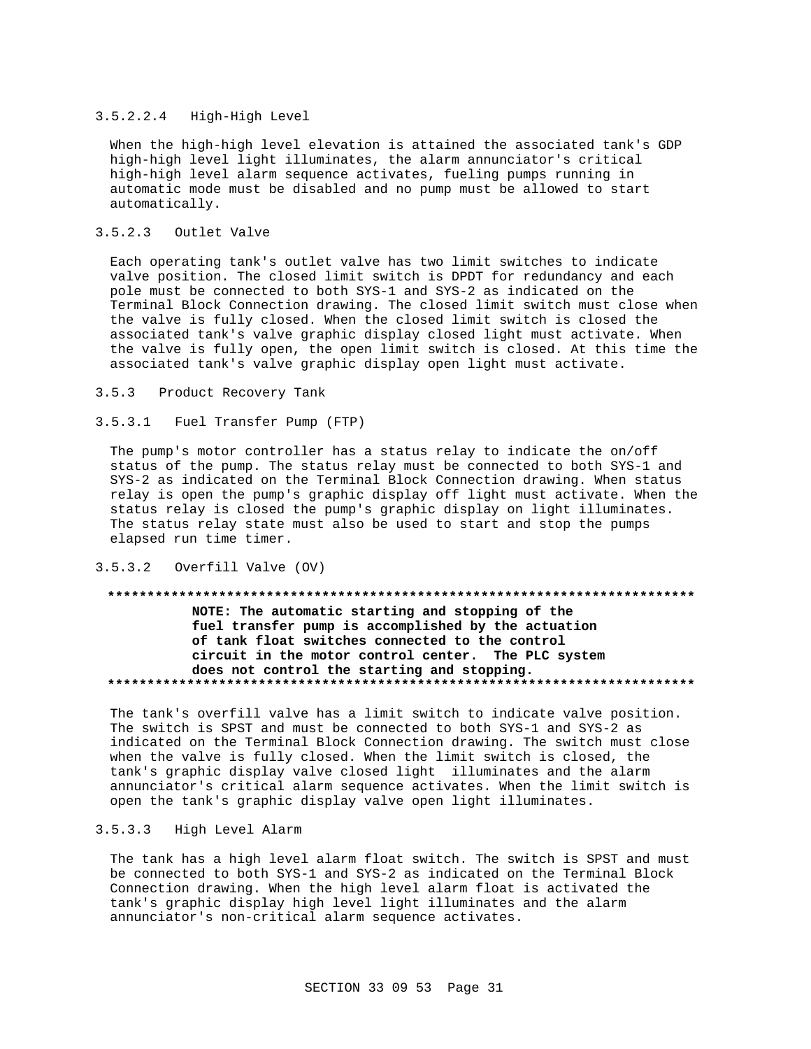#### 3.5.2.2.4 High-High Level

When the high-high level elevation is attained the associated tank's GDP high-high level light illuminates, the alarm annunciator's critical high-high level alarm sequence activates, fueling pumps running in automatic mode must be disabled and no pump must be allowed to start automatically.

### 3.5.2.3 Outlet Valve

Each operating tank's outlet valve has two limit switches to indicate valve position. The closed limit switch is DPDT for redundancy and each pole must be connected to both SYS-1 and SYS-2 as indicated on the Terminal Block Connection drawing. The closed limit switch must close when the valve is fully closed. When the closed limit switch is closed the associated tank's valve graphic display closed light must activate. When the valve is fully open, the open limit switch is closed. At this time the associated tank's valve graphic display open light must activate.

## 3.5.3 Product Recovery Tank

### 3.5.3.1 Fuel Transfer Pump (FTP)

The pump's motor controller has a status relay to indicate the on/off status of the pump. The status relay must be connected to both SYS-1 and SYS-2 as indicated on the Terminal Block Connection drawing. When status relay is open the pump's graphic display off light must activate. When the status relay is closed the pump's graphic display on light illuminates. The status relay state must also be used to start and stop the pumps elapsed run time timer.

### 3.5.3.2 Overfill Valve (OV)

**************************************************************************

**NOTE: The automatic starting and stopping of the fuel transfer pump is accomplished by the actuation of tank float switches connected to the control circuit in the motor control center. The PLC system does not control the starting and stopping.**

**************************************************************************

The tank's overfill valve has a limit switch to indicate valve position. The switch is SPST and must be connected to both SYS-1 and SYS-2 as indicated on the Terminal Block Connection drawing. The switch must close when the valve is fully closed. When the limit switch is closed, the tank's graphic display valve closed light illuminates and the alarm annunciator's critical alarm sequence activates. When the limit switch is open the tank's graphic display valve open light illuminates.

### 3.5.3.3 High Level Alarm

The tank has a high level alarm float switch. The switch is SPST and must be connected to both SYS-1 and SYS-2 as indicated on the Terminal Block Connection drawing. When the high level alarm float is activated the tank's graphic display high level light illuminates and the alarm annunciator's non-critical alarm sequence activates.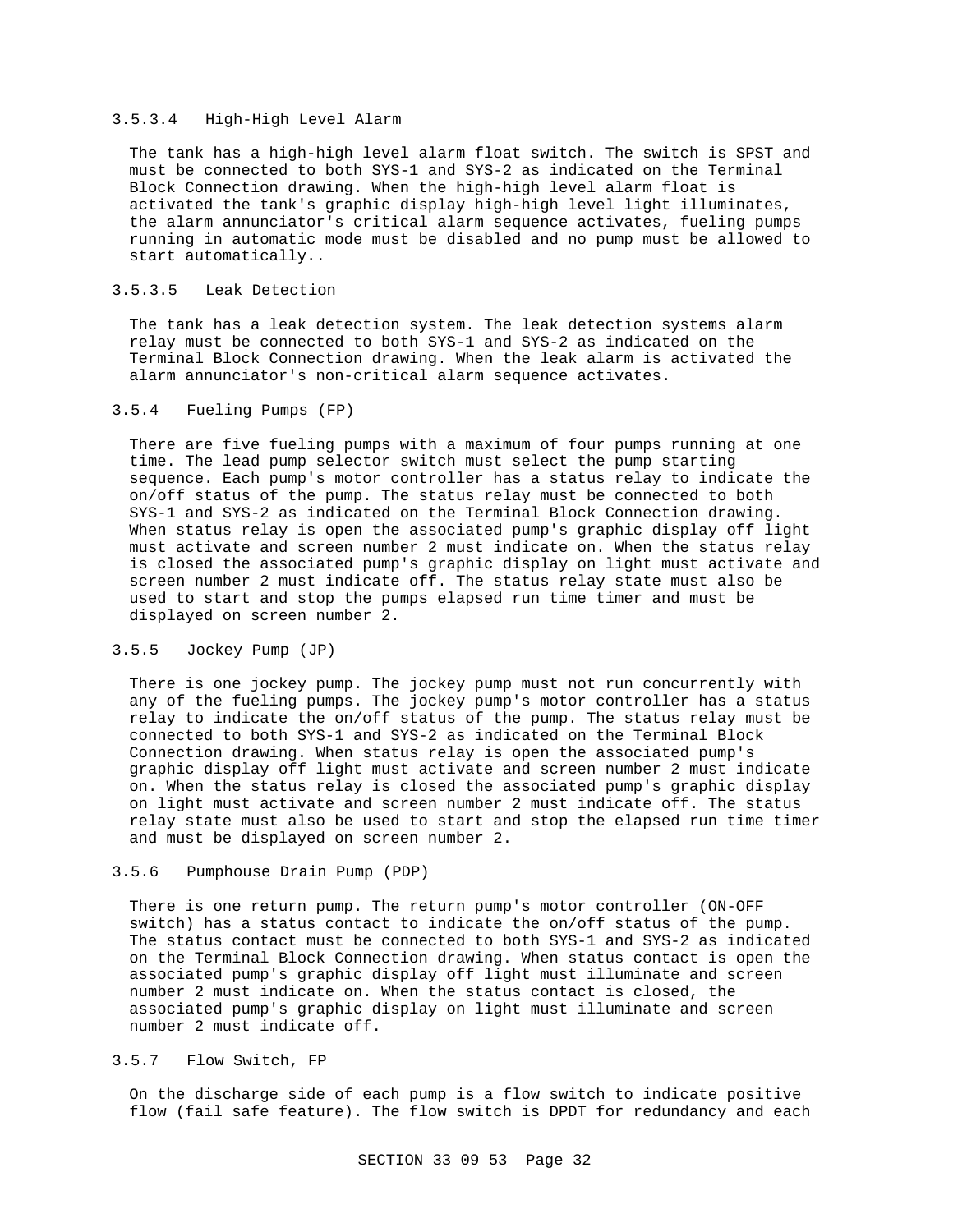#### 3.5.3.4 High-High Level Alarm

The tank has a high-high level alarm float switch. The switch is SPST and must be connected to both SYS-1 and SYS-2 as indicated on the Terminal Block Connection drawing. When the high-high level alarm float is activated the tank's graphic display high-high level light illuminates, the alarm annunciator's critical alarm sequence activates, fueling pumps running in automatic mode must be disabled and no pump must be allowed to start automatically..

#### 3.5.3.5 Leak Detection

The tank has a leak detection system. The leak detection systems alarm relay must be connected to both SYS-1 and SYS-2 as indicated on the Terminal Block Connection drawing. When the leak alarm is activated the alarm annunciator's non-critical alarm sequence activates.

### 3.5.4 Fueling Pumps (FP)

There are five fueling pumps with a maximum of four pumps running at one time. The lead pump selector switch must select the pump starting sequence. Each pump's motor controller has a status relay to indicate the on/off status of the pump. The status relay must be connected to both SYS-1 and SYS-2 as indicated on the Terminal Block Connection drawing. When status relay is open the associated pump's graphic display off light must activate and screen number 2 must indicate on. When the status relay is closed the associated pump's graphic display on light must activate and screen number 2 must indicate off. The status relay state must also be used to start and stop the pumps elapsed run time timer and must be displayed on screen number 2.

### 3.5.5 Jockey Pump (JP)

There is one jockey pump. The jockey pump must not run concurrently with any of the fueling pumps. The jockey pump's motor controller has a status relay to indicate the on/off status of the pump. The status relay must be connected to both SYS-1 and SYS-2 as indicated on the Terminal Block Connection drawing. When status relay is open the associated pump's graphic display off light must activate and screen number 2 must indicate on. When the status relay is closed the associated pump's graphic display on light must activate and screen number 2 must indicate off. The status relay state must also be used to start and stop the elapsed run time timer and must be displayed on screen number 2.

### 3.5.6 Pumphouse Drain Pump (PDP)

There is one return pump. The return pump's motor controller (ON-OFF switch) has a status contact to indicate the on/off status of the pump. The status contact must be connected to both SYS-1 and SYS-2 as indicated on the Terminal Block Connection drawing. When status contact is open the associated pump's graphic display off light must illuminate and screen number 2 must indicate on. When the status contact is closed, the associated pump's graphic display on light must illuminate and screen number 2 must indicate off.

### 3.5.7 Flow Switch, FP

On the discharge side of each pump is a flow switch to indicate positive flow (fail safe feature). The flow switch is DPDT for redundancy and each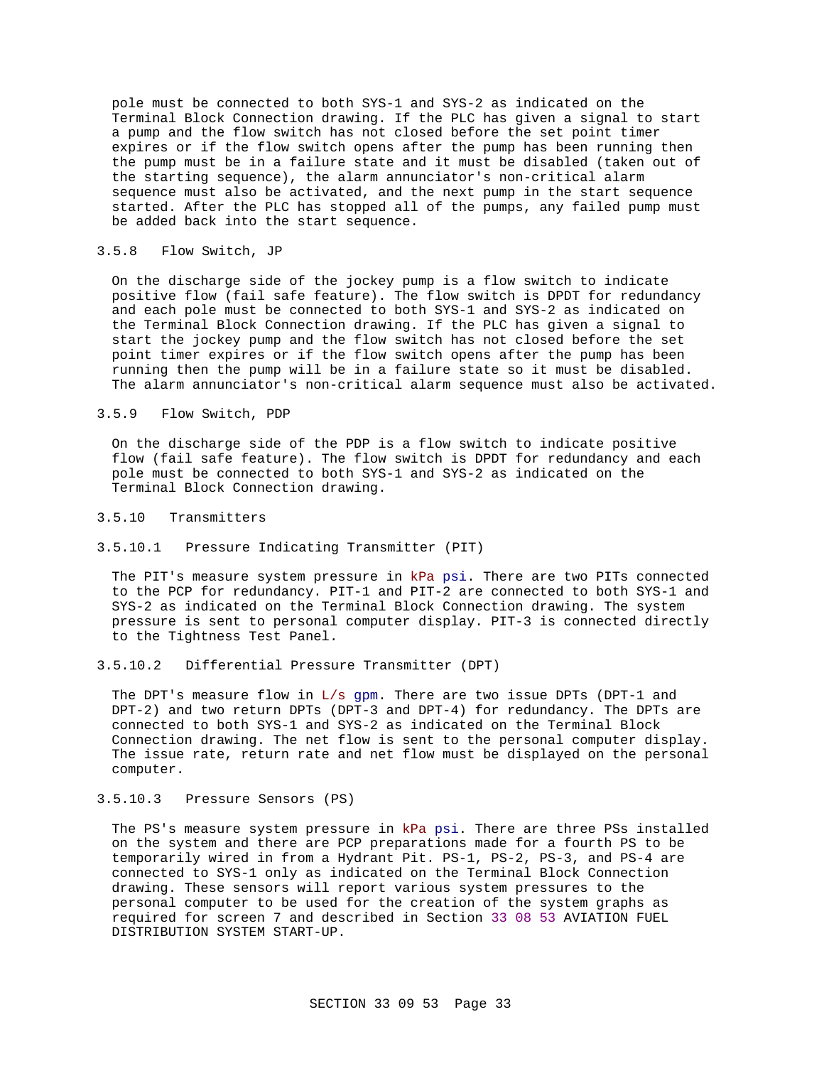pole must be connected to both SYS-1 and SYS-2 as indicated on the Terminal Block Connection drawing. If the PLC has given a signal to start a pump and the flow switch has not closed before the set point timer expires or if the flow switch opens after the pump has been running then the pump must be in a failure state and it must be disabled (taken out of the starting sequence), the alarm annunciator's non-critical alarm sequence must also be activated, and the next pump in the start sequence started. After the PLC has stopped all of the pumps, any failed pump must be added back into the start sequence.

### 3.5.8 Flow Switch, JP

On the discharge side of the jockey pump is a flow switch to indicate positive flow (fail safe feature). The flow switch is DPDT for redundancy and each pole must be connected to both SYS-1 and SYS-2 as indicated on the Terminal Block Connection drawing. If the PLC has given a signal to start the jockey pump and the flow switch has not closed before the set point timer expires or if the flow switch opens after the pump has been running then the pump will be in a failure state so it must be disabled. The alarm annunciator's non-critical alarm sequence must also be activated.

### 3.5.9 Flow Switch, PDP

On the discharge side of the PDP is a flow switch to indicate positive flow (fail safe feature). The flow switch is DPDT for redundancy and each pole must be connected to both SYS-1 and SYS-2 as indicated on the Terminal Block Connection drawing.

### 3.5.10 Transmitters

#### 3.5.10.1 Pressure Indicating Transmitter (PIT)

The PIT's measure system pressure in kPa psi. There are two PITs connected to the PCP for redundancy. PIT-1 and PIT-2 are connected to both SYS-1 and SYS-2 as indicated on the Terminal Block Connection drawing. The system pressure is sent to personal computer display. PIT-3 is connected directly to the Tightness Test Panel.

#### 3.5.10.2 Differential Pressure Transmitter (DPT)

The DPT's measure flow in L/s gpm. There are two issue DPTs (DPT-1 and DPT-2) and two return DPTs (DPT-3 and DPT-4) for redundancy. The DPTs are connected to both SYS-1 and SYS-2 as indicated on the Terminal Block Connection drawing. The net flow is sent to the personal computer display. The issue rate, return rate and net flow must be displayed on the personal computer.

#### 3.5.10.3 Pressure Sensors (PS)

The PS's measure system pressure in kPa psi. There are three PSs installed on the system and there are PCP preparations made for a fourth PS to be temporarily wired in from a Hydrant Pit. PS-1, PS-2, PS-3, and PS-4 are connected to SYS-1 only as indicated on the Terminal Block Connection drawing. These sensors will report various system pressures to the personal computer to be used for the creation of the system graphs as required for screen 7 and described in Section 33 08 53 AVIATION FUEL DISTRIBUTION SYSTEM START-UP.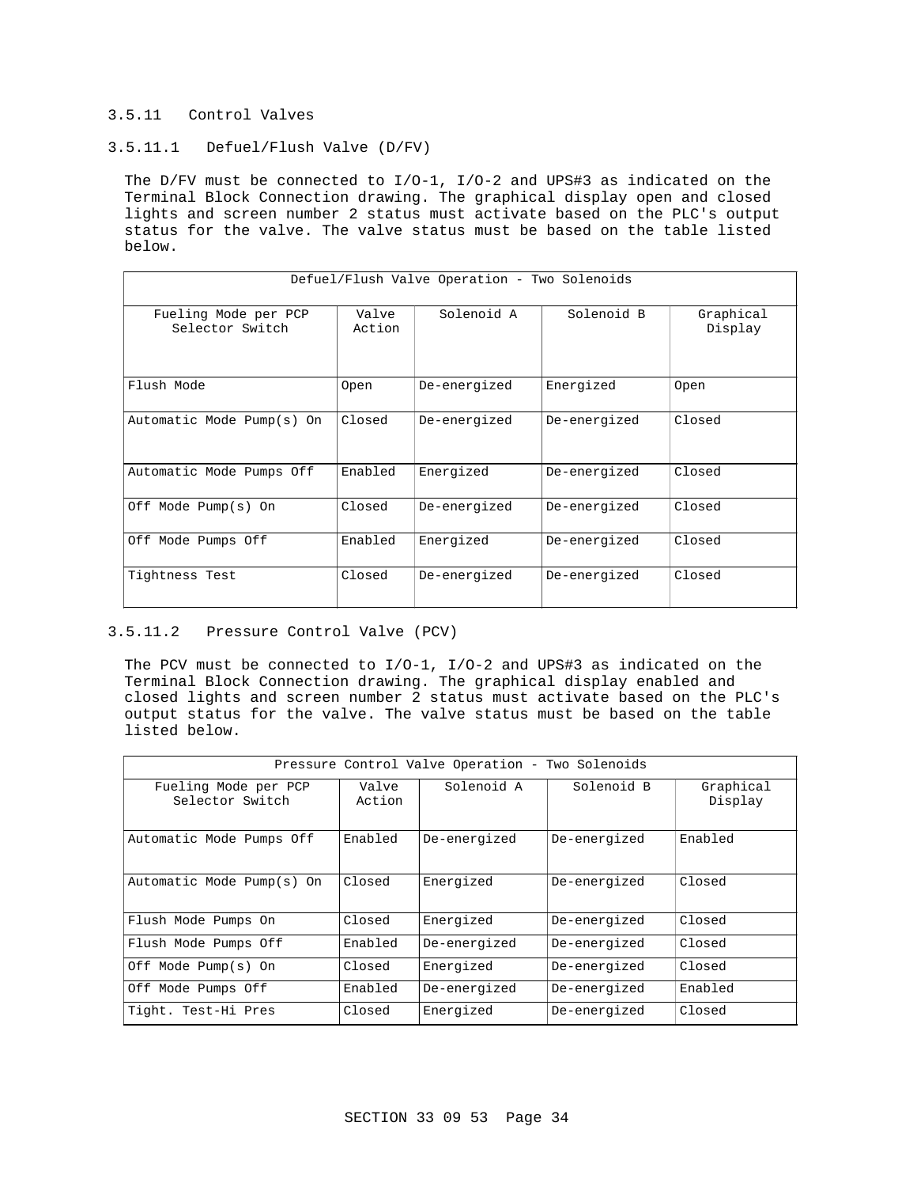#### 3.5.11 Control Valves

##### 3.5.11.1 Defuel/Flush Valve (D/FV)

The D/FV must be connected to I/O-1, I/O-2 and UPS#3 as indicated on the Terminal Block Connection drawing. The graphical display open and closed lights and screen number 2 status must activate based on the PLC's output status for the valve. The valve status must be based on the table listed below.

| Defuel/Flush Valve Operation - Two Solenoids | | | | |
|---|---|---|---|---|
| Fueling Mode per PCP Selector Switch | Valve Action | Solenoid A | Solenoid B | Graphical Display |
| Flush Mode | Open | De-energized | Energized | Open |
| Automatic Mode Pump(s) On | Closed | De-energized | De-energized | Closed |
| Automatic Mode Pumps Off | Enabled | Energized | De-energized | Closed |
| Off Mode Pump(s) On | Closed | De-energized | De-energized | Closed |
| Off Mode Pumps Off | Enabled | Energized | De-energized | Closed |
| Tightness Test | Closed | De-energized | De-energized | Closed |

##### 3.5.11.2 Pressure Control Valve (PCV)

The PCV must be connected to I/O-1, I/O-2 and UPS#3 as indicated on the Terminal Block Connection drawing. The graphical display enabled and closed lights and screen number 2 status must activate based on the PLC's output status for the valve. The valve status must be based on the table listed below.

| Pressure Control Valve Operation - Two Solenoids | | | | |
|---|---|---|---|---|
| Fueling Mode per PCP Selector Switch | Valve Action | Solenoid A | Solenoid B | Graphical Display |
| Automatic Mode Pumps Off | Enabled | De-energized | De-energized | Enabled |
| Automatic Mode Pump(s) On | Closed | Energized | De-energized | Closed |
| Flush Mode Pumps On | Closed | Energized | De-energized | Closed |
| Flush Mode Pumps Off | Enabled | De-energized | De-energized | Closed |
| Off Mode Pump(s) On | Closed | Energized | De-energized | Closed |
| Off Mode Pumps Off | Enabled | De-energized | De-energized | Enabled |
| Tight. Test-Hi Pres | Closed | Energized | De-energized | Closed |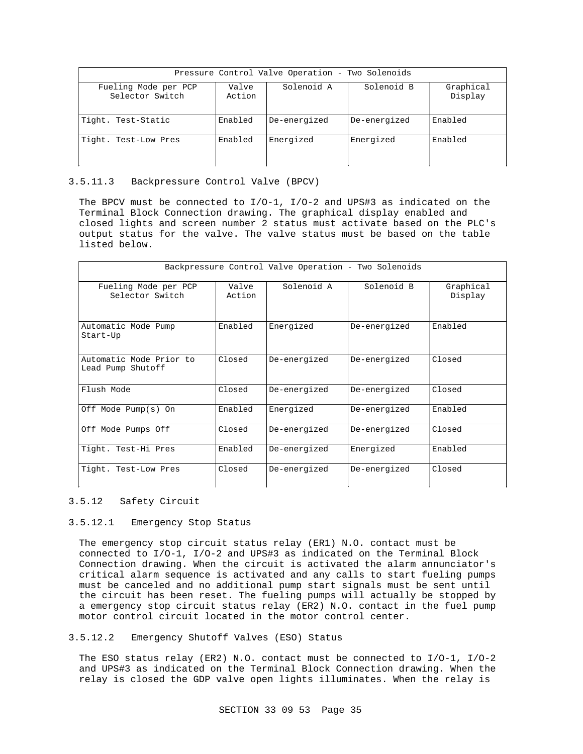| Pressure Control Valve Operation - Two Solenoids | | | | |
|---|---|---|---|---|
| Fueling Mode per PCP Selector Switch | Valve Action | Solenoid A | Solenoid B | Graphical Display |
| Tight. Test-Static | Enabled | De-energized | De-energized | Enabled |
| Tight. Test-Low Pres | Enabled | Energized | Energized | Enabled |

3.5.11.3 Backpressure Control Valve (BPCV)

The BPCV must be connected to I/O-1, I/O-2 and UPS#3 as indicated on the Terminal Block Connection drawing. The graphical display enabled and closed lights and screen number 2 status must activate based on the PLC's output status for the valve. The valve status must be based on the table listed below.

| Backpressure Control Valve Operation - Two Solenoids | | | | |
|---|---|---|---|---|
| Fueling Mode per PCP Selector Switch | Valve Action | Solenoid A | Solenoid B | Graphical Display |
| Automatic Mode Pump Start-Up | Enabled | Energized | De-energized | Enabled |
| Automatic Mode Prior to Lead Pump Shutoff | Closed | De-energized | De-energized | Closed |
| Flush Mode | Closed | De-energized | De-energized | Closed |
| Off Mode Pump(s) On | Enabled | Energized | De-energized | Enabled |
| Off Mode Pumps Off | Closed | De-energized | De-energized | Closed |
| Tight. Test-Hi Pres | Enabled | De-energized | Energized | Enabled |
| Tight. Test-Low Pres | Closed | De-energized | De-energized | Closed |

3.5.12 Safety Circuit

3.5.12.1 Emergency Stop Status

The emergency stop circuit status relay (ER1) N.O. contact must be connected to I/O-1, I/O-2 and UPS#3 as indicated on the Terminal Block Connection drawing. When the circuit is activated the alarm annunciator's critical alarm sequence is activated and any calls to start fueling pumps must be canceled and no additional pump start signals must be sent until the circuit has been reset. The fueling pumps will actually be stopped by a emergency stop circuit status relay (ER2) N.O. contact in the fuel pump motor control circuit located in the motor control center.

3.5.12.2 Emergency Shutoff Valves (ESO) Status

The ESO status relay (ER2) N.O. contact must be connected to I/O-1, I/O-2 and UPS#3 as indicated on the Terminal Block Connection drawing. When the relay is closed the GDP valve open lights illuminates. When the relay is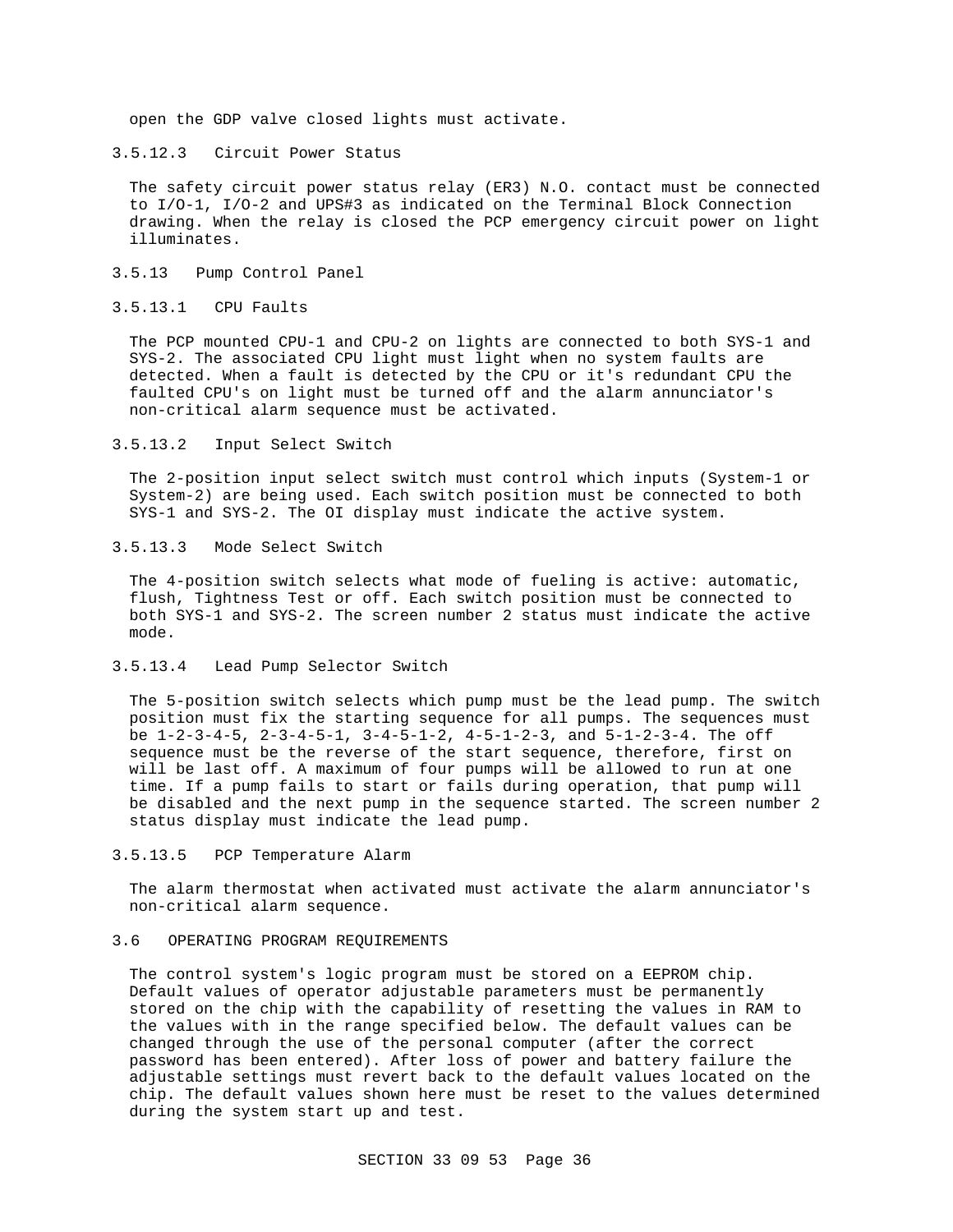open the GDP valve closed lights must activate.

#### 3.5.12.3 Circuit Power Status

The safety circuit power status relay (ER3) N.O. contact must be connected to I/O-1, I/O-2 and UPS#3 as indicated on the Terminal Block Connection drawing. When the relay is closed the PCP emergency circuit power on light illuminates.

### 3.5.13 Pump Control Panel

#### 3.5.13.1 CPU Faults

The PCP mounted CPU-1 and CPU-2 on lights are connected to both SYS-1 and SYS-2. The associated CPU light must light when no system faults are detected. When a fault is detected by the CPU or it's redundant CPU the faulted CPU's on light must be turned off and the alarm annunciator's non-critical alarm sequence must be activated.

#### 3.5.13.2 Input Select Switch

The 2-position input select switch must control which inputs (System-1 or System-2) are being used. Each switch position must be connected to both SYS-1 and SYS-2. The OI display must indicate the active system.

#### 3.5.13.3 Mode Select Switch

The 4-position switch selects what mode of fueling is active: automatic, flush, Tightness Test or off. Each switch position must be connected to both SYS-1 and SYS-2. The screen number 2 status must indicate the active mode.

#### 3.5.13.4 Lead Pump Selector Switch

The 5-position switch selects which pump must be the lead pump. The switch position must fix the starting sequence for all pumps. The sequences must be 1-2-3-4-5, 2-3-4-5-1, 3-4-5-1-2, 4-5-1-2-3, and 5-1-2-3-4. The off sequence must be the reverse of the start sequence, therefore, first on will be last off. A maximum of four pumps will be allowed to run at one time. If a pump fails to start or fails during operation, that pump will be disabled and the next pump in the sequence started. The screen number 2 status display must indicate the lead pump.

#### 3.5.13.5 PCP Temperature Alarm

The alarm thermostat when activated must activate the alarm annunciator's non-critical alarm sequence.

## 3.6 OPERATING PROGRAM REQUIREMENTS

The control system's logic program must be stored on a EEPROM chip. Default values of operator adjustable parameters must be permanently stored on the chip with the capability of resetting the values in RAM to the values with in the range specified below. The default values can be changed through the use of the personal computer (after the correct password has been entered). After loss of power and battery failure the adjustable settings must revert back to the default values located on the chip. The default values shown here must be reset to the values determined during the system start up and test.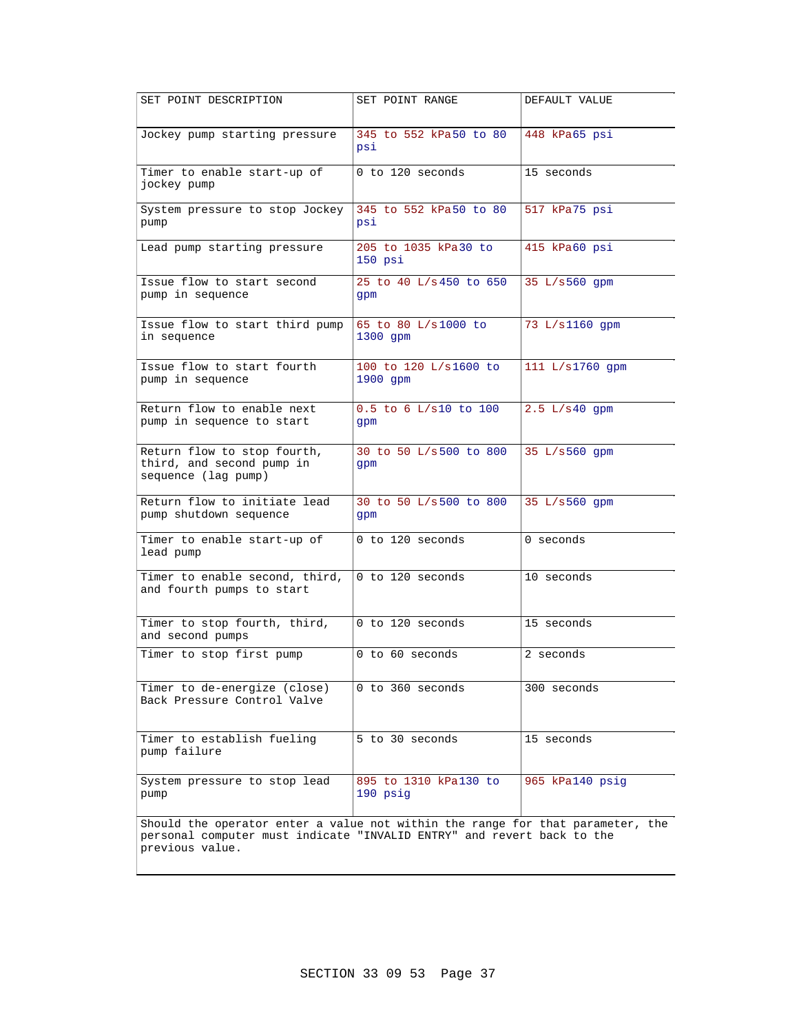| SET POINT DESCRIPTION | SET POINT RANGE | DEFAULT VALUE |
|---|---|---|
| Jockey pump starting pressure | 345 to 552 kPa50 to 80 psi | 448 kPa65 psi |
| Timer to enable start-up of jockey pump | 0 to 120 seconds | 15 seconds |
| System pressure to stop Jockey pump | 345 to 552 kPa50 to 80 psi | 517 kPa75 psi |
| Lead pump starting pressure | 205 to 1035 kPa30 to 150 psi | 415 kPa60 psi |
| Issue flow to start second pump in sequence | 25 to 40 L/s450 to 650 gpm | 35 L/s560 gpm |
| Issue flow to start third pump in sequence | 65 to 80 L/s1000 to 1300 gpm | 73 L/s1160 gpm |
| Issue flow to start fourth pump in sequence | 100 to 120 L/s1600 to 1900 gpm | 111 L/s1760 gpm |
| Return flow to enable next pump in sequence to start | 0.5 to 6 L/s10 to 100 gpm | 2.5 L/s40 gpm |
| Return flow to stop fourth, third, and second pump in sequence (lag pump) | 30 to 50 L/s500 to 800 gpm | 35 L/s560 gpm |
| Return flow to initiate lead pump shutdown sequence | 30 to 50 L/s500 to 800 gpm | 35 L/s560 gpm |
| Timer to enable start-up of lead pump | 0 to 120 seconds | 0 seconds |
| Timer to enable second, third, and fourth pumps to start | 0 to 120 seconds | 10 seconds |
| Timer to stop fourth, third, and second pumps | 0 to 120 seconds | 15 seconds |
| Timer to stop first pump | 0 to 60 seconds | 2 seconds |
| Timer to de-energize (close) Back Pressure Control Valve | 0 to 360 seconds | 300 seconds |
| Timer to establish fueling pump failure | 5 to 30 seconds | 15 seconds |
| System pressure to stop lead pump | 895 to 1310 kPa130 to 190 psig | 965 kPa140 psig |

Should the operator enter a value not within the range for that parameter, the personal computer must indicate "INVALID ENTRY" and revert back to the previous value.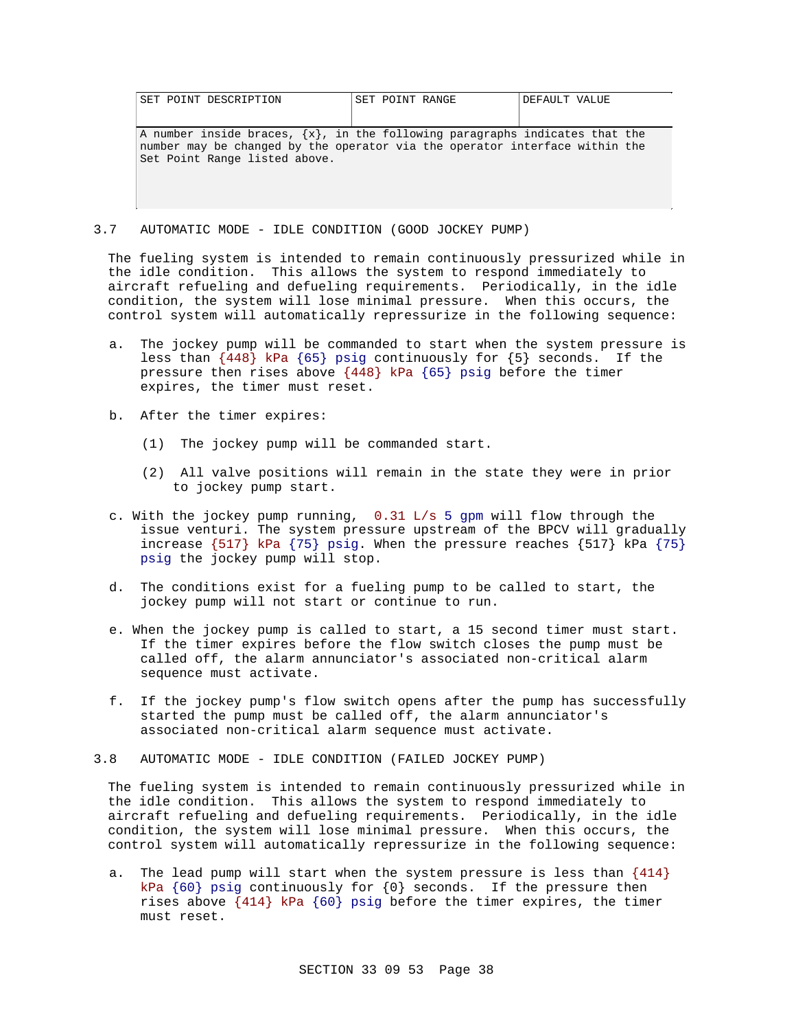| SET POINT DESCRIPTION | SET POINT RANGE | DEFAULT VALUE |
| --- | --- | --- |
| A number inside braces, {x}, in the following paragraphs indicates that the number may be changed by the operator via the operator interface within the Set Point Range listed above. | | |

## 3.7 AUTOMATIC MODE - IDLE CONDITION (GOOD JOCKEY PUMP)

The fueling system is intended to remain continuously pressurized while in the idle condition. This allows the system to respond immediately to aircraft refueling and defueling requirements. Periodically, in the idle condition, the system will lose minimal pressure. When this occurs, the control system will automatically repressurize in the following sequence:

a. The jockey pump will be commanded to start when the system pressure is less than {448} kPa {65} psig continuously for {5} seconds. If the pressure then rises above {448} kPa {65} psig before the timer expires, the timer must reset.

b. After the timer expires:

   (1) The jockey pump will be commanded start.

   (2) All valve positions will remain in the state they were in prior to jockey pump start.

c. With the jockey pump running, 0.31 L/s 5 gpm will flow through the issue venturi. The system pressure upstream of the BPCV will gradually increase {517} kPa {75} psig. When the pressure reaches {517} kPa {75} psig the jockey pump will stop.

d. The conditions exist for a fueling pump to be called to start, the jockey pump will not start or continue to run.

e. When the jockey pump is called to start, a 15 second timer must start. If the timer expires before the flow switch closes the pump must be called off, the alarm annunciator's associated non-critical alarm sequence must activate.

f. If the jockey pump's flow switch opens after the pump has successfully started the pump must be called off, the alarm annunciator's associated non-critical alarm sequence must activate.

## 3.8 AUTOMATIC MODE - IDLE CONDITION (FAILED JOCKEY PUMP)

The fueling system is intended to remain continuously pressurized while in the idle condition. This allows the system to respond immediately to aircraft refueling and defueling requirements. Periodically, in the idle condition, the system will lose minimal pressure. When this occurs, the control system will automatically repressurize in the following sequence:

a. The lead pump will start when the system pressure is less than {414} kPa {60} psig continuously for {0} seconds. If the pressure then rises above {414} kPa {60} psig before the timer expires, the timer must reset.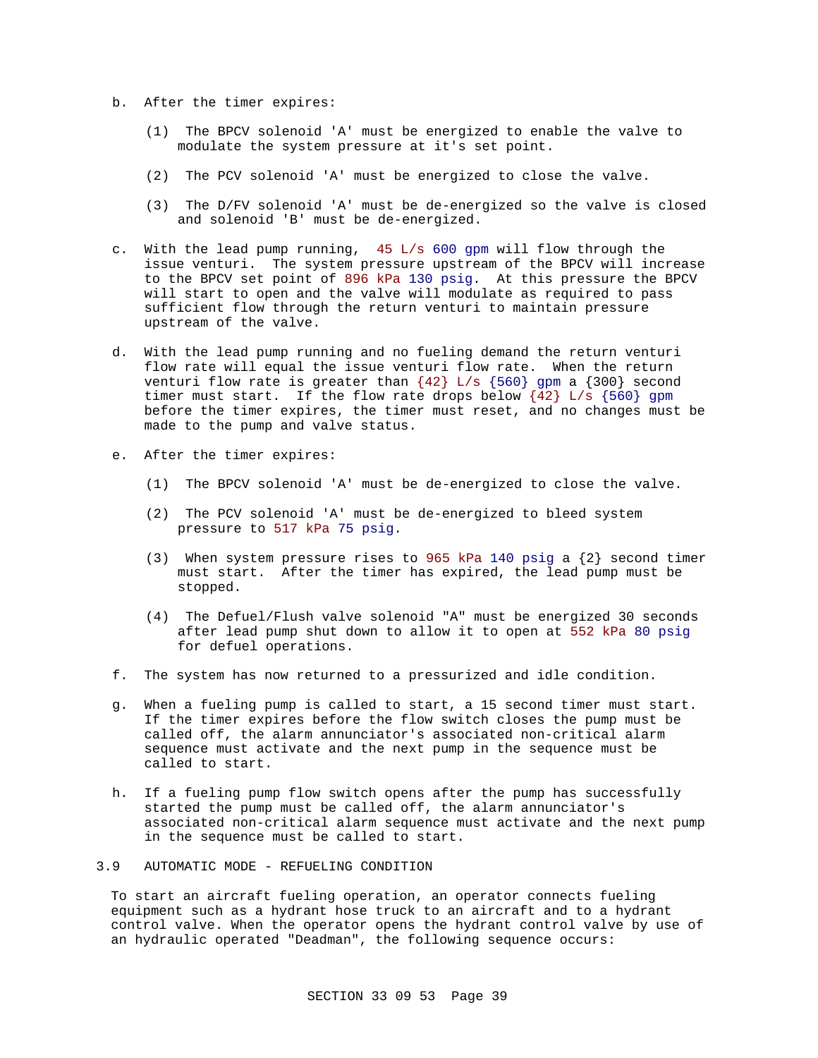b. After the timer expires:

    (1) The BPCV solenoid 'A' must be energized to enable the valve to modulate the system pressure at it's set point.

    (2) The PCV solenoid 'A' must be energized to close the valve.

    (3) The D/FV solenoid 'A' must be de-energized so the valve is closed and solenoid 'B' must be de-energized.

c. With the lead pump running, 45 L/s 600 gpm will flow through the issue venturi. The system pressure upstream of the BPCV will increase to the BPCV set point of 896 kPa 130 psig. At this pressure the BPCV will start to open and the valve will modulate as required to pass sufficient flow through the return venturi to maintain pressure upstream of the valve.

d. With the lead pump running and no fueling demand the return venturi flow rate will equal the issue venturi flow rate. When the return venturi flow rate is greater than {42} L/s {560} gpm a {300} second timer must start. If the flow rate drops below {42} L/s {560} gpm before the timer expires, the timer must reset, and no changes must be made to the pump and valve status.

e. After the timer expires:

    (1) The BPCV solenoid 'A' must be de-energized to close the valve.

    (2) The PCV solenoid 'A' must be de-energized to bleed system pressure to 517 kPa 75 psig.

    (3) When system pressure rises to 965 kPa 140 psig a {2} second timer must start. After the timer has expired, the lead pump must be stopped.

    (4) The Defuel/Flush valve solenoid "A" must be energized 30 seconds after lead pump shut down to allow it to open at 552 kPa 80 psig for defuel operations.

f. The system has now returned to a pressurized and idle condition.

g. When a fueling pump is called to start, a 15 second timer must start. If the timer expires before the flow switch closes the pump must be called off, the alarm annunciator's associated non-critical alarm sequence must activate and the next pump in the sequence must be called to start.

h. If a fueling pump flow switch opens after the pump has successfully started the pump must be called off, the alarm annunciator's associated non-critical alarm sequence must activate and the next pump in the sequence must be called to start.

## 3.9 AUTOMATIC MODE - REFUELING CONDITION

To start an aircraft fueling operation, an operator connects fueling equipment such as a hydrant hose truck to an aircraft and to a hydrant control valve. When the operator opens the hydrant control valve by use of an hydraulic operated "Deadman", the following sequence occurs: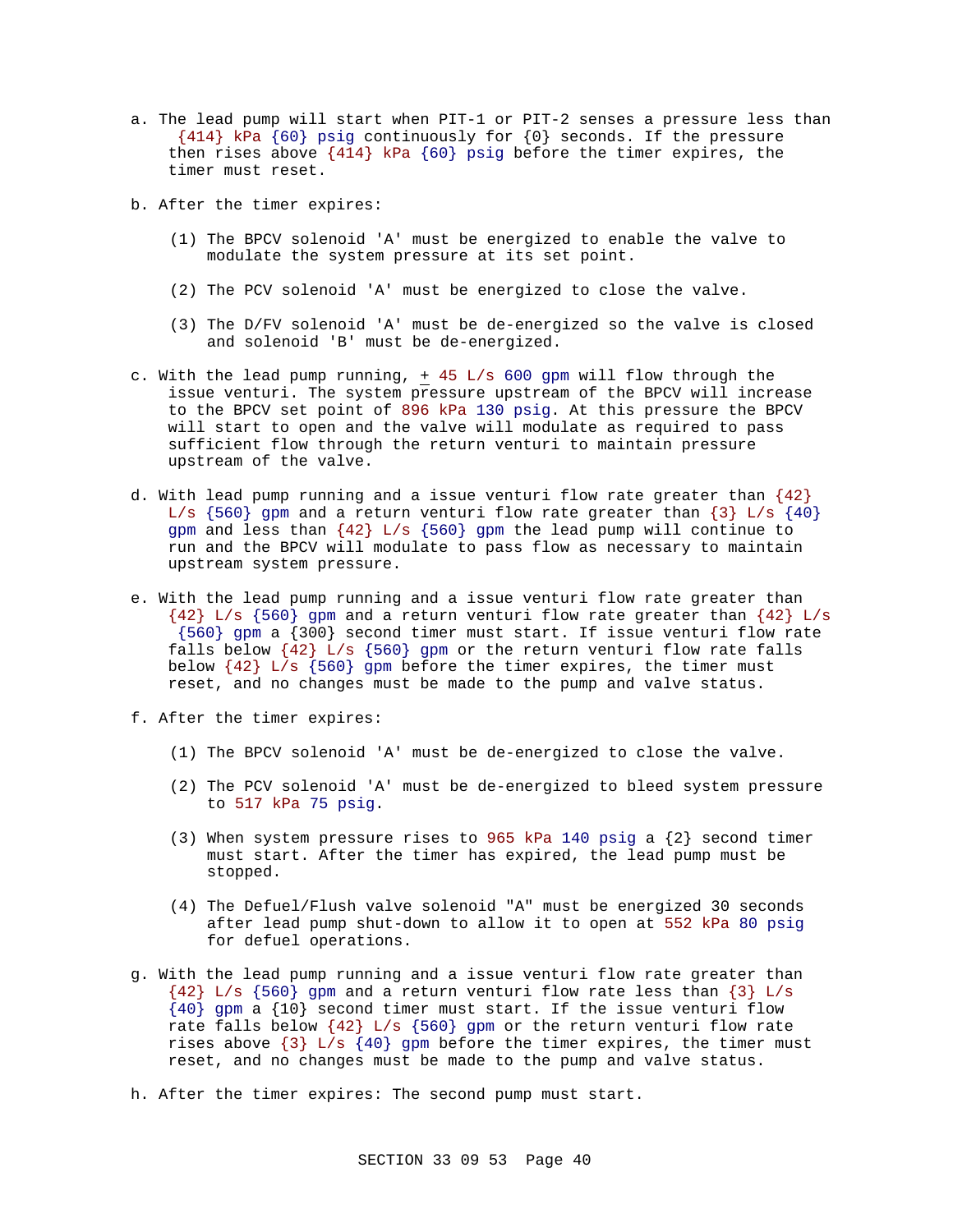a. The lead pump will start when PIT-1 or PIT-2 senses a pressure less than {414} kPa {60} psig continuously for {0} seconds. If the pressure then rises above {414} kPa {60} psig before the timer expires, the timer must reset.

b. After the timer expires:

   (1) The BPCV solenoid 'A' must be energized to enable the valve to modulate the system pressure at its set point.

   (2) The PCV solenoid 'A' must be energized to close the valve.

   (3) The D/FV solenoid 'A' must be de-energized so the valve is closed and solenoid 'B' must be de-energized.

c. With the lead pump running, ± 45 L/s 600 gpm will flow through the issue venturi. The system pressure upstream of the BPCV will increase to the BPCV set point of 896 kPa 130 psig. At this pressure the BPCV will start to open and the valve will modulate as required to pass sufficient flow through the return venturi to maintain pressure upstream of the valve.

d. With lead pump running and a issue venturi flow rate greater than {42} L/s {560} gpm and a return venturi flow rate greater than {3} L/s {40} gpm and less than {42} L/s {560} gpm the lead pump will continue to run and the BPCV will modulate to pass flow as necessary to maintain upstream system pressure.

e. With the lead pump running and a issue venturi flow rate greater than {42} L/s {560} gpm and a return venturi flow rate greater than {42} L/s {560} gpm a {300} second timer must start. If issue venturi flow rate falls below {42} L/s {560} gpm or the return venturi flow rate falls below {42} L/s {560} gpm before the timer expires, the timer must reset, and no changes must be made to the pump and valve status.

f. After the timer expires:

   (1) The BPCV solenoid 'A' must be de-energized to close the valve.

   (2) The PCV solenoid 'A' must be de-energized to bleed system pressure to 517 kPa 75 psig.

   (3) When system pressure rises to 965 kPa 140 psig a {2} second timer must start. After the timer has expired, the lead pump must be stopped.

   (4) The Defuel/Flush valve solenoid "A" must be energized 30 seconds after lead pump shut-down to allow it to open at 552 kPa 80 psig for defuel operations.

g. With the lead pump running and a issue venturi flow rate greater than {42} L/s {560} gpm and a return venturi flow rate less than {3} L/s {40} gpm a {10} second timer must start. If the issue venturi flow rate falls below {42} L/s {560} gpm or the return venturi flow rate rises above {3} L/s {40} gpm before the timer expires, the timer must reset, and no changes must be made to the pump and valve status.

h. After the timer expires: The second pump must start.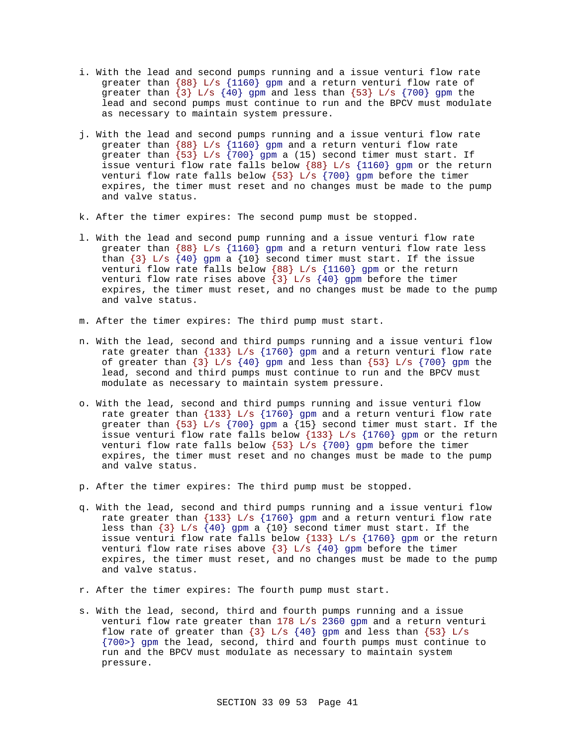i. With the lead and second pumps running and a issue venturi flow rate greater than {88} L/s {1160} gpm and a return venturi flow rate of greater than {3} L/s {40} gpm and less than {53} L/s {700} gpm the lead and second pumps must continue to run and the BPCV must modulate as necessary to maintain system pressure.

j. With the lead and second pumps running and a issue venturi flow rate greater than {88} L/s {1160} gpm and a return venturi flow rate greater than {53} L/s {700} gpm a (15) second timer must start. If issue venturi flow rate falls below {88} L/s {1160} gpm or the return venturi flow rate falls below {53} L/s {700} gpm before the timer expires, the timer must reset and no changes must be made to the pump and valve status.

k. After the timer expires: The second pump must be stopped.

l. With the lead and second pump running and a issue venturi flow rate greater than {88} L/s {1160} gpm and a return venturi flow rate less than {3} L/s {40} gpm a {10} second timer must start. If the issue venturi flow rate falls below {88} L/s {1160} gpm or the return venturi flow rate rises above {3} L/s {40} gpm before the timer expires, the timer must reset, and no changes must be made to the pump and valve status.

m. After the timer expires: The third pump must start.

n. With the lead, second and third pumps running and a issue venturi flow rate greater than {133} L/s {1760} gpm and a return venturi flow rate of greater than {3} L/s {40} gpm and less than {53} L/s {700} gpm the lead, second and third pumps must continue to run and the BPCV must modulate as necessary to maintain system pressure.

o. With the lead, second and third pumps running and issue venturi flow rate greater than {133} L/s {1760} gpm and a return venturi flow rate greater than {53} L/s {700} gpm a {15} second timer must start. If the issue venturi flow rate falls below {133} L/s {1760} gpm or the return venturi flow rate falls below {53} L/s {700} gpm before the timer expires, the timer must reset and no changes must be made to the pump and valve status.

p. After the timer expires: The third pump must be stopped.

q. With the lead, second and third pumps running and a issue venturi flow rate greater than {133} L/s {1760} gpm and a return venturi flow rate less than {3} L/s {40} gpm a {10} second timer must start. If the issue venturi flow rate falls below {133} L/s {1760} gpm or the return venturi flow rate rises above {3} L/s {40} gpm before the timer expires, the timer must reset, and no changes must be made to the pump and valve status.

r. After the timer expires: The fourth pump must start.

s. With the lead, second, third and fourth pumps running and a issue venturi flow rate greater than 178 L/s 2360 gpm and a return venturi flow rate of greater than {3} L/s {40} gpm and less than {53} L/s {700>} gpm the lead, second, third and fourth pumps must continue to run and the BPCV must modulate as necessary to maintain system pressure.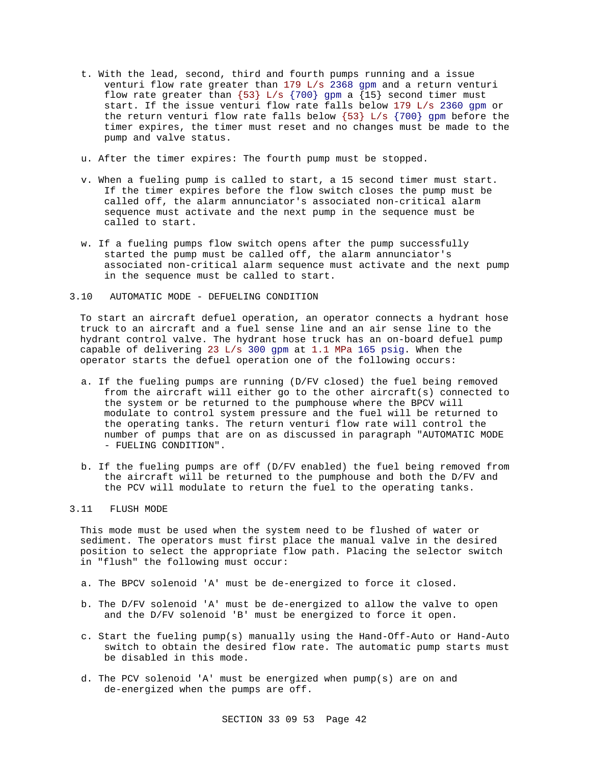t. With the lead, second, third and fourth pumps running and a issue venturi flow rate greater than 179 L/s 2368 gpm and a return venturi flow rate greater than {53} L/s {700} gpm a {15} second timer must start. If the issue venturi flow rate falls below 179 L/s 2360 gpm or the return venturi flow rate falls below {53} L/s {700} gpm before the timer expires, the timer must reset and no changes must be made to the pump and valve status.

u. After the timer expires: The fourth pump must be stopped.

v. When a fueling pump is called to start, a 15 second timer must start. If the timer expires before the flow switch closes the pump must be called off, the alarm annunciator's associated non-critical alarm sequence must activate and the next pump in the sequence must be called to start.

w. If a fueling pumps flow switch opens after the pump successfully started the pump must be called off, the alarm annunciator's associated non-critical alarm sequence must activate and the next pump in the sequence must be called to start.

## 3.10 AUTOMATIC MODE - DEFUELING CONDITION

To start an aircraft defuel operation, an operator connects a hydrant hose truck to an aircraft and a fuel sense line and an air sense line to the hydrant control valve. The hydrant hose truck has an on-board defuel pump capable of delivering 23 L/s 300 gpm at 1.1 MPa 165 psig. When the operator starts the defuel operation one of the following occurs:

a. If the fueling pumps are running (D/FV closed) the fuel being removed from the aircraft will either go to the other aircraft(s) connected to the system or be returned to the pumphouse where the BPCV will modulate to control system pressure and the fuel will be returned to the operating tanks. The return venturi flow rate will control the number of pumps that are on as discussed in paragraph "AUTOMATIC MODE - FUELING CONDITION".

b. If the fueling pumps are off (D/FV enabled) the fuel being removed from the aircraft will be returned to the pumphouse and both the D/FV and the PCV will modulate to return the fuel to the operating tanks.

## 3.11 FLUSH MODE

This mode must be used when the system need to be flushed of water or sediment. The operators must first place the manual valve in the desired position to select the appropriate flow path. Placing the selector switch in "flush" the following must occur:

a. The BPCV solenoid 'A' must be de-energized to force it closed.

b. The D/FV solenoid 'A' must be de-energized to allow the valve to open and the D/FV solenoid 'B' must be energized to force it open.

c. Start the fueling pump(s) manually using the Hand-Off-Auto or Hand-Auto switch to obtain the desired flow rate. The automatic pump starts must be disabled in this mode.

d. The PCV solenoid 'A' must be energized when pump(s) are on and de-energized when the pumps are off.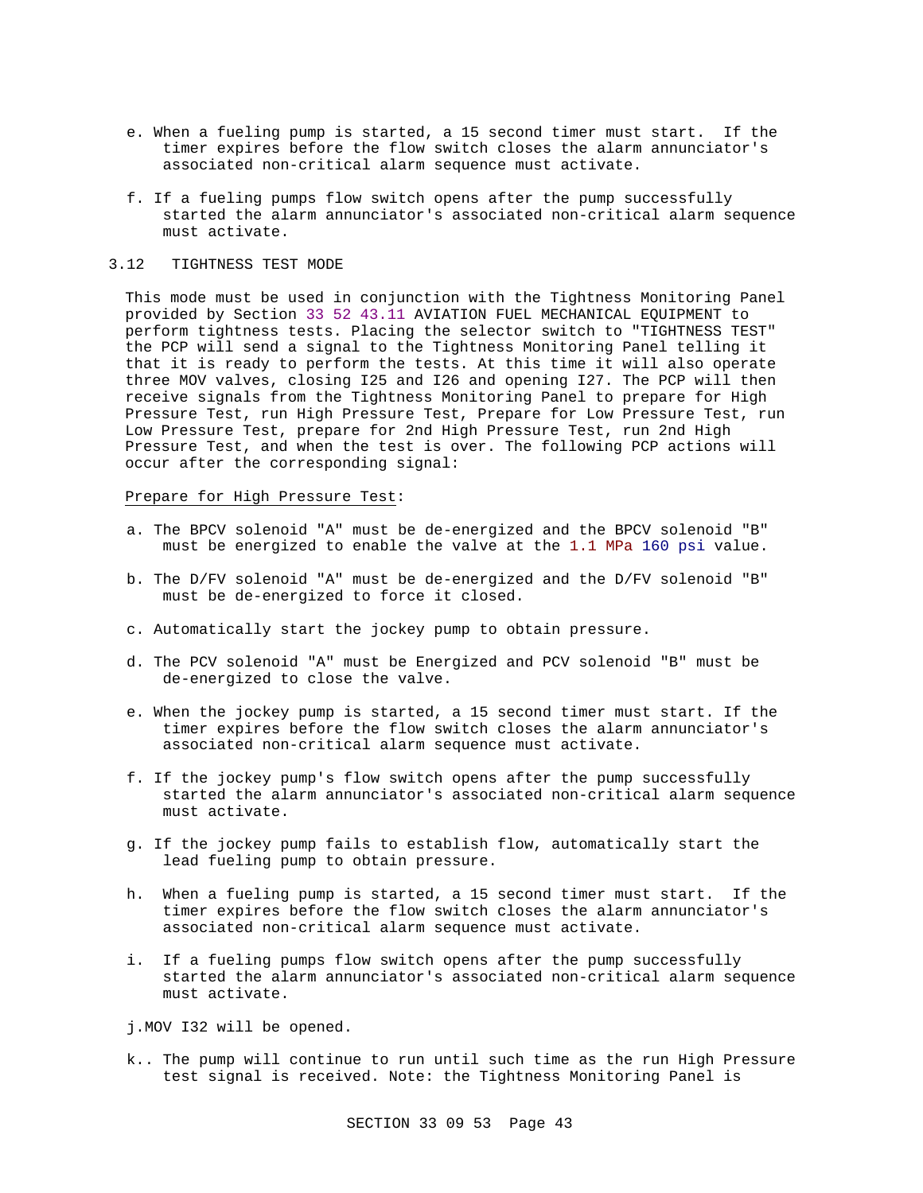e. When a fueling pump is started, a 15 second timer must start. If the timer expires before the flow switch closes the alarm annunciator's associated non-critical alarm sequence must activate.

f. If a fueling pumps flow switch opens after the pump successfully started the alarm annunciator's associated non-critical alarm sequence must activate.

## 3.12 TIGHTNESS TEST MODE

This mode must be used in conjunction with the Tightness Monitoring Panel provided by Section 33 52 43.11 AVIATION FUEL MECHANICAL EQUIPMENT to perform tightness tests. Placing the selector switch to "TIGHTNESS TEST" the PCP will send a signal to the Tightness Monitoring Panel telling it that it is ready to perform the tests. At this time it will also operate three MOV valves, closing I25 and I26 and opening I27. The PCP will then receive signals from the Tightness Monitoring Panel to prepare for High Pressure Test, run High Pressure Test, Prepare for Low Pressure Test, run Low Pressure Test, prepare for 2nd High Pressure Test, run 2nd High Pressure Test, and when the test is over. The following PCP actions will occur after the corresponding signal:

Prepare for High Pressure Test:

a. The BPCV solenoid "A" must be de-energized and the BPCV solenoid "B" must be energized to enable the valve at the 1.1 MPa 160 psi value.

b. The D/FV solenoid "A" must be de-energized and the D/FV solenoid "B" must be de-energized to force it closed.

c. Automatically start the jockey pump to obtain pressure.

d. The PCV solenoid "A" must be Energized and PCV solenoid "B" must be de-energized to close the valve.

e. When the jockey pump is started, a 15 second timer must start. If the timer expires before the flow switch closes the alarm annunciator's associated non-critical alarm sequence must activate.

f. If the jockey pump's flow switch opens after the pump successfully started the alarm annunciator's associated non-critical alarm sequence must activate.

g. If the jockey pump fails to establish flow, automatically start the lead fueling pump to obtain pressure.

h. When a fueling pump is started, a 15 second timer must start. If the timer expires before the flow switch closes the alarm annunciator's associated non-critical alarm sequence must activate.

i. If a fueling pumps flow switch opens after the pump successfully started the alarm annunciator's associated non-critical alarm sequence must activate.

j.MOV I32 will be opened.

k.. The pump will continue to run until such time as the run High Pressure test signal is received. Note: the Tightness Monitoring Panel is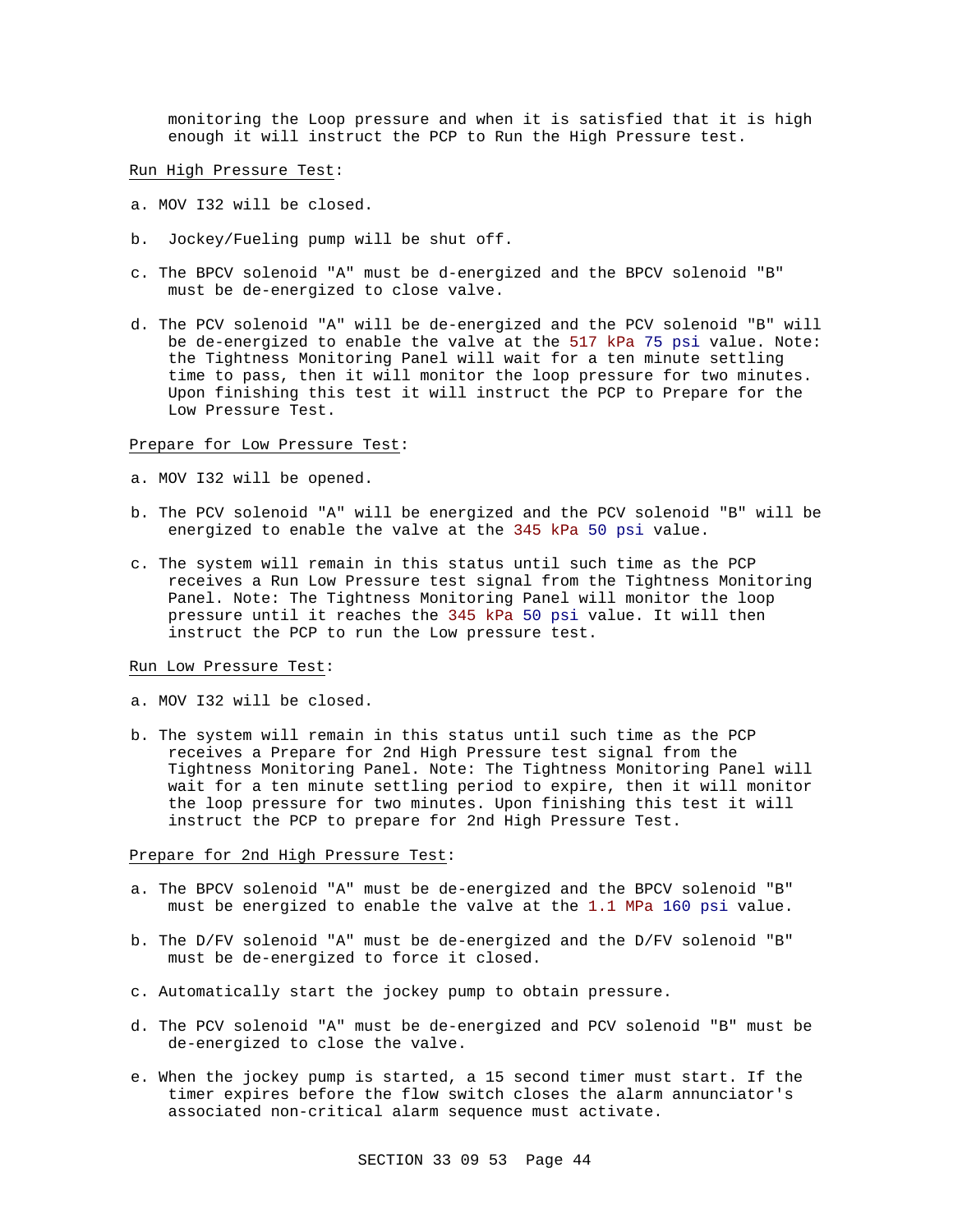monitoring the Loop pressure and when it is satisfied that it is high enough it will instruct the PCP to Run the High Pressure test.

Run High Pressure Test:

a. MOV I32 will be closed.

b. Jockey/Fueling pump will be shut off.

c. The BPCV solenoid "A" must be d-energized and the BPCV solenoid "B" must be de-energized to close valve.

d. The PCV solenoid "A" will be de-energized and the PCV solenoid "B" will be de-energized to enable the valve at the 517 kPa 75 psi value. Note: the Tightness Monitoring Panel will wait for a ten minute settling time to pass, then it will monitor the loop pressure for two minutes. Upon finishing this test it will instruct the PCP to Prepare for the Low Pressure Test.

Prepare for Low Pressure Test:

a. MOV I32 will be opened.

b. The PCV solenoid "A" will be energized and the PCV solenoid "B" will be energized to enable the valve at the 345 kPa 50 psi value.

c. The system will remain in this status until such time as the PCP receives a Run Low Pressure test signal from the Tightness Monitoring Panel. Note: The Tightness Monitoring Panel will monitor the loop pressure until it reaches the 345 kPa 50 psi value. It will then instruct the PCP to run the Low pressure test.

Run Low Pressure Test:

a. MOV I32 will be closed.

b. The system will remain in this status until such time as the PCP receives a Prepare for 2nd High Pressure test signal from the Tightness Monitoring Panel. Note: The Tightness Monitoring Panel will wait for a ten minute settling period to expire, then it will monitor the loop pressure for two minutes. Upon finishing this test it will instruct the PCP to prepare for 2nd High Pressure Test.

Prepare for 2nd High Pressure Test:

a. The BPCV solenoid "A" must be de-energized and the BPCV solenoid "B" must be energized to enable the valve at the 1.1 MPa 160 psi value.

b. The D/FV solenoid "A" must be de-energized and the D/FV solenoid "B" must be de-energized to force it closed.

c. Automatically start the jockey pump to obtain pressure.

d. The PCV solenoid "A" must be de-energized and PCV solenoid "B" must be de-energized to close the valve.

e. When the jockey pump is started, a 15 second timer must start. If the timer expires before the flow switch closes the alarm annunciator's associated non-critical alarm sequence must activate.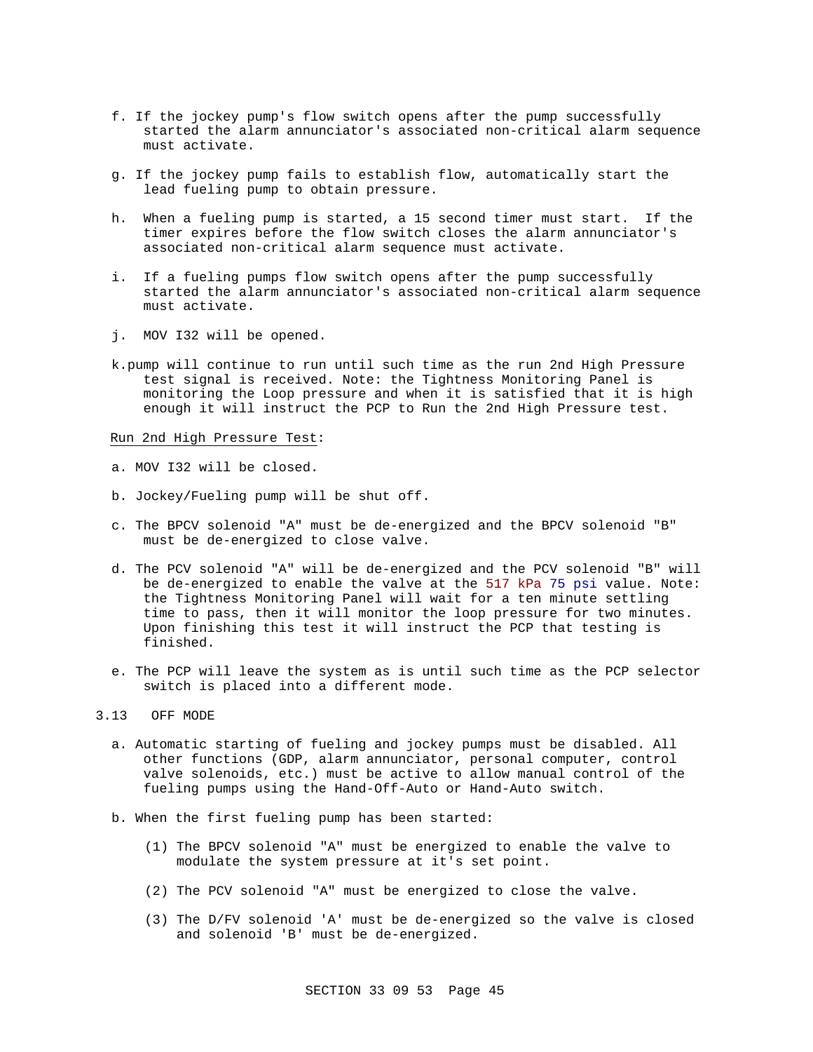f. If the jockey pump's flow switch opens after the pump successfully started the alarm annunciator's associated non-critical alarm sequence must activate.

g. If the jockey pump fails to establish flow, automatically start the lead fueling pump to obtain pressure.

h. When a fueling pump is started, a 15 second timer must start. If the timer expires before the flow switch closes the alarm annunciator's associated non-critical alarm sequence must activate.

i. If a fueling pumps flow switch opens after the pump successfully started the alarm annunciator's associated non-critical alarm sequence must activate.

j. MOV I32 will be opened.

k. pump will continue to run until such time as the run 2nd High Pressure test signal is received. Note: the Tightness Monitoring Panel is monitoring the Loop pressure and when it is satisfied that it is high enough it will instruct the PCP to Run the 2nd High Pressure test.

Run 2nd High Pressure Test:

a. MOV I32 will be closed.

b. Jockey/Fueling pump will be shut off.

c. The BPCV solenoid "A" must be de-energized and the BPCV solenoid "B" must be de-energized to close valve.

d. The PCV solenoid "A" will be de-energized and the PCV solenoid "B" will be de-energized to enable the valve at the 517 kPa 75 psi value. Note: the Tightness Monitoring Panel will wait for a ten minute settling time to pass, then it will monitor the loop pressure for two minutes. Upon finishing this test it will instruct the PCP that testing is finished.

e. The PCP will leave the system as is until such time as the PCP selector switch is placed into a different mode.

## 3.13 OFF MODE

a. Automatic starting of fueling and jockey pumps must be disabled. All other functions (GDP, alarm annunciator, personal computer, control valve solenoids, etc.) must be active to allow manual control of the fueling pumps using the Hand-Off-Auto or Hand-Auto switch.

b. When the first fueling pump has been started:

   (1) The BPCV solenoid "A" must be energized to enable the valve to modulate the system pressure at it's set point.

   (2) The PCV solenoid "A" must be energized to close the valve.

   (3) The D/FV solenoid 'A' must be de-energized so the valve is closed and solenoid 'B' must be de-energized.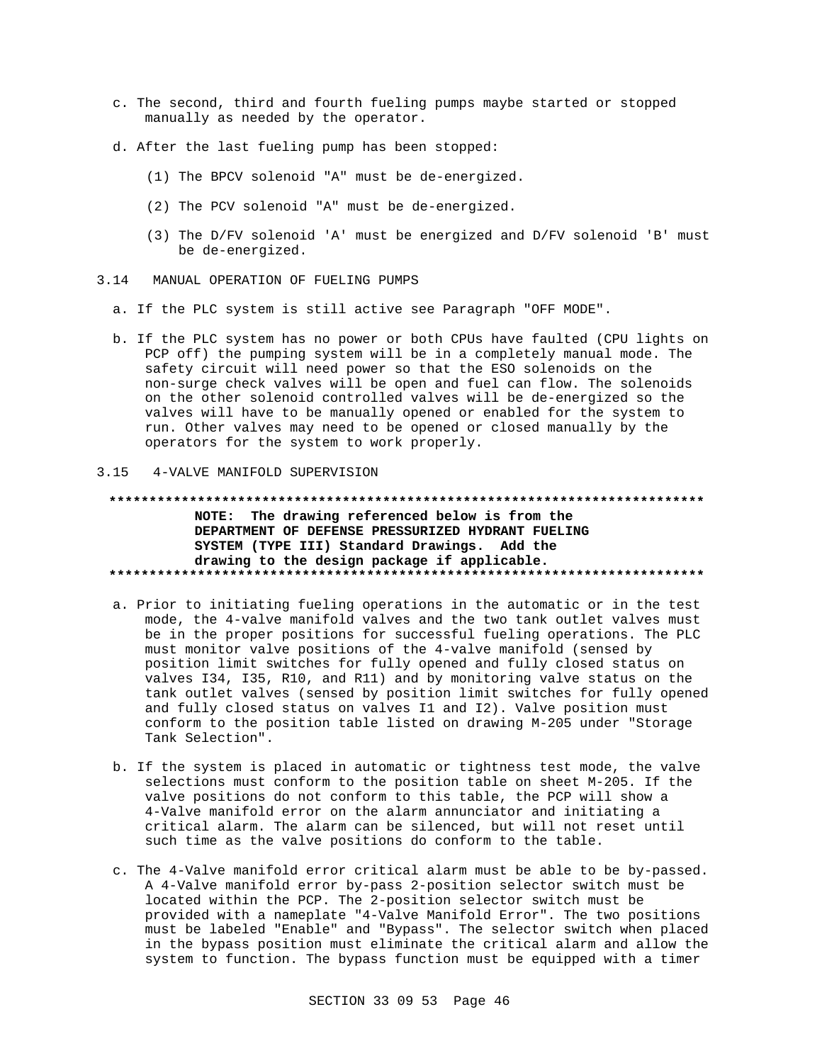c. The second, third and fourth fueling pumps maybe started or stopped manually as needed by the operator.

d. After the last fueling pump has been stopped:

   (1) The BPCV solenoid "A" must be de-energized.

   (2) The PCV solenoid "A" must be de-energized.

   (3) The D/FV solenoid 'A' must be energized and D/FV solenoid 'B' must be de-energized.

## 3.14 MANUAL OPERATION OF FUELING PUMPS

a. If the PLC system is still active see Paragraph "OFF MODE".

b. If the PLC system has no power or both CPUs have faulted (CPU lights on PCP off) the pumping system will be in a completely manual mode. The safety circuit will need power so that the ESO solenoids on the non-surge check valves will be open and fuel can flow. The solenoids on the other solenoid controlled valves will be de-energized so the valves will have to be manually opened or enabled for the system to run. Other valves may need to be opened or closed manually by the operators for the system to work properly.

## 3.15 4-VALVE MANIFOLD SUPERVISION

**************************************************************************

**NOTE: The drawing referenced below is from the DEPARTMENT OF DEFENSE PRESSURIZED HYDRANT FUELING SYSTEM (TYPE III) Standard Drawings. Add the drawing to the design package if applicable.**

**************************************************************************

a. Prior to initiating fueling operations in the automatic or in the test mode, the 4-valve manifold valves and the two tank outlet valves must be in the proper positions for successful fueling operations. The PLC must monitor valve positions of the 4-valve manifold (sensed by position limit switches for fully opened and fully closed status on valves I34, I35, R10, and R11) and by monitoring valve status on the tank outlet valves (sensed by position limit switches for fully opened and fully closed status on valves I1 and I2). Valve position must conform to the position table listed on drawing M-205 under "Storage Tank Selection".

b. If the system is placed in automatic or tightness test mode, the valve selections must conform to the position table on sheet M-205. If the valve positions do not conform to this table, the PCP will show a 4-Valve manifold error on the alarm annunciator and initiating a critical alarm. The alarm can be silenced, but will not reset until such time as the valve positions do conform to the table.

c. The 4-Valve manifold error critical alarm must be able to be by-passed. A 4-Valve manifold error by-pass 2-position selector switch must be located within the PCP. The 2-position selector switch must be provided with a nameplate "4-Valve Manifold Error". The two positions must be labeled "Enable" and "Bypass". The selector switch when placed in the bypass position must eliminate the critical alarm and allow the system to function. The bypass function must be equipped with a timer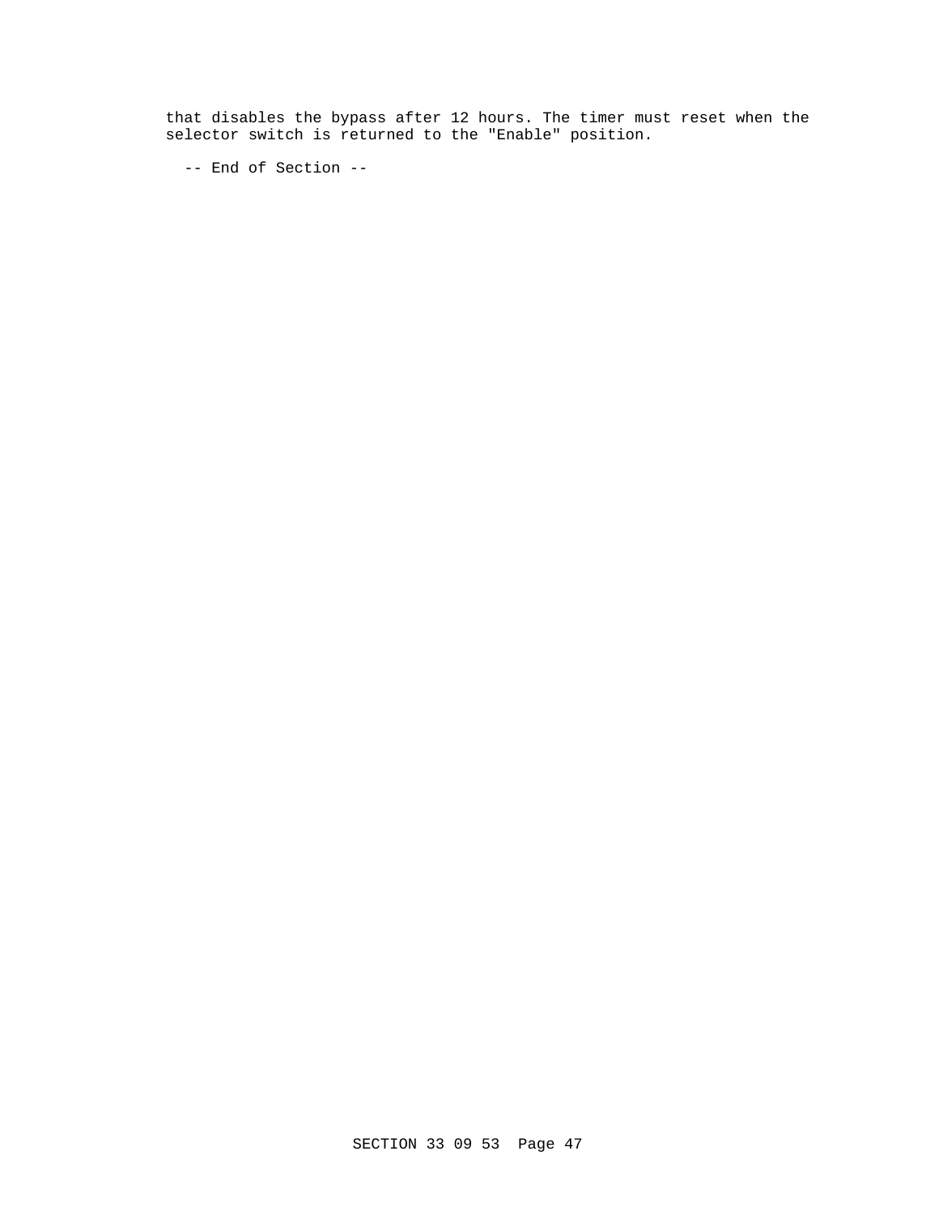that disables the bypass after 12 hours. The timer must reset when the selector switch is returned to the "Enable" position.

-- End of Section --